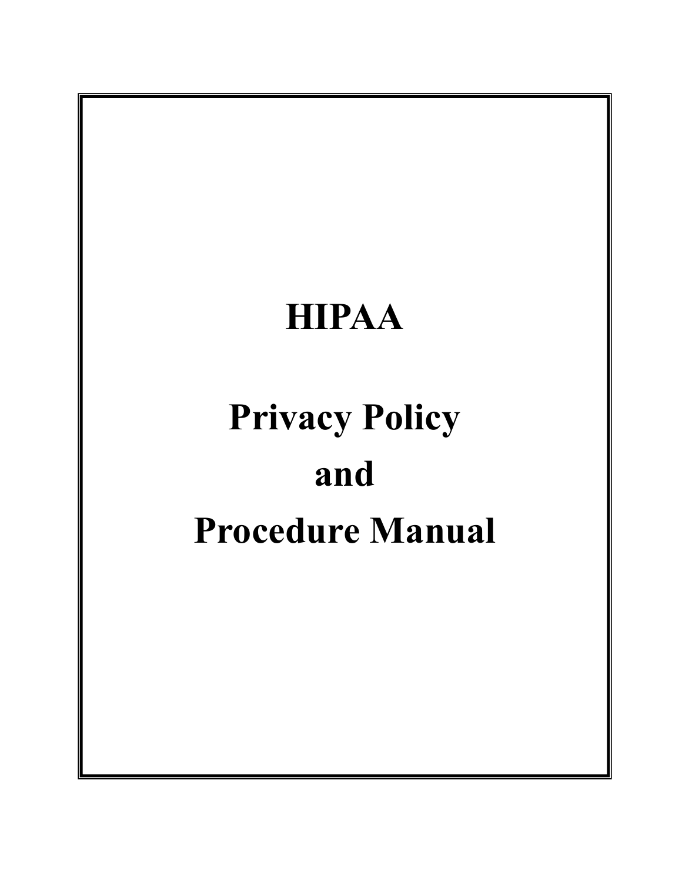# HIPAA

# Privacy Policy and Procedure Manual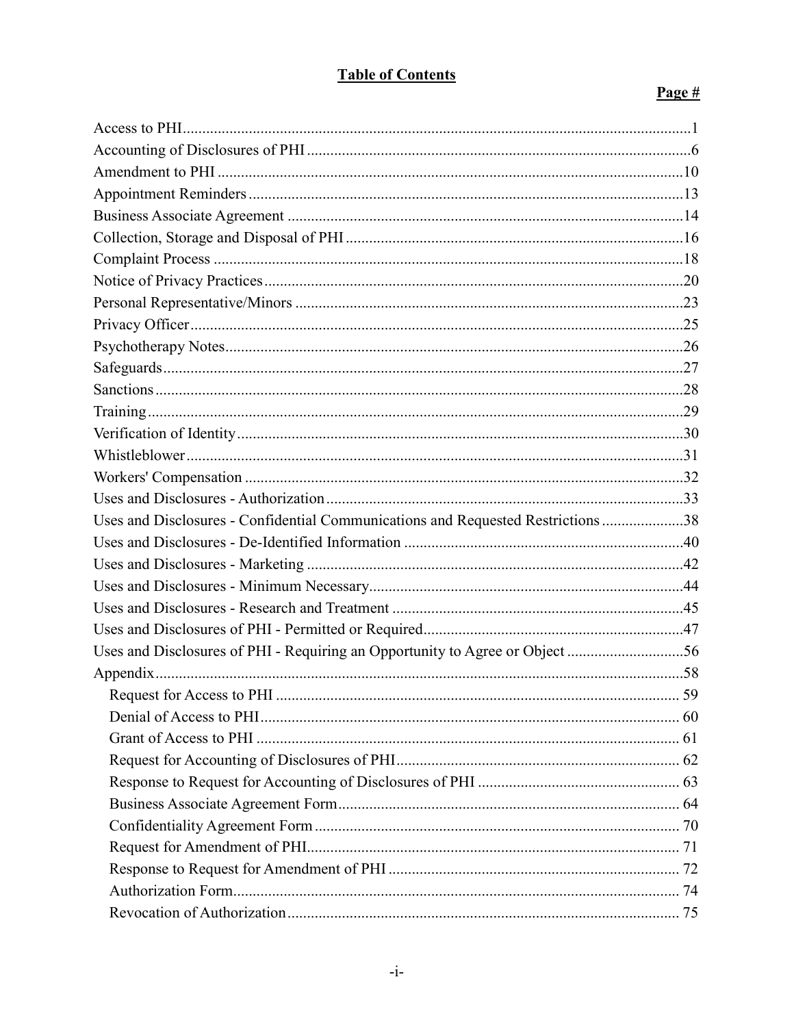# Table of Contents

| | Page # |
|---|---|
| Access to PHI | 1 |
| Accounting of Disclosures of PHI | 6 |
| Amendment to PHI | 10 |
| Appointment Reminders | 13 |
| Business Associate Agreement | 14 |
| Collection, Storage and Disposal of PHI | 16 |
| Complaint Process | 18 |
| Notice of Privacy Practices | 20 |
| Personal Representative/Minors | 23 |
| Privacy Officer | 25 |
| Psychotherapy Notes | 26 |
| Safeguards | 27 |
| Sanctions | 28 |
| Training | 29 |
| Verification of Identity | 30 |
| Whistleblower | 31 |
| Workers' Compensation | 32 |
| Uses and Disclosures - Authorization | 33 |
| Uses and Disclosures - Confidential Communications and Requested Restrictions | 38 |
| Uses and Disclosures - De-Identified Information | 40 |
| Uses and Disclosures - Marketing | 42 |
| Uses and Disclosures - Minimum Necessary | 44 |
| Uses and Disclosures - Research and Treatment | 45 |
| Uses and Disclosures of PHI - Permitted or Required | 47 |
| Uses and Disclosures of PHI - Requiring an Opportunity to Agree or Object | 56 |
| Appendix | 58 |
| Request for Access to PHI | 59 |
| Denial of Access to PHI | 60 |
| Grant of Access to PHI | 61 |
| Request for Accounting of Disclosures of PHI | 62 |
| Response to Request for Accounting of Disclosures of PHI | 63 |
| Business Associate Agreement Form | 64 |
| Confidentiality Agreement Form | 70 |
| Request for Amendment of PHI | 71 |
| Response to Request for Amendment of PHI | 72 |
| Authorization Form | 74 |
| Revocation of Authorization | 75 |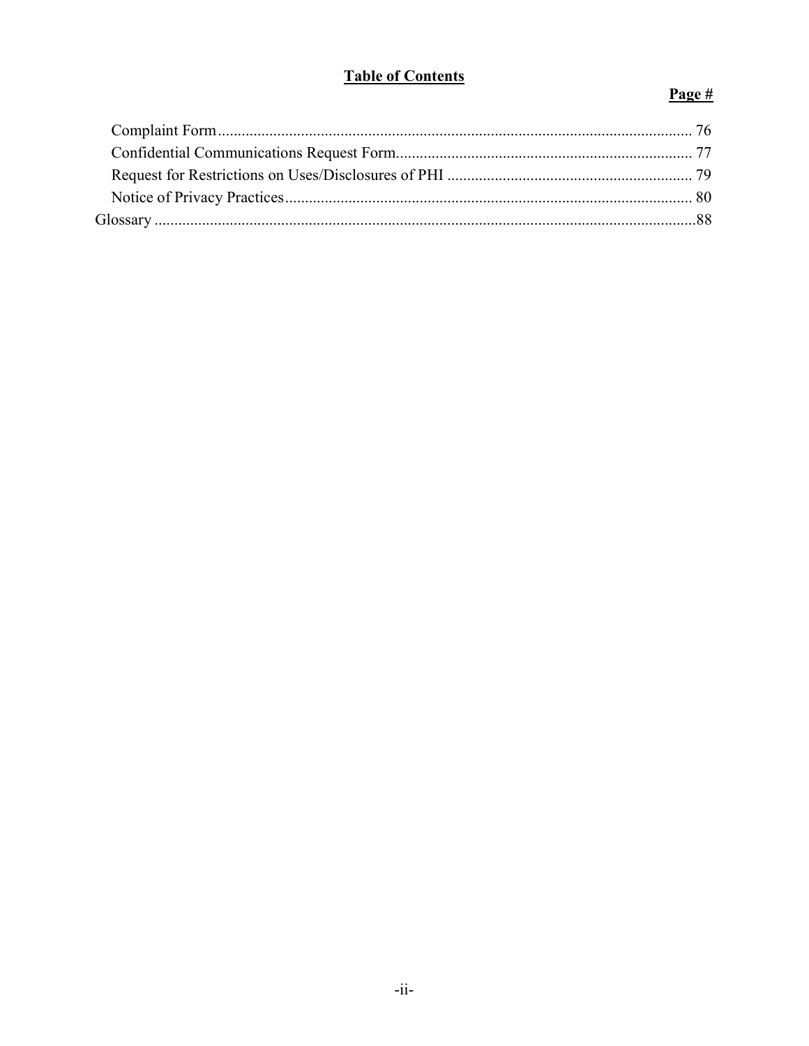**Table of Contents**

| | Page # |
|---|---|
| Complaint Form | 76 |
| Confidential Communications Request Form | 77 |
| Request for Restrictions on Uses/Disclosures of PHI | 79 |
| Notice of Privacy Practices | 80 |
| Glossary | 88 |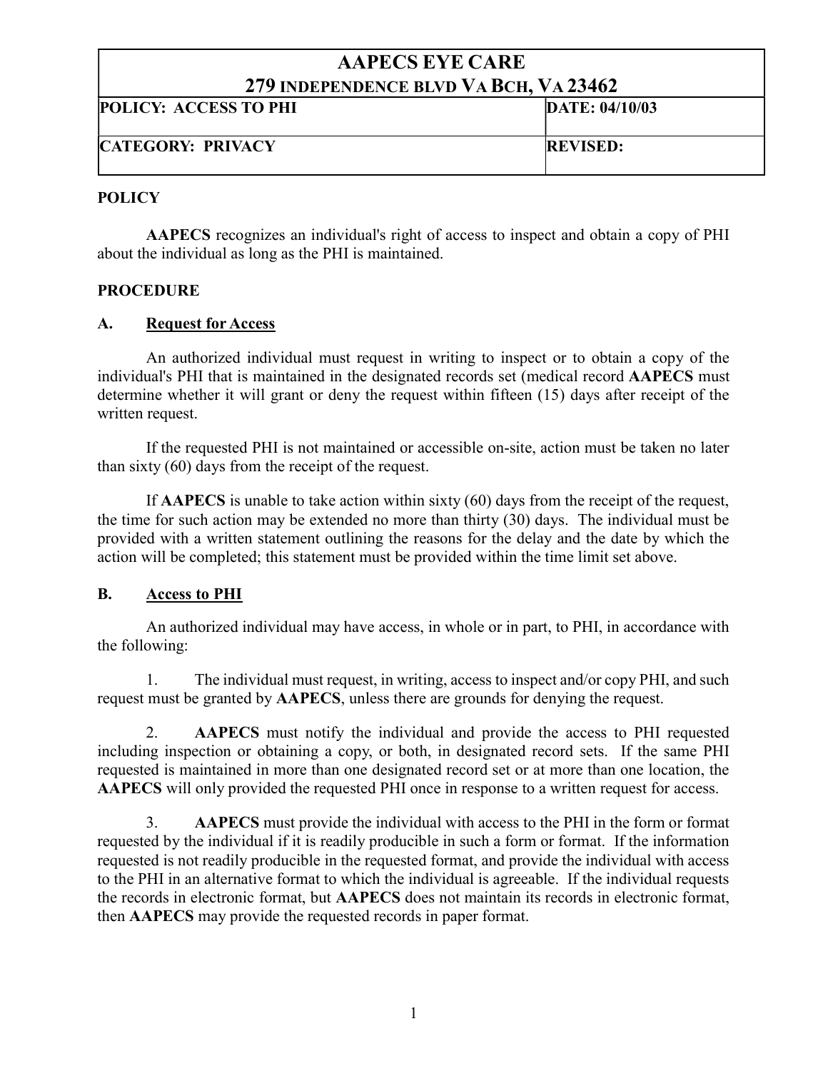| AAPECS EYE CARE<br>279 INDEPENDENCE BLVD VA BCH, VA 23462 | |
|---|---|
| **POLICY: ACCESS TO PHI** | **DATE: 04/10/03** |
| **CATEGORY: PRIVACY** | **REVISED:** |

## POLICY

**AAPECS** recognizes an individual's right of access to inspect and obtain a copy of PHI about the individual as long as the PHI is maintained.

## PROCEDURE

### A. Request for Access

An authorized individual must request in writing to inspect or to obtain a copy of the individual's PHI that is maintained in the designated records set (medical record **AAPECS** must determine whether it will grant or deny the request within fifteen (15) days after receipt of the written request.

If the requested PHI is not maintained or accessible on-site, action must be taken no later than sixty (60) days from the receipt of the request.

If **AAPECS** is unable to take action within sixty (60) days from the receipt of the request, the time for such action may be extended no more than thirty (30) days. The individual must be provided with a written statement outlining the reasons for the delay and the date by which the action will be completed; this statement must be provided within the time limit set above.

### B. Access to PHI

An authorized individual may have access, in whole or in part, to PHI, in accordance with the following:

1. The individual must request, in writing, access to inspect and/or copy PHI, and such request must be granted by **AAPECS**, unless there are grounds for denying the request.

2. **AAPECS** must notify the individual and provide the access to PHI requested including inspection or obtaining a copy, or both, in designated record sets. If the same PHI requested is maintained in more than one designated record set or at more than one location, the **AAPECS** will only provided the requested PHI once in response to a written request for access.

3. **AAPECS** must provide the individual with access to the PHI in the form or format requested by the individual if it is readily producible in such a form or format. If the information requested is not readily producible in the requested format, and provide the individual with access to the PHI in an alternative format to which the individual is agreeable. If the individual requests the records in electronic format, but **AAPECS** does not maintain its records in electronic format, then **AAPECS** may provide the requested records in paper format.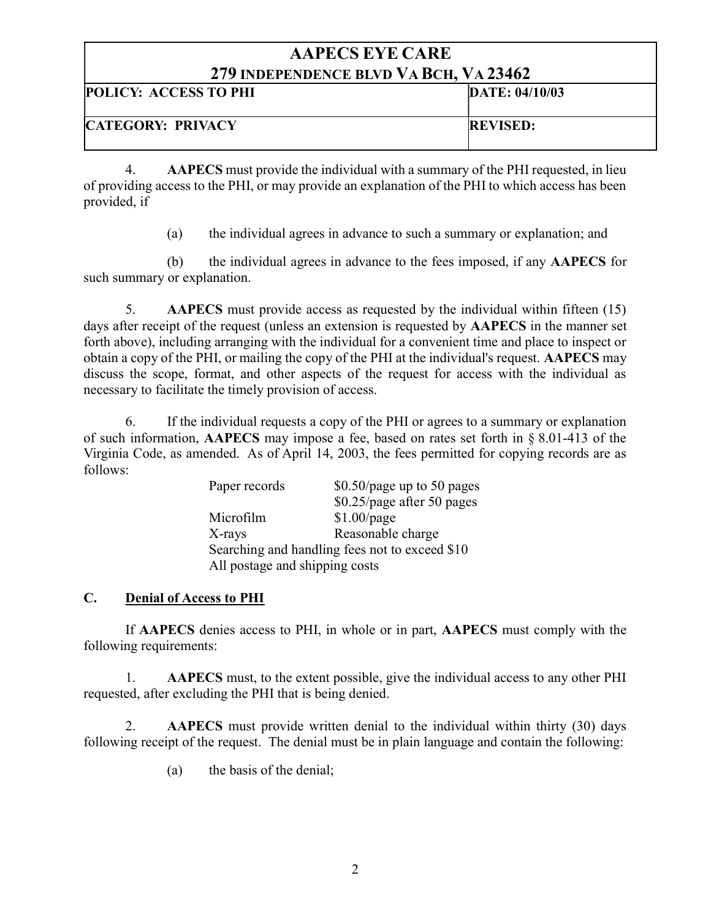| AAPECS EYE CARE 279 INDEPENDENCE BLVD VA BCH, VA 23462 | |
|---|---|
| **POLICY: ACCESS TO PHI** | **DATE: 04/10/03** |
| **CATEGORY: PRIVACY** | **REVISED:** |

4. **AAPECS** must provide the individual with a summary of the PHI requested, in lieu of providing access to the PHI, or may provide an explanation of the PHI to which access has been provided, if

(a) the individual agrees in advance to such a summary or explanation; and

(b) the individual agrees in advance to the fees imposed, if any **AAPECS** for such summary or explanation.

5. **AAPECS** must provide access as requested by the individual within fifteen (15) days after receipt of the request (unless an extension is requested by **AAPECS** in the manner set forth above), including arranging with the individual for a convenient time and place to inspect or obtain a copy of the PHI, or mailing the copy of the PHI at the individual's request. **AAPECS** may discuss the scope, format, and other aspects of the request for access with the individual as necessary to facilitate the timely provision of access.

6. If the individual requests a copy of the PHI or agrees to a summary or explanation of such information, **AAPECS** may impose a fee, based on rates set forth in § 8.01-413 of the Virginia Code, as amended. As of April 14, 2003, the fees permitted for copying records are as follows:

| | |
|---|---|
| Paper records | \$0.50/page up to 50 pages |
| | \$0.25/page after 50 pages |
| Microfilm | \$1.00/page |
| X-rays | Reasonable charge |
| Searching and handling fees not to exceed \$10 | |
| All postage and shipping costs | |

## C. Denial of Access to PHI

If **AAPECS** denies access to PHI, in whole or in part, **AAPECS** must comply with the following requirements:

1. **AAPECS** must, to the extent possible, give the individual access to any other PHI requested, after excluding the PHI that is being denied.

2. **AAPECS** must provide written denial to the individual within thirty (30) days following receipt of the request. The denial must be in plain language and contain the following:

(a) the basis of the denial;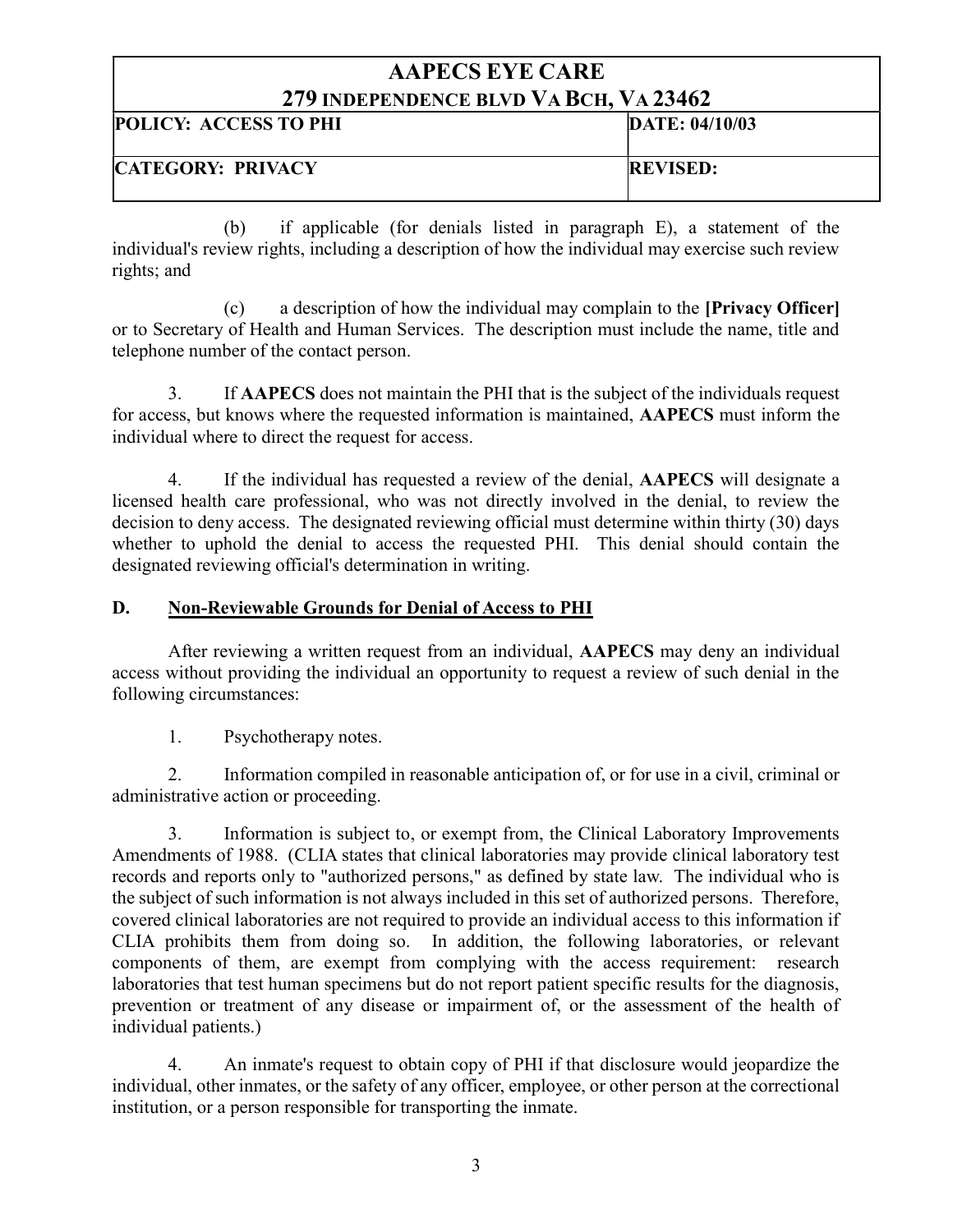(b) if applicable (for denials listed in paragraph E), a statement of the individual's review rights, including a description of how the individual may exercise such review rights; and

(c) a description of how the individual may complain to the **[Privacy Officer]** or to Secretary of Health and Human Services. The description must include the name, title and telephone number of the contact person.

3. If **AAPECS** does not maintain the PHI that is the subject of the individuals request for access, but knows where the requested information is maintained, **AAPECS** must inform the individual where to direct the request for access.

4. If the individual has requested a review of the denial, **AAPECS** will designate a licensed health care professional, who was not directly involved in the denial, to review the decision to deny access. The designated reviewing official must determine within thirty (30) days whether to uphold the denial to access the requested PHI. This denial should contain the designated reviewing official's determination in writing.

## D. <u>Non-Reviewable Grounds for Denial of Access to PHI</u>

After reviewing a written request from an individual, **AAPECS** may deny an individual access without providing the individual an opportunity to request a review of such denial in the following circumstances:

1. Psychotherapy notes.

2. Information compiled in reasonable anticipation of, or for use in a civil, criminal or administrative action or proceeding.

3. Information is subject to, or exempt from, the Clinical Laboratory Improvements Amendments of 1988. (CLIA states that clinical laboratories may provide clinical laboratory test records and reports only to "authorized persons," as defined by state law. The individual who is the subject of such information is not always included in this set of authorized persons. Therefore, covered clinical laboratories are not required to provide an individual access to this information if CLIA prohibits them from doing so. In addition, the following laboratories, or relevant components of them, are exempt from complying with the access requirement: research laboratories that test human specimens but do not report patient specific results for the diagnosis, prevention or treatment of any disease or impairment of, or the assessment of the health of individual patients.)

4. An inmate's request to obtain copy of PHI if that disclosure would jeopardize the individual, other inmates, or the safety of any officer, employee, or other person at the correctional institution, or a person responsible for transporting the inmate.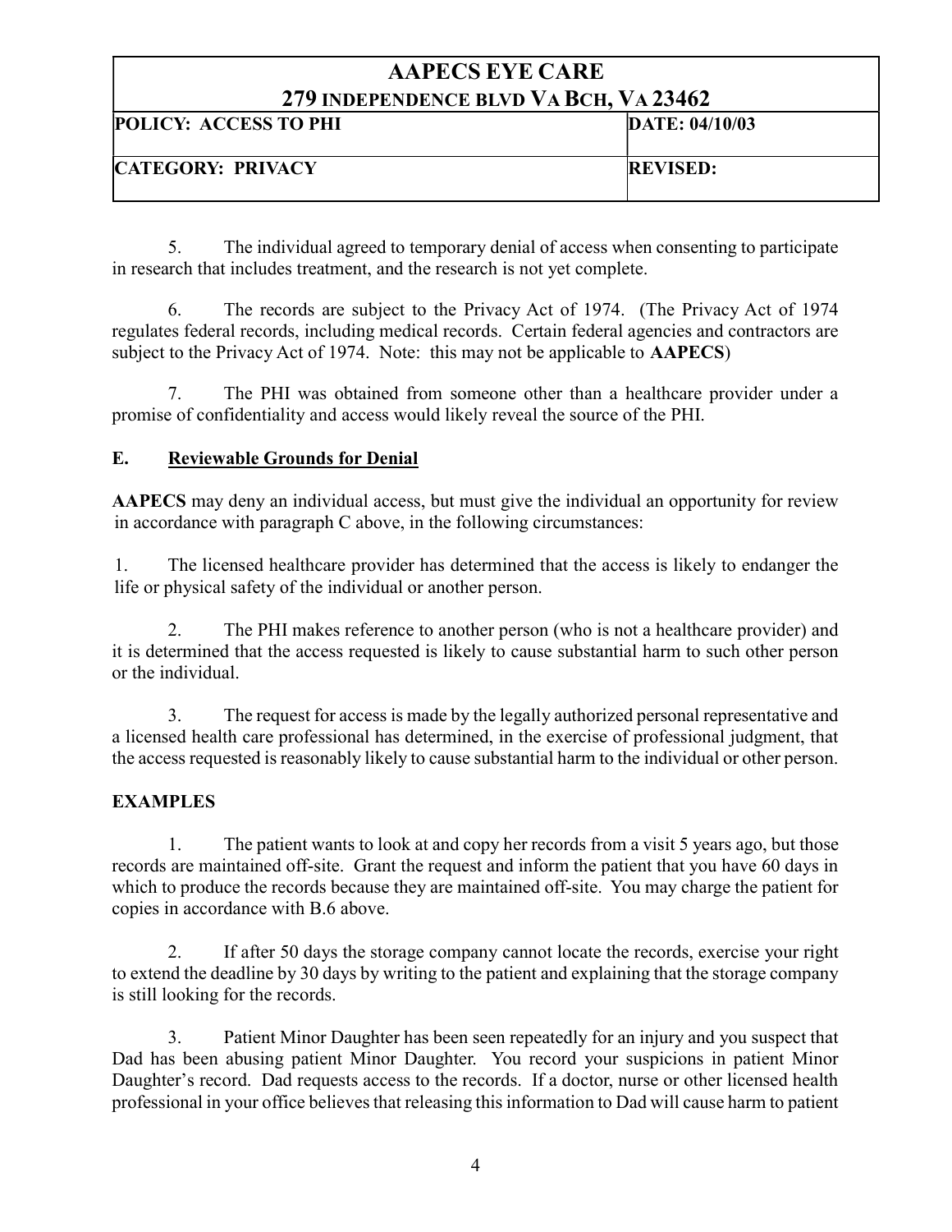5. The individual agreed to temporary denial of access when consenting to participate in research that includes treatment, and the research is not yet complete.

6. The records are subject to the Privacy Act of 1974. (The Privacy Act of 1974 regulates federal records, including medical records. Certain federal agencies and contractors are subject to the Privacy Act of 1974. Note: this may not be applicable to **AAPECS**)

7. The PHI was obtained from someone other than a healthcare provider under a promise of confidentiality and access would likely reveal the source of the PHI.

## E. Reviewable Grounds for Denial

**AAPECS** may deny an individual access, but must give the individual an opportunity for review in accordance with paragraph C above, in the following circumstances:

1. The licensed healthcare provider has determined that the access is likely to endanger the life or physical safety of the individual or another person.

2. The PHI makes reference to another person (who is not a healthcare provider) and it is determined that the access requested is likely to cause substantial harm to such other person or the individual.

3. The request for access is made by the legally authorized personal representative and a licensed health care professional has determined, in the exercise of professional judgment, that the access requested is reasonably likely to cause substantial harm to the individual or other person.

## EXAMPLES

1. The patient wants to look at and copy her records from a visit 5 years ago, but those records are maintained off-site. Grant the request and inform the patient that you have 60 days in which to produce the records because they are maintained off-site. You may charge the patient for copies in accordance with B.6 above.

2. If after 50 days the storage company cannot locate the records, exercise your right to extend the deadline by 30 days by writing to the patient and explaining that the storage company is still looking for the records.

3. Patient Minor Daughter has been seen repeatedly for an injury and you suspect that Dad has been abusing patient Minor Daughter. You record your suspicions in patient Minor Daughter's record. Dad requests access to the records. If a doctor, nurse or other licensed health professional in your office believes that releasing this information to Dad will cause harm to patient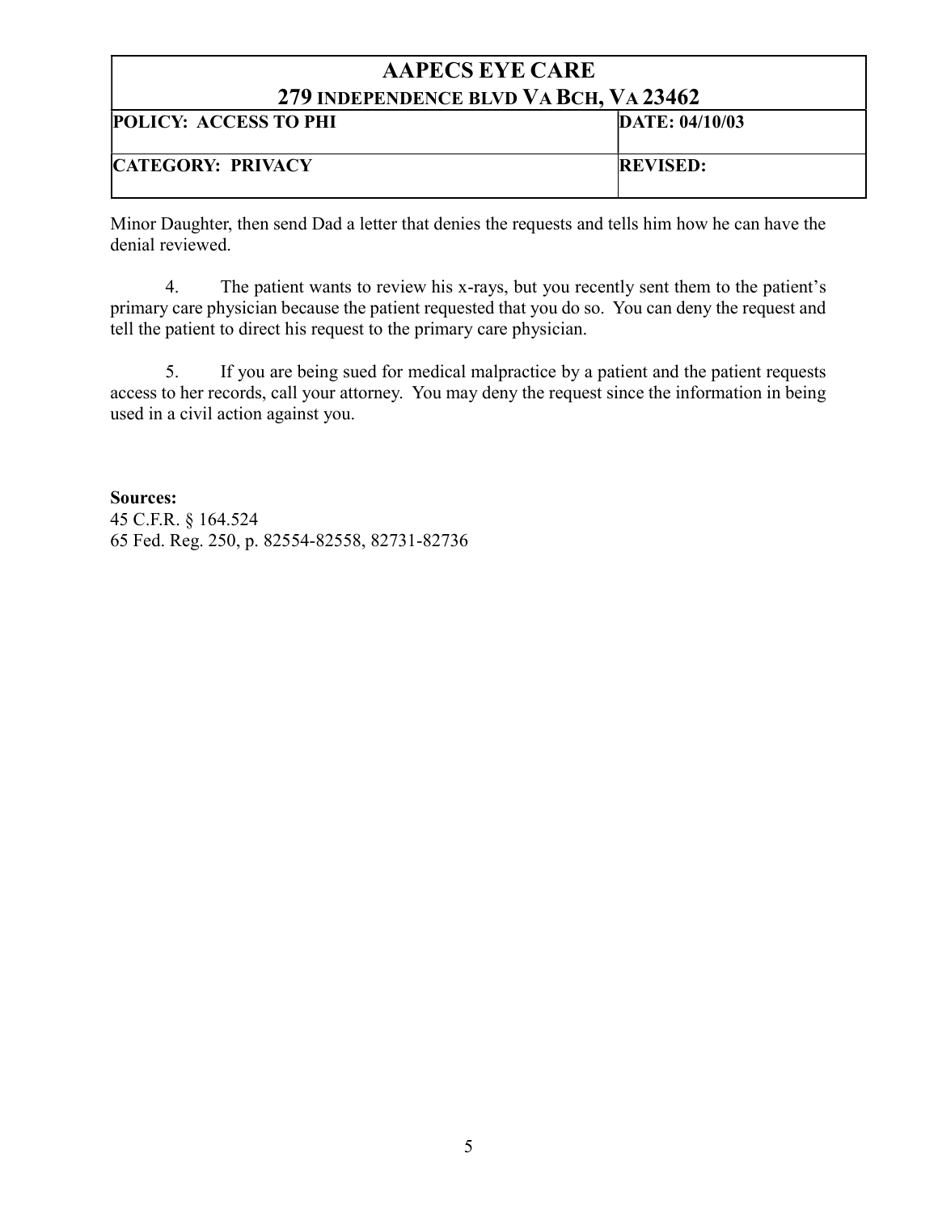| AAPECS EYE CARE<br>279 INDEPENDENCE BLVD VA BCH, VA 23462 | |
|---|---|
| **POLICY: ACCESS TO PHI** | **DATE: 04/10/03** |
| **CATEGORY: PRIVACY** | **REVISED:** |

Minor Daughter, then send Dad a letter that denies the requests and tells him how he can have the denial reviewed.

4. The patient wants to review his x-rays, but you recently sent them to the patient's primary care physician because the patient requested that you do so. You can deny the request and tell the patient to direct his request to the primary care physician.

5. If you are being sued for medical malpractice by a patient and the patient requests access to her records, call your attorney. You may deny the request since the information in being used in a civil action against you.

**Sources:**
45 C.F.R. § 164.524
65 Fed. Reg. 250, p. 82554-82558, 82731-82736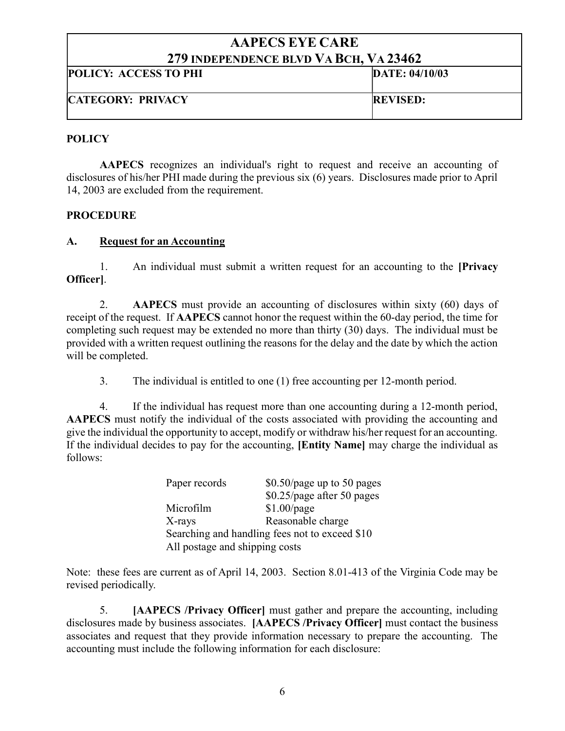| AAPECS EYE CARE 279 INDEPENDENCE BLVD VA BCH, VA 23462 | |
|---|---|
| **POLICY: ACCESS TO PHI** | **DATE: 04/10/03** |
| **CATEGORY: PRIVACY** | **REVISED:** |

## POLICY

**AAPECS** recognizes an individual's right to request and receive an accounting of disclosures of his/her PHI made during the previous six (6) years. Disclosures made prior to April 14, 2003 are excluded from the requirement.

## PROCEDURE

### A. Request for an Accounting

1. An individual must submit a written request for an accounting to the **[Privacy Officer]**.

2. **AAPECS** must provide an accounting of disclosures within sixty (60) days of receipt of the request. If **AAPECS** cannot honor the request within the 60-day period, the time for completing such request may be extended no more than thirty (30) days. The individual must be provided with a written request outlining the reasons for the delay and the date by which the action will be completed.

3. The individual is entitled to one (1) free accounting per 12-month period.

4. If the individual has request more than one accounting during a 12-month period, **AAPECS** must notify the individual of the costs associated with providing the accounting and give the individual the opportunity to accept, modify or withdraw his/her request for an accounting. If the individual decides to pay for the accounting, **[Entity Name]** may charge the individual as follows:

| | |
|---|---|
| Paper records | $0.50/page up to 50 pages |
| | $0.25/page after 50 pages |
| Microfilm | $1.00/page |
| X-rays | Reasonable charge |
| Searching and handling fees not to exceed $10 | |
| All postage and shipping costs | |

Note: these fees are current as of April 14, 2003. Section 8.01-413 of the Virginia Code may be revised periodically.

5. **[AAPECS /Privacy Officer]** must gather and prepare the accounting, including disclosures made by business associates. **[AAPECS /Privacy Officer]** must contact the business associates and request that they provide information necessary to prepare the accounting. The accounting must include the following information for each disclosure: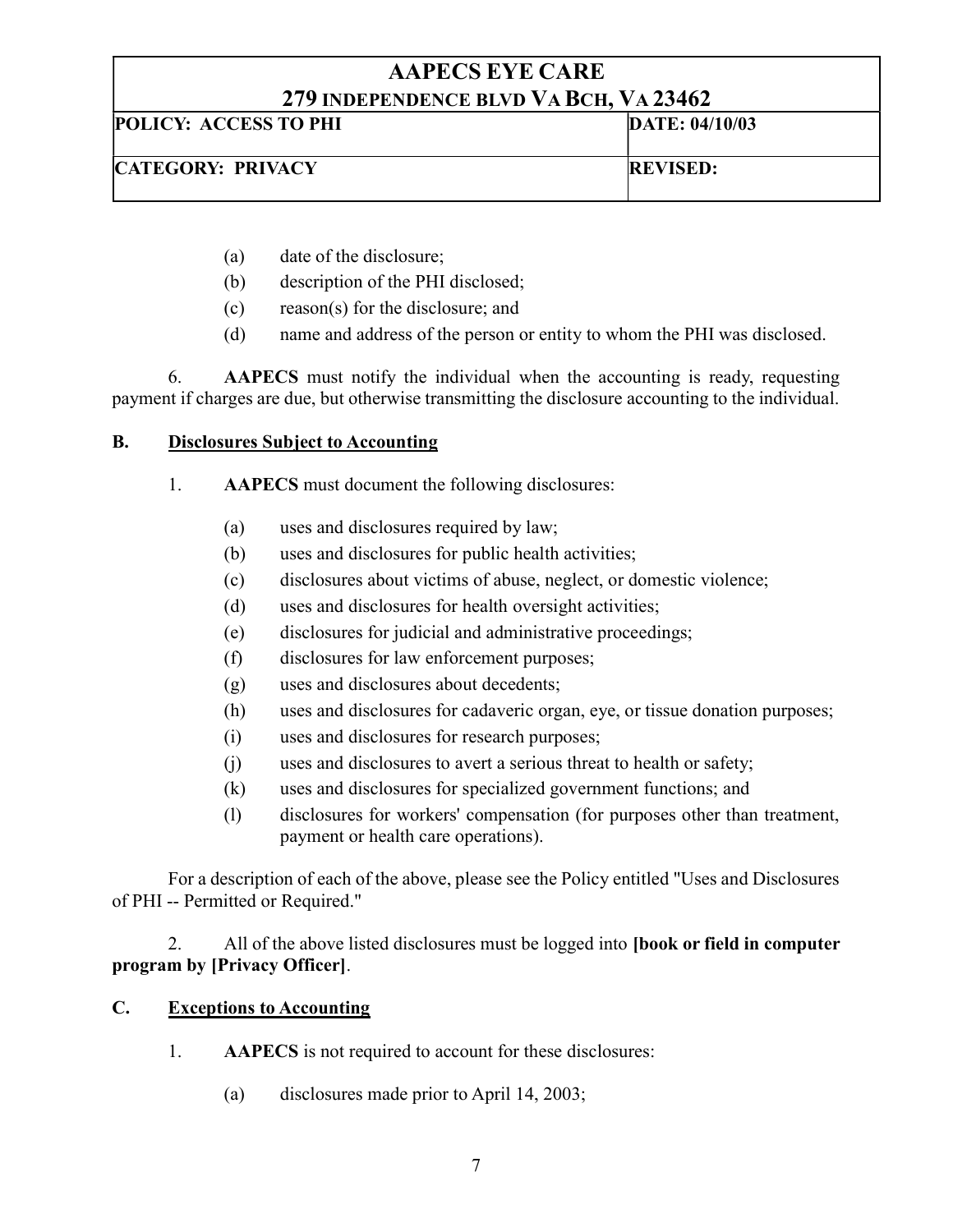(a) date of the disclosure;
(b) description of the PHI disclosed;
(c) reason(s) for the disclosure; and
(d) name and address of the person or entity to whom the PHI was disclosed.

6. **AAPECS** must notify the individual when the accounting is ready, requesting payment if charges are due, but otherwise transmitting the disclosure accounting to the individual.

## B. <u>Disclosures Subject to Accounting</u>

1. **AAPECS** must document the following disclosures:

(a) uses and disclosures required by law;
(b) uses and disclosures for public health activities;
(c) disclosures about victims of abuse, neglect, or domestic violence;
(d) uses and disclosures for health oversight activities;
(e) disclosures for judicial and administrative proceedings;
(f) disclosures for law enforcement purposes;
(g) uses and disclosures about decedents;
(h) uses and disclosures for cadaveric organ, eye, or tissue donation purposes;
(i) uses and disclosures for research purposes;
(j) uses and disclosures to avert a serious threat to health or safety;
(k) uses and disclosures for specialized government functions; and
(l) disclosures for workers' compensation (for purposes other than treatment, payment or health care operations).

For a description of each of the above, please see the Policy entitled "Uses and Disclosures of PHI -- Permitted or Required."

2. All of the above listed disclosures must be logged into **[book or field in computer program by [Privacy Officer]**.

## C. <u>Exceptions to Accounting</u>

1. **AAPECS** is not required to account for these disclosures:

(a) disclosures made prior to April 14, 2003;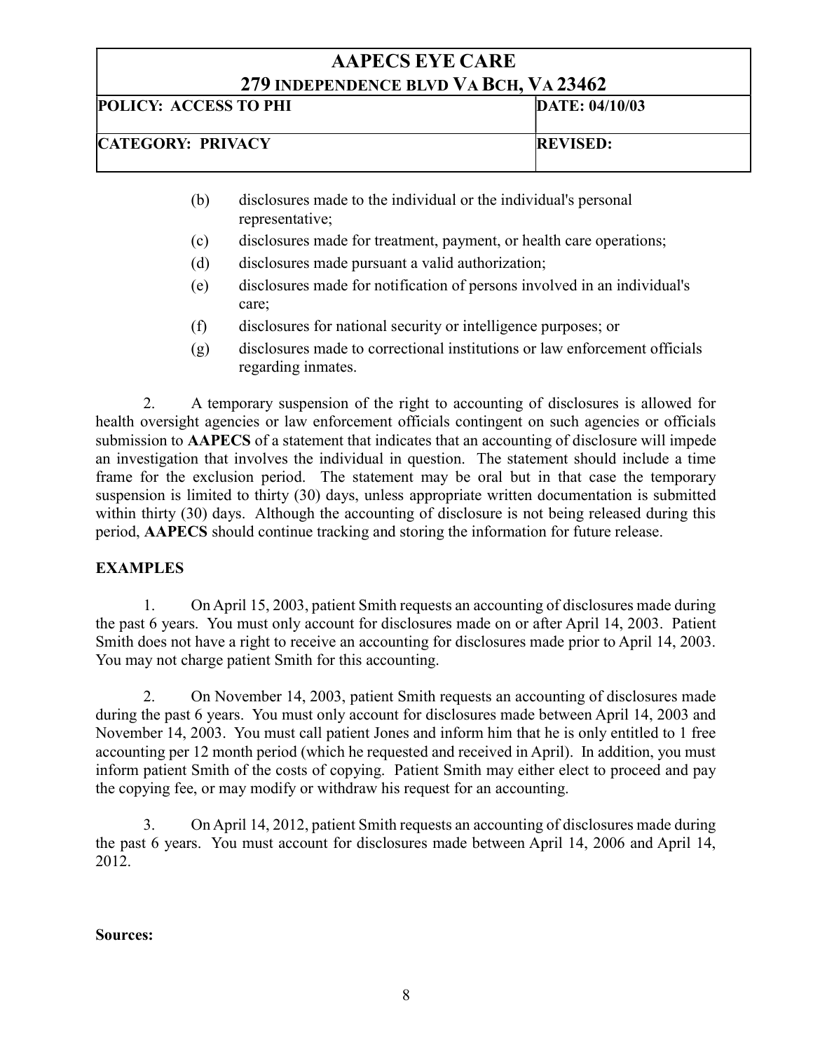(b) disclosures made to the individual or the individual's personal representative;

(c) disclosures made for treatment, payment, or health care operations;

(d) disclosures made pursuant a valid authorization;

(e) disclosures made for notification of persons involved in an individual's care;

(f) disclosures for national security or intelligence purposes; or

(g) disclosures made to correctional institutions or law enforcement officials regarding inmates.

2. A temporary suspension of the right to accounting of disclosures is allowed for health oversight agencies or law enforcement officials contingent on such agencies or officials submission to **AAPECS** of a statement that indicates that an accounting of disclosure will impede an investigation that involves the individual in question. The statement should include a time frame for the exclusion period. The statement may be oral but in that case the temporary suspension is limited to thirty (30) days, unless appropriate written documentation is submitted within thirty (30) days. Although the accounting of disclosure is not being released during this period, **AAPECS** should continue tracking and storing the information for future release.

**EXAMPLES**

1. On April 15, 2003, patient Smith requests an accounting of disclosures made during the past 6 years. You must only account for disclosures made on or after April 14, 2003. Patient Smith does not have a right to receive an accounting for disclosures made prior to April 14, 2003. You may not charge patient Smith for this accounting.

2. On November 14, 2003, patient Smith requests an accounting of disclosures made during the past 6 years. You must only account for disclosures made between April 14, 2003 and November 14, 2003. You must call patient Jones and inform him that he is only entitled to 1 free accounting per 12 month period (which he requested and received in April). In addition, you must inform patient Smith of the costs of copying. Patient Smith may either elect to proceed and pay the copying fee, or may modify or withdraw his request for an accounting.

3. On April 14, 2012, patient Smith requests an accounting of disclosures made during the past 6 years. You must account for disclosures made between April 14, 2006 and April 14, 2012.

**Sources:**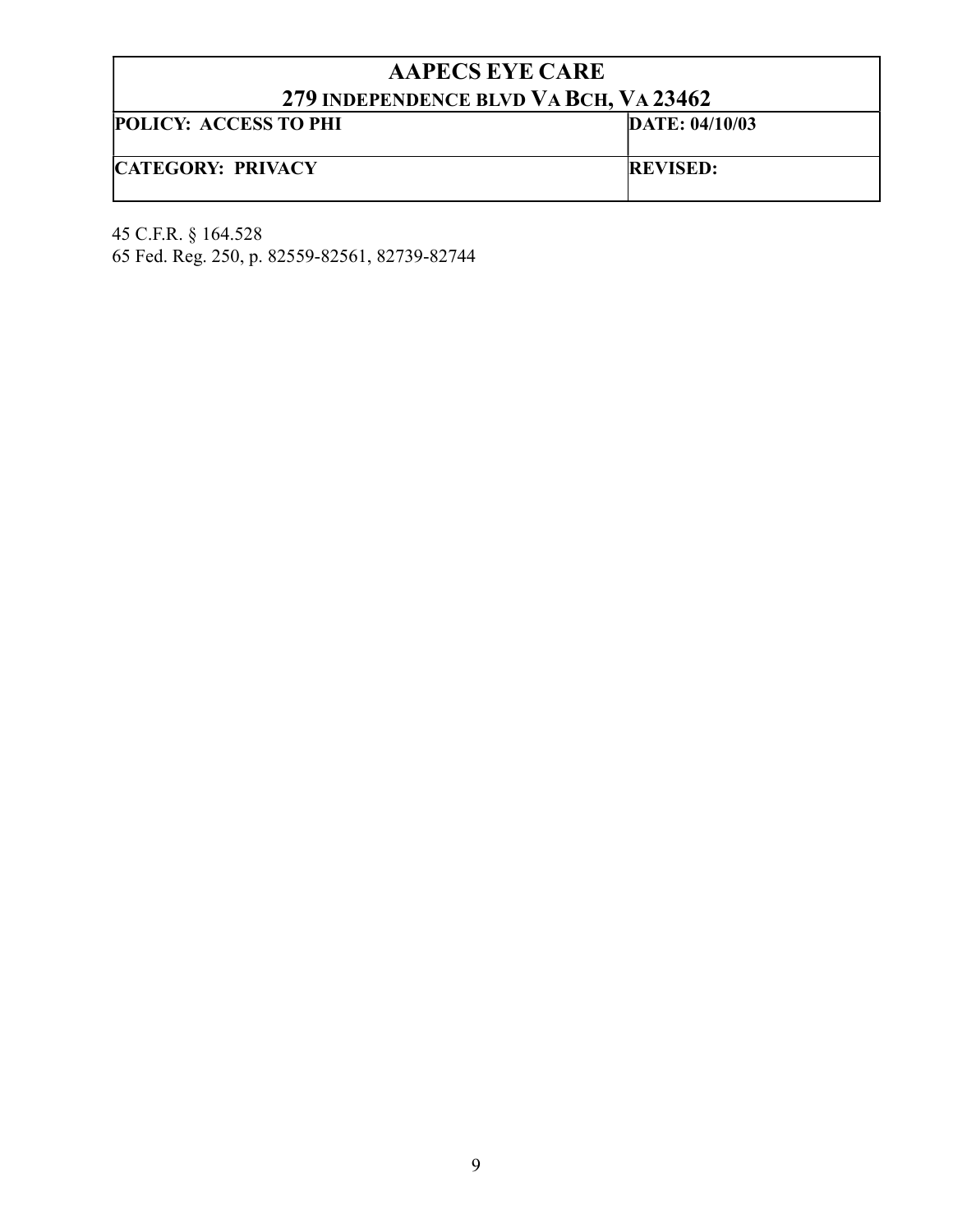| AAPECS EYE CARE<br>279 INDEPENDENCE BLVD VA BCH, VA 23462 | |
|---|---|
| **POLICY: ACCESS TO PHI** | **DATE: 04/10/03** |
| **CATEGORY: PRIVACY** | **REVISED:** |

45 C.F.R. § 164.528
65 Fed. Reg. 250, p. 82559-82561, 82739-82744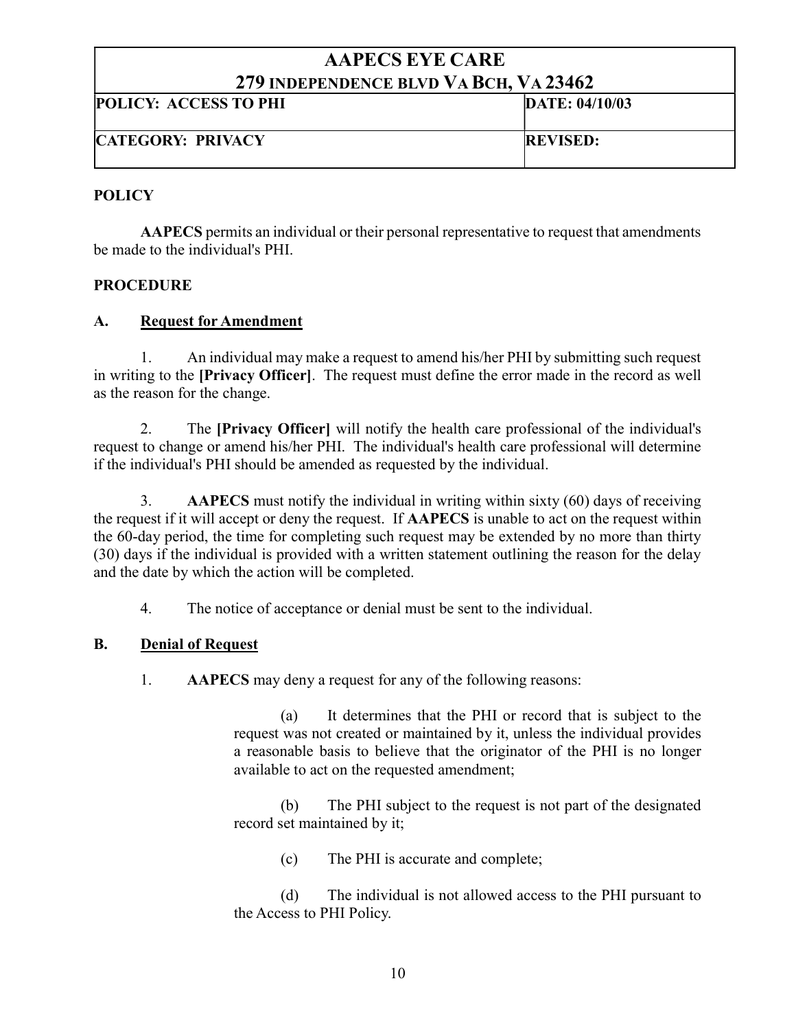| AAPECS EYE CARE<br>279 INDEPENDENCE BLVD VA BCH, VA 23462 | |
|---|---|
| **POLICY: ACCESS TO PHI** | **DATE: 04/10/03** |
| **CATEGORY: PRIVACY** | **REVISED:** |

## POLICY

**AAPECS** permits an individual or their personal representative to request that amendments be made to the individual's PHI.

## PROCEDURE

### A. Request for Amendment

1. An individual may make a request to amend his/her PHI by submitting such request in writing to the **[Privacy Officer]**. The request must define the error made in the record as well as the reason for the change.

2. The **[Privacy Officer]** will notify the health care professional of the individual's request to change or amend his/her PHI. The individual's health care professional will determine if the individual's PHI should be amended as requested by the individual.

3. **AAPECS** must notify the individual in writing within sixty (60) days of receiving the request if it will accept or deny the request. If **AAPECS** is unable to act on the request within the 60-day period, the time for completing such request may be extended by no more than thirty (30) days if the individual is provided with a written statement outlining the reason for the delay and the date by which the action will be completed.

4. The notice of acceptance or denial must be sent to the individual.

### B. Denial of Request

1. **AAPECS** may deny a request for any of the following reasons:

   (a) It determines that the PHI or record that is subject to the request was not created or maintained by it, unless the individual provides a reasonable basis to believe that the originator of the PHI is no longer available to act on the requested amendment;

   (b) The PHI subject to the request is not part of the designated record set maintained by it;

   (c) The PHI is accurate and complete;

   (d) The individual is not allowed access to the PHI pursuant to the Access to PHI Policy.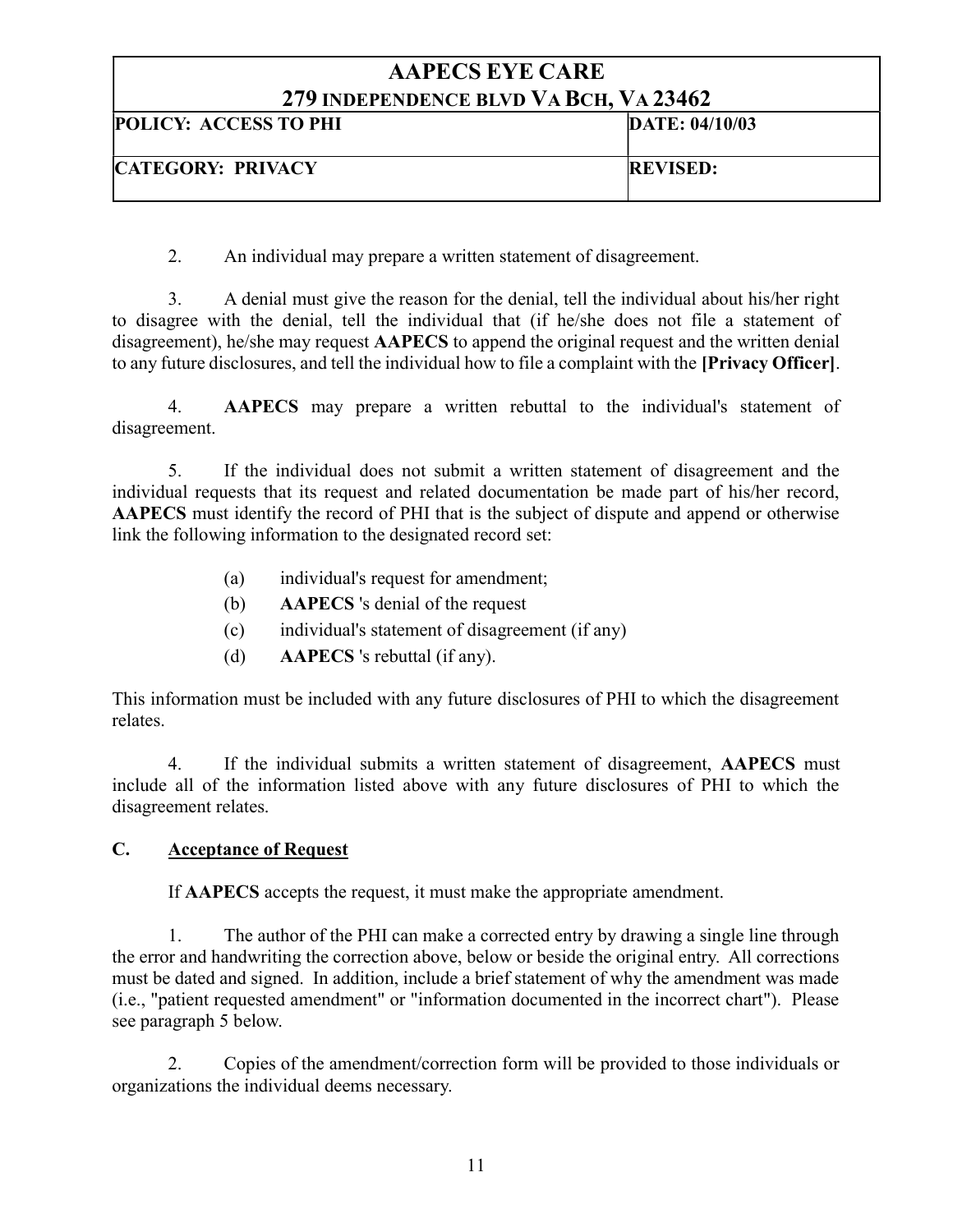2. An individual may prepare a written statement of disagreement.

3. A denial must give the reason for the denial, tell the individual about his/her right to disagree with the denial, tell the individual that (if he/she does not file a statement of disagreement), he/she may request **AAPECS** to append the original request and the written denial to any future disclosures, and tell the individual how to file a complaint with the **[Privacy Officer]**.

4. **AAPECS** may prepare a written rebuttal to the individual's statement of disagreement.

5. If the individual does not submit a written statement of disagreement and the individual requests that its request and related documentation be made part of his/her record, **AAPECS** must identify the record of PHI that is the subject of dispute and append or otherwise link the following information to the designated record set:

(a) individual's request for amendment;

(b) **AAPECS** 's denial of the request

(c) individual's statement of disagreement (if any)

(d) **AAPECS** 's rebuttal (if any).

This information must be included with any future disclosures of PHI to which the disagreement relates.

4. If the individual submits a written statement of disagreement, **AAPECS** must include all of the information listed above with any future disclosures of PHI to which the disagreement relates.

### C. <u>Acceptance of Request</u>

If **AAPECS** accepts the request, it must make the appropriate amendment.

1. The author of the PHI can make a corrected entry by drawing a single line through the error and handwriting the correction above, below or beside the original entry. All corrections must be dated and signed. In addition, include a brief statement of why the amendment was made (i.e., "patient requested amendment" or "information documented in the incorrect chart"). Please see paragraph 5 below.

2. Copies of the amendment/correction form will be provided to those individuals or organizations the individual deems necessary.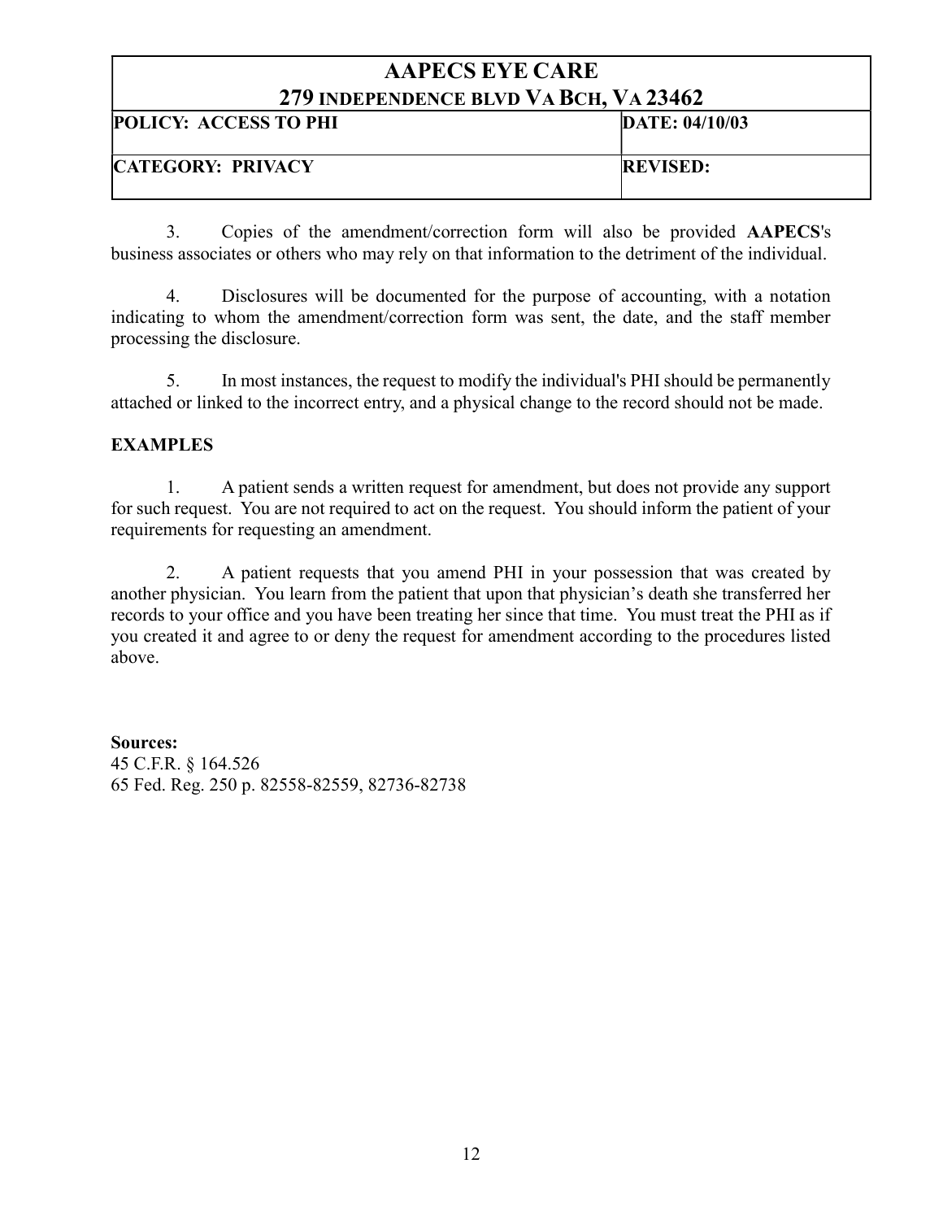| AAPECS EYE CARE 279 INDEPENDENCE BLVD VA BCH, VA 23462 | |
|---|---|
| **POLICY: ACCESS TO PHI** | **DATE: 04/10/03** |
| **CATEGORY: PRIVACY** | **REVISED:** |

3. Copies of the amendment/correction form will also be provided **AAPECS**'s business associates or others who may rely on that information to the detriment of the individual.

4. Disclosures will be documented for the purpose of accounting, with a notation indicating to whom the amendment/correction form was sent, the date, and the staff member processing the disclosure.

5. In most instances, the request to modify the individual's PHI should be permanently attached or linked to the incorrect entry, and a physical change to the record should not be made.

**EXAMPLES**

1. A patient sends a written request for amendment, but does not provide any support for such request. You are not required to act on the request. You should inform the patient of your requirements for requesting an amendment.

2. A patient requests that you amend PHI in your possession that was created by another physician. You learn from the patient that upon that physician's death she transferred her records to your office and you have been treating her since that time. You must treat the PHI as if you created it and agree to or deny the request for amendment according to the procedures listed above.

**Sources:**
45 C.F.R. § 164.526
65 Fed. Reg. 250 p. 82558-82559, 82736-82738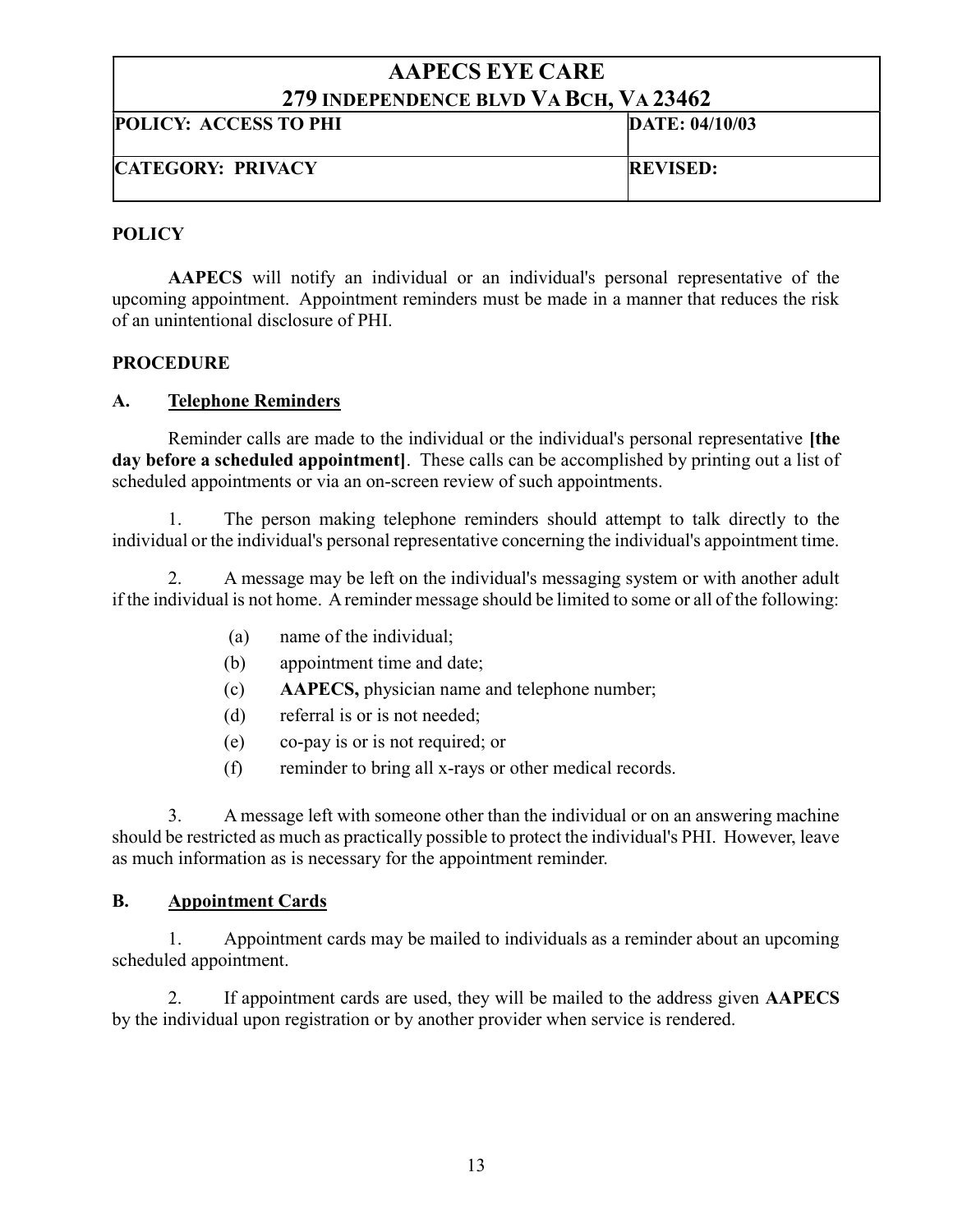| AAPECS EYE CARE<br>279 INDEPENDENCE BLVD VA BCH, VA 23462 | |
|---|---|
| **POLICY: ACCESS TO PHI** | **DATE: 04/10/03** |
| **CATEGORY: PRIVACY** | **REVISED:** |

## POLICY

**AAPECS** will notify an individual or an individual's personal representative of the upcoming appointment. Appointment reminders must be made in a manner that reduces the risk of an unintentional disclosure of PHI.

## PROCEDURE

### A. Telephone Reminders

Reminder calls are made to the individual or the individual's personal representative **[the day before a scheduled appointment]**. These calls can be accomplished by printing out a list of scheduled appointments or via an on-screen review of such appointments.

1. The person making telephone reminders should attempt to talk directly to the individual or the individual's personal representative concerning the individual's appointment time.

2. A message may be left on the individual's messaging system or with another adult if the individual is not home. A reminder message should be limited to some or all of the following:

   (a) name of the individual;

   (b) appointment time and date;

   (c) **AAPECS,** physician name and telephone number;

   (d) referral is or is not needed;

   (e) co-pay is or is not required; or

   (f) reminder to bring all x-rays or other medical records.

3. A message left with someone other than the individual or on an answering machine should be restricted as much as practically possible to protect the individual's PHI. However, leave as much information as is necessary for the appointment reminder.

### B. Appointment Cards

1. Appointment cards may be mailed to individuals as a reminder about an upcoming scheduled appointment.

2. If appointment cards are used, they will be mailed to the address given **AAPECS** by the individual upon registration or by another provider when service is rendered.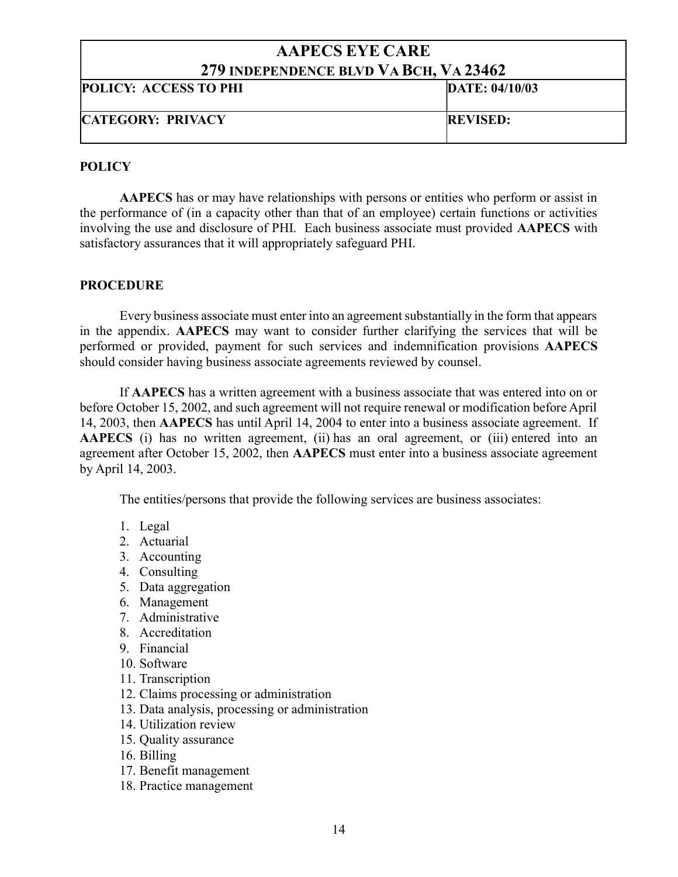| AAPECS EYE CARE<br>279 INDEPENDENCE BLVD VA BCH, VA 23462 | |
|---|---|
| **POLICY: ACCESS TO PHI** | **DATE: 04/10/03** |
| **CATEGORY: PRIVACY** | **REVISED:** |

## POLICY

**AAPECS** has or may have relationships with persons or entities who perform or assist in the performance of (in a capacity other than that of an employee) certain functions or activities involving the use and disclosure of PHI. Each business associate must provided **AAPECS** with satisfactory assurances that it will appropriately safeguard PHI.

## PROCEDURE

Every business associate must enter into an agreement substantially in the form that appears in the appendix. **AAPECS** may want to consider further clarifying the services that will be performed or provided, payment for such services and indemnification provisions **AAPECS** should consider having business associate agreements reviewed by counsel.

If **AAPECS** has a written agreement with a business associate that was entered into on or before October 15, 2002, and such agreement will not require renewal or modification before April 14, 2003, then **AAPECS** has until April 14, 2004 to enter into a business associate agreement. If **AAPECS** (i) has no written agreement, (ii) has an oral agreement, or (iii) entered into an agreement after October 15, 2002, then **AAPECS** must enter into a business associate agreement by April 14, 2003.

The entities/persons that provide the following services are business associates:

1. Legal
2. Actuarial
3. Accounting
4. Consulting
5. Data aggregation
6. Management
7. Administrative
8. Accreditation
9. Financial
10. Software
11. Transcription
12. Claims processing or administration
13. Data analysis, processing or administration
14. Utilization review
15. Quality assurance
16. Billing
17. Benefit management
18. Practice management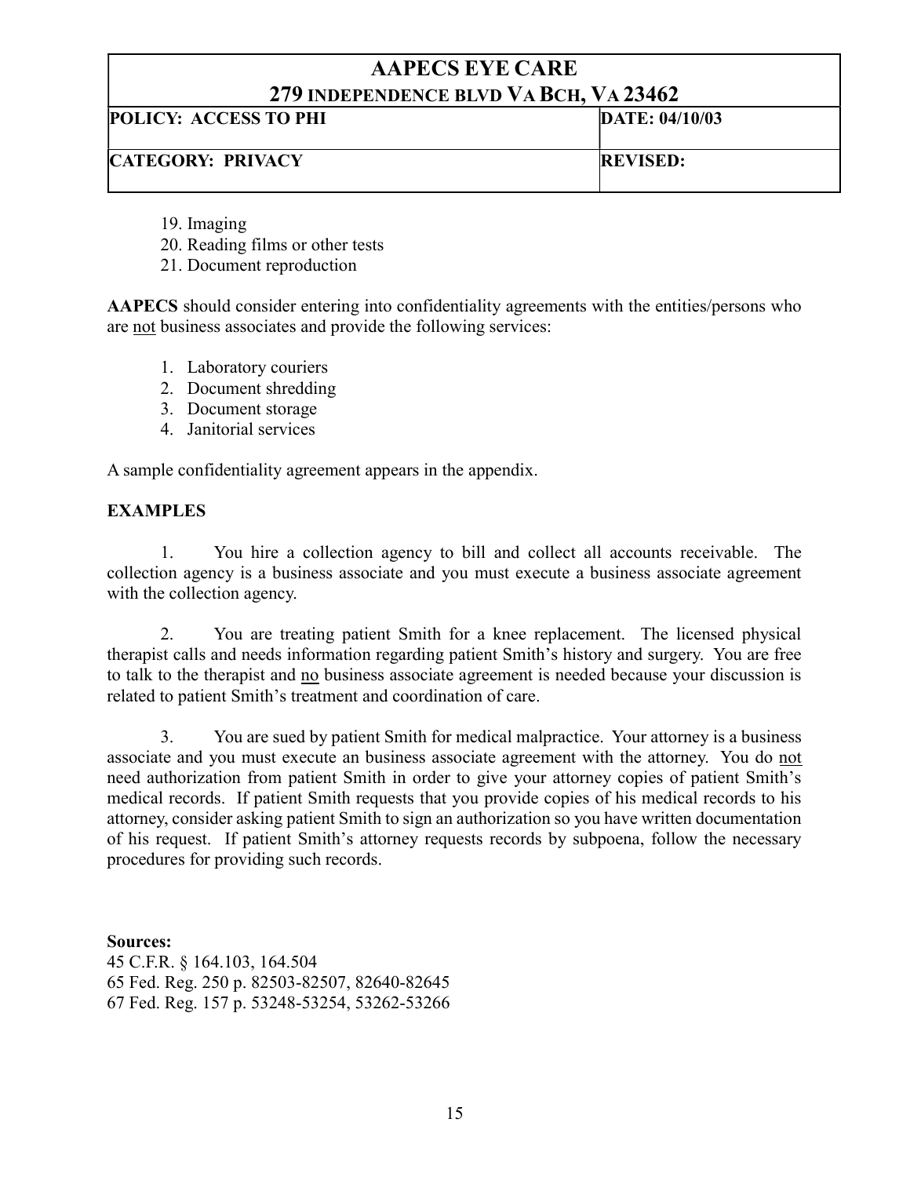| AAPECS EYE CARE<br>279 INDEPENDENCE BLVD VA BCH, VA 23462 | |
|---|---|
| **POLICY: ACCESS TO PHI** | **DATE: 04/10/03** |
| **CATEGORY: PRIVACY** | **REVISED:** |

19. Imaging
20. Reading films or other tests
21. Document reproduction

**AAPECS** should consider entering into confidentiality agreements with the entities/persons who are not business associates and provide the following services:

1. Laboratory couriers
2. Document shredding
3. Document storage
4. Janitorial services

A sample confidentiality agreement appears in the appendix.

**EXAMPLES**

1. You hire a collection agency to bill and collect all accounts receivable. The collection agency is a business associate and you must execute a business associate agreement with the collection agency.

2. You are treating patient Smith for a knee replacement. The licensed physical therapist calls and needs information regarding patient Smith's history and surgery. You are free to talk to the therapist and no business associate agreement is needed because your discussion is related to patient Smith's treatment and coordination of care.

3. You are sued by patient Smith for medical malpractice. Your attorney is a business associate and you must execute an business associate agreement with the attorney. You do not need authorization from patient Smith in order to give your attorney copies of patient Smith's medical records. If patient Smith requests that you provide copies of his medical records to his attorney, consider asking patient Smith to sign an authorization so you have written documentation of his request. If patient Smith's attorney requests records by subpoena, follow the necessary procedures for providing such records.

**Sources:**
45 C.F.R. § 164.103, 164.504
65 Fed. Reg. 250 p. 82503-82507, 82640-82645
67 Fed. Reg. 157 p. 53248-53254, 53262-53266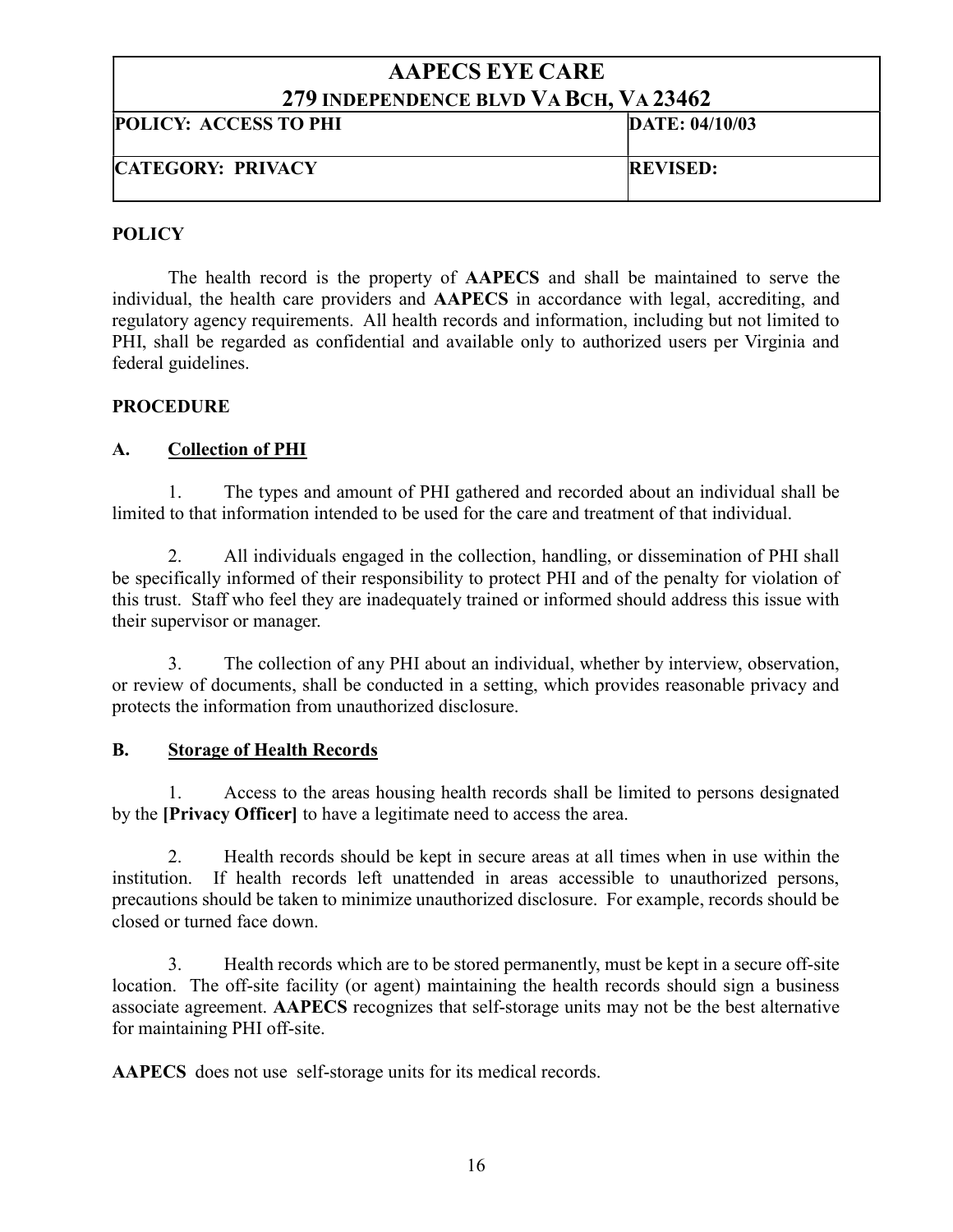| AAPECS EYE CARE<br>279 INDEPENDENCE BLVD VA BCH, VA 23462 | |
|---|---|
| **POLICY: ACCESS TO PHI** | **DATE: 04/10/03** |
| **CATEGORY: PRIVACY** | **REVISED:** |

## POLICY

The health record is the property of **AAPECS** and shall be maintained to serve the individual, the health care providers and **AAPECS** in accordance with legal, accrediting, and regulatory agency requirements. All health records and information, including but not limited to PHI, shall be regarded as confidential and available only to authorized users per Virginia and federal guidelines.

## PROCEDURE

### A. <u>Collection of PHI</u>

1. The types and amount of PHI gathered and recorded about an individual shall be limited to that information intended to be used for the care and treatment of that individual.

2. All individuals engaged in the collection, handling, or dissemination of PHI shall be specifically informed of their responsibility to protect PHI and of the penalty for violation of this trust. Staff who feel they are inadequately trained or informed should address this issue with their supervisor or manager.

3. The collection of any PHI about an individual, whether by interview, observation, or review of documents, shall be conducted in a setting, which provides reasonable privacy and protects the information from unauthorized disclosure.

### B. <u>Storage of Health Records</u>

1. Access to the areas housing health records shall be limited to persons designated by the **[Privacy Officer]** to have a legitimate need to access the area.

2. Health records should be kept in secure areas at all times when in use within the institution. If health records left unattended in areas accessible to unauthorized persons, precautions should be taken to minimize unauthorized disclosure. For example, records should be closed or turned face down.

3. Health records which are to be stored permanently, must be kept in a secure off-site location. The off-site facility (or agent) maintaining the health records should sign a business associate agreement. **AAPECS** recognizes that self-storage units may not be the best alternative for maintaining PHI off-site.

**AAPECS** does not use self-storage units for its medical records.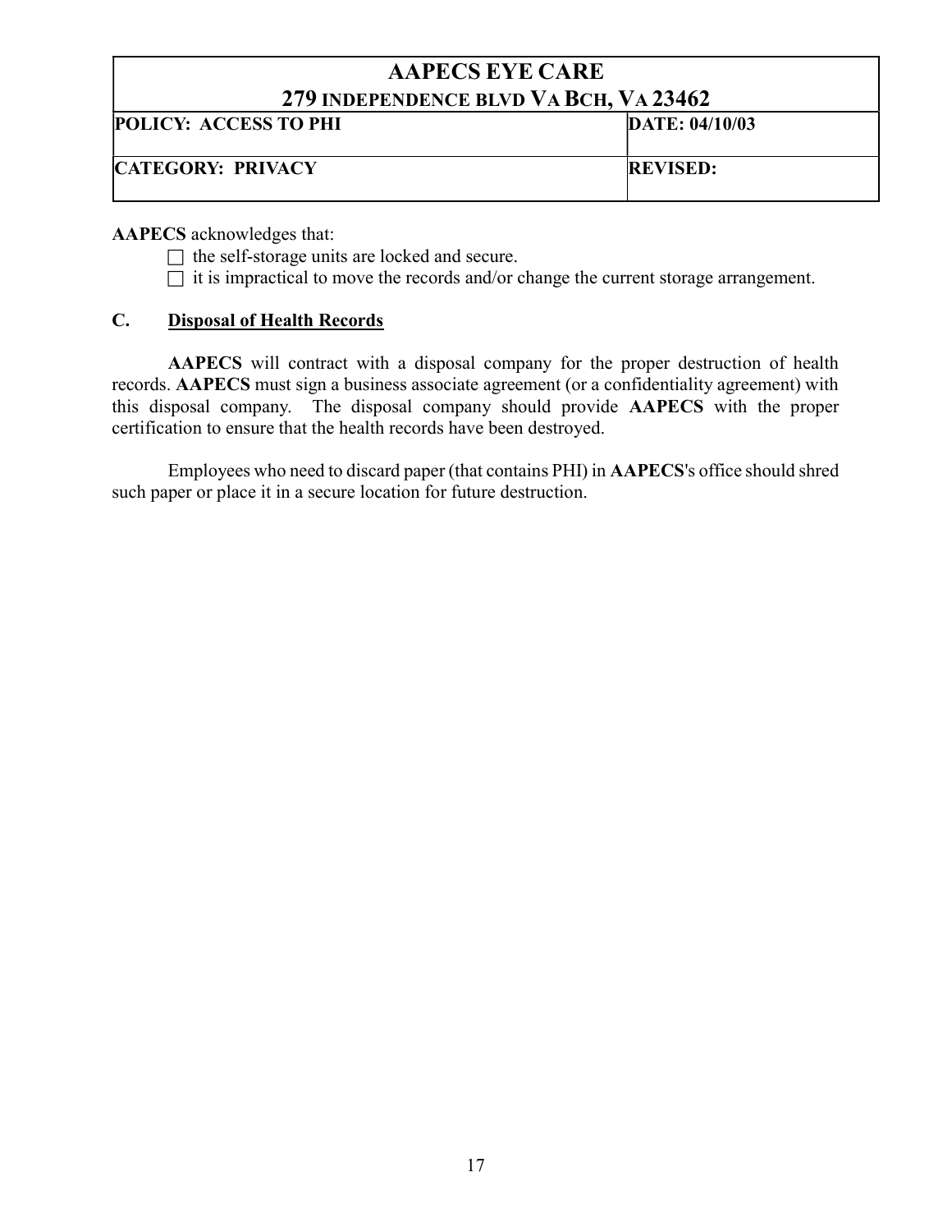| AAPECS EYE CARE<br>279 INDEPENDENCE BLVD VA BCH, VA 23462 | |
|---|---|
| **POLICY: ACCESS TO PHI** | **DATE: 04/10/03** |
| **CATEGORY: PRIVACY** | **REVISED:** |

**AAPECS** acknowledges that:

- ☐ the self-storage units are locked and secure.
- ☐ it is impractical to move the records and/or change the current storage arrangement.

### C. <u>Disposal of Health Records</u>

**AAPECS** will contract with a disposal company for the proper destruction of health records. **AAPECS** must sign a business associate agreement (or a confidentiality agreement) with this disposal company. The disposal company should provide **AAPECS** with the proper certification to ensure that the health records have been destroyed.

Employees who need to discard paper (that contains PHI) in **AAPECS**'s office should shred such paper or place it in a secure location for future destruction.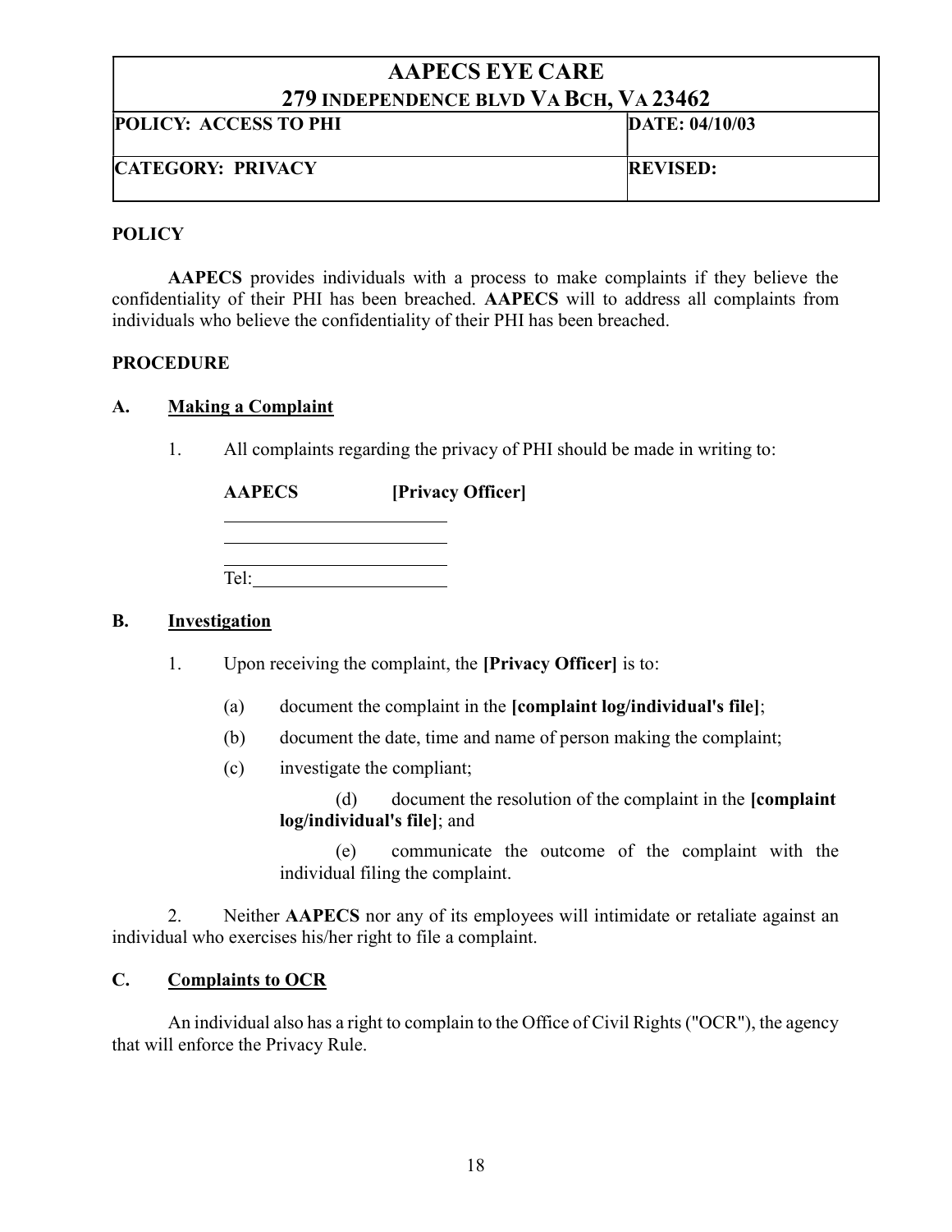| AAPECS EYE CARE<br>279 INDEPENDENCE BLVD VA BCH, VA 23462 | |
|---|---|
| **POLICY: ACCESS TO PHI** | **DATE: 04/10/03** |
| **CATEGORY: PRIVACY** | **REVISED:** |

**POLICY**

**AAPECS** provides individuals with a process to make complaints if they believe the confidentiality of their PHI has been breached. **AAPECS** will to address all complaints from individuals who believe the confidentiality of their PHI has been breached.

**PROCEDURE**

**A. Making a Complaint**

1. All complaints regarding the privacy of PHI should be made in writing to:

   **AAPECS** **[Privacy Officer]**

   \_\_\_\_\_\_\_\_\_\_\_\_\_\_\_\_\_\_\_\_\_\_\_\_\_\_

   \_\_\_\_\_\_\_\_\_\_\_\_\_\_\_\_\_\_\_\_\_\_\_\_\_\_

   \_\_\_\_\_\_\_\_\_\_\_\_\_\_\_\_\_\_\_\_\_\_\_\_\_\_

   Tel:\_\_\_\_\_\_\_\_\_\_\_\_\_\_\_\_\_\_\_\_\_\_

**B. Investigation**

1. Upon receiving the complaint, the **[Privacy Officer]** is to:

   (a) document the complaint in the **[complaint log/individual's file]**;

   (b) document the date, time and name of person making the complaint;

   (c) investigate the compliant;

   (d) document the resolution of the complaint in the **[complaint log/individual's file]**; and

   (e) communicate the outcome of the complaint with the individual filing the complaint.

2. Neither **AAPECS** nor any of its employees will intimidate or retaliate against an individual who exercises his/her right to file a complaint.

**C. Complaints to OCR**

An individual also has a right to complain to the Office of Civil Rights ("OCR"), the agency that will enforce the Privacy Rule.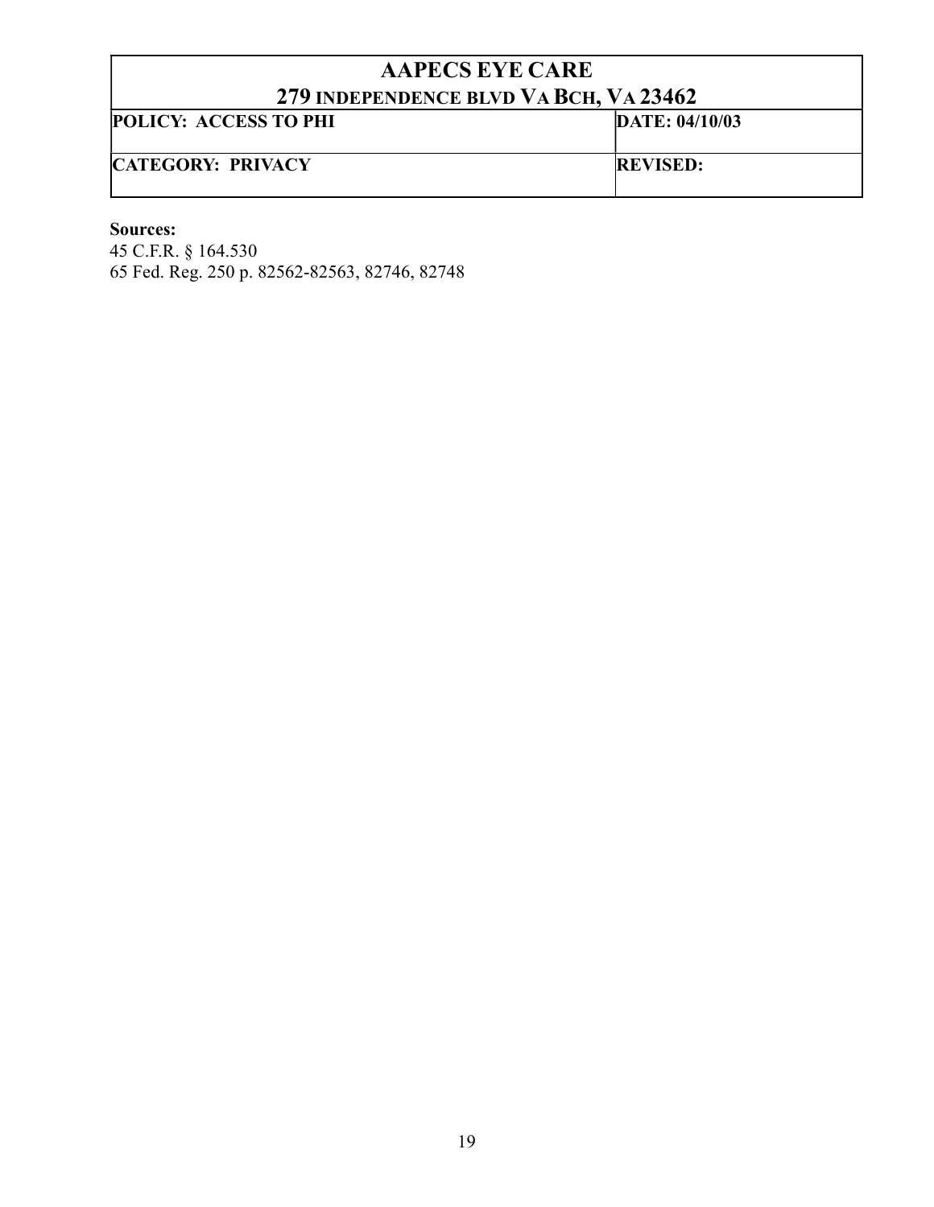| AAPECS EYE CARE<br>279 INDEPENDENCE BLVD VA BCH, VA 23462 | |
|---|---|
| **POLICY: ACCESS TO PHI** | **DATE: 04/10/03** |
| **CATEGORY: PRIVACY** | **REVISED:** |

**Sources:**
45 C.F.R. § 164.530
65 Fed. Reg. 250 p. 82562-82563, 82746, 82748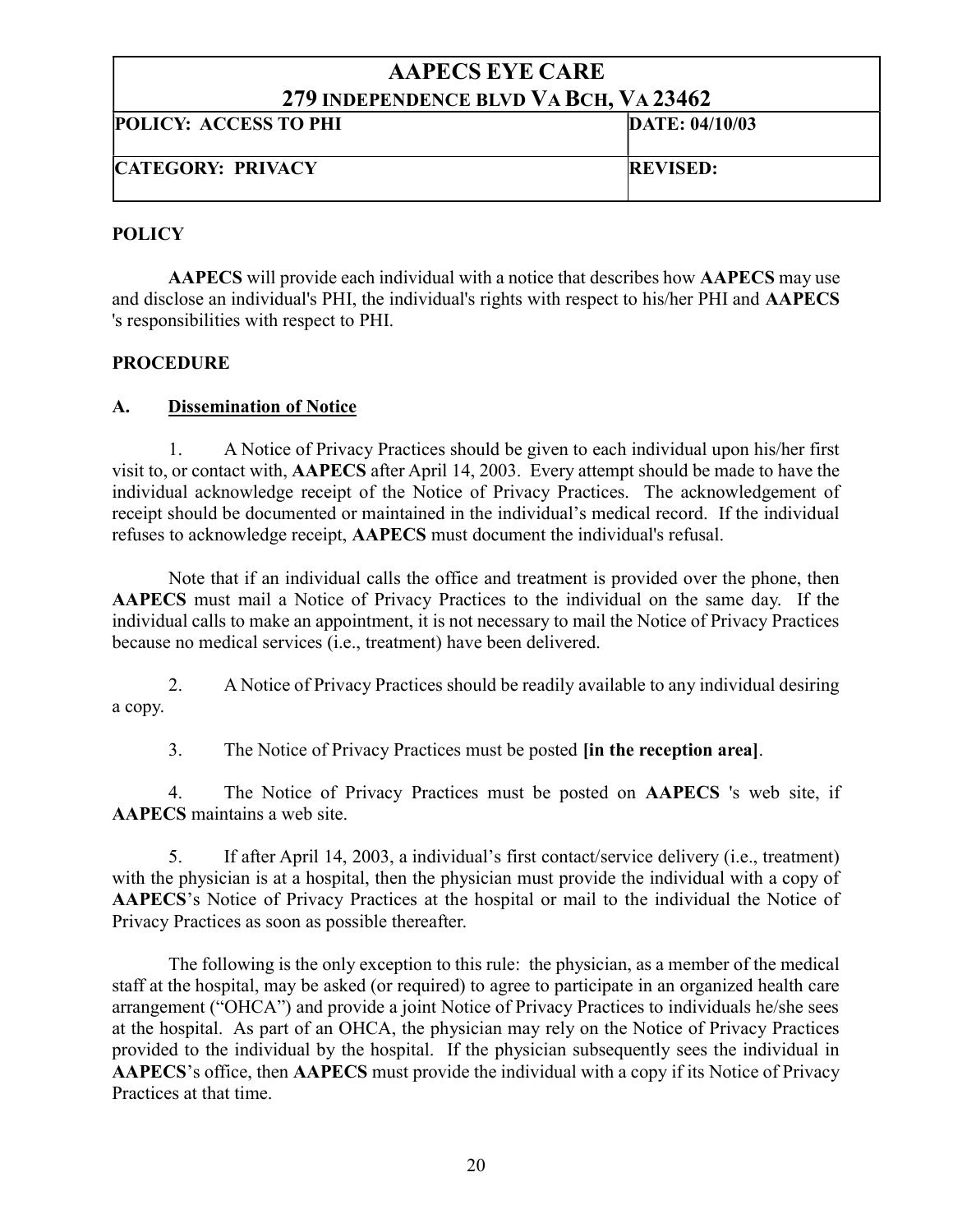| AAPECS EYE CARE<br>279 INDEPENDENCE BLVD VA BCH, VA 23462 | |
|---|---|
| **POLICY: ACCESS TO PHI** | **DATE: 04/10/03** |
| **CATEGORY: PRIVACY** | **REVISED:** |

**POLICY**

**AAPECS** will provide each individual with a notice that describes how **AAPECS** may use and disclose an individual's PHI, the individual's rights with respect to his/her PHI and **AAPECS** 's responsibilities with respect to PHI.

**PROCEDURE**

**A. Dissemination of Notice**

1. A Notice of Privacy Practices should be given to each individual upon his/her first visit to, or contact with, **AAPECS** after April 14, 2003. Every attempt should be made to have the individual acknowledge receipt of the Notice of Privacy Practices. The acknowledgement of receipt should be documented or maintained in the individual's medical record. If the individual refuses to acknowledge receipt, **AAPECS** must document the individual's refusal.

Note that if an individual calls the office and treatment is provided over the phone, then **AAPECS** must mail a Notice of Privacy Practices to the individual on the same day. If the individual calls to make an appointment, it is not necessary to mail the Notice of Privacy Practices because no medical services (i.e., treatment) have been delivered.

2. A Notice of Privacy Practices should be readily available to any individual desiring a copy.

3. The Notice of Privacy Practices must be posted **[in the reception area]**.

4. The Notice of Privacy Practices must be posted on **AAPECS** 's web site, if **AAPECS** maintains a web site.

5. If after April 14, 2003, a individual's first contact/service delivery (i.e., treatment) with the physician is at a hospital, then the physician must provide the individual with a copy of **AAPECS**'s Notice of Privacy Practices at the hospital or mail to the individual the Notice of Privacy Practices as soon as possible thereafter.

The following is the only exception to this rule: the physician, as a member of the medical staff at the hospital, may be asked (or required) to agree to participate in an organized health care arrangement ("OHCA") and provide a joint Notice of Privacy Practices to individuals he/she sees at the hospital. As part of an OHCA, the physician may rely on the Notice of Privacy Practices provided to the individual by the hospital. If the physician subsequently sees the individual in **AAPECS**'s office, then **AAPECS** must provide the individual with a copy if its Notice of Privacy Practices at that time.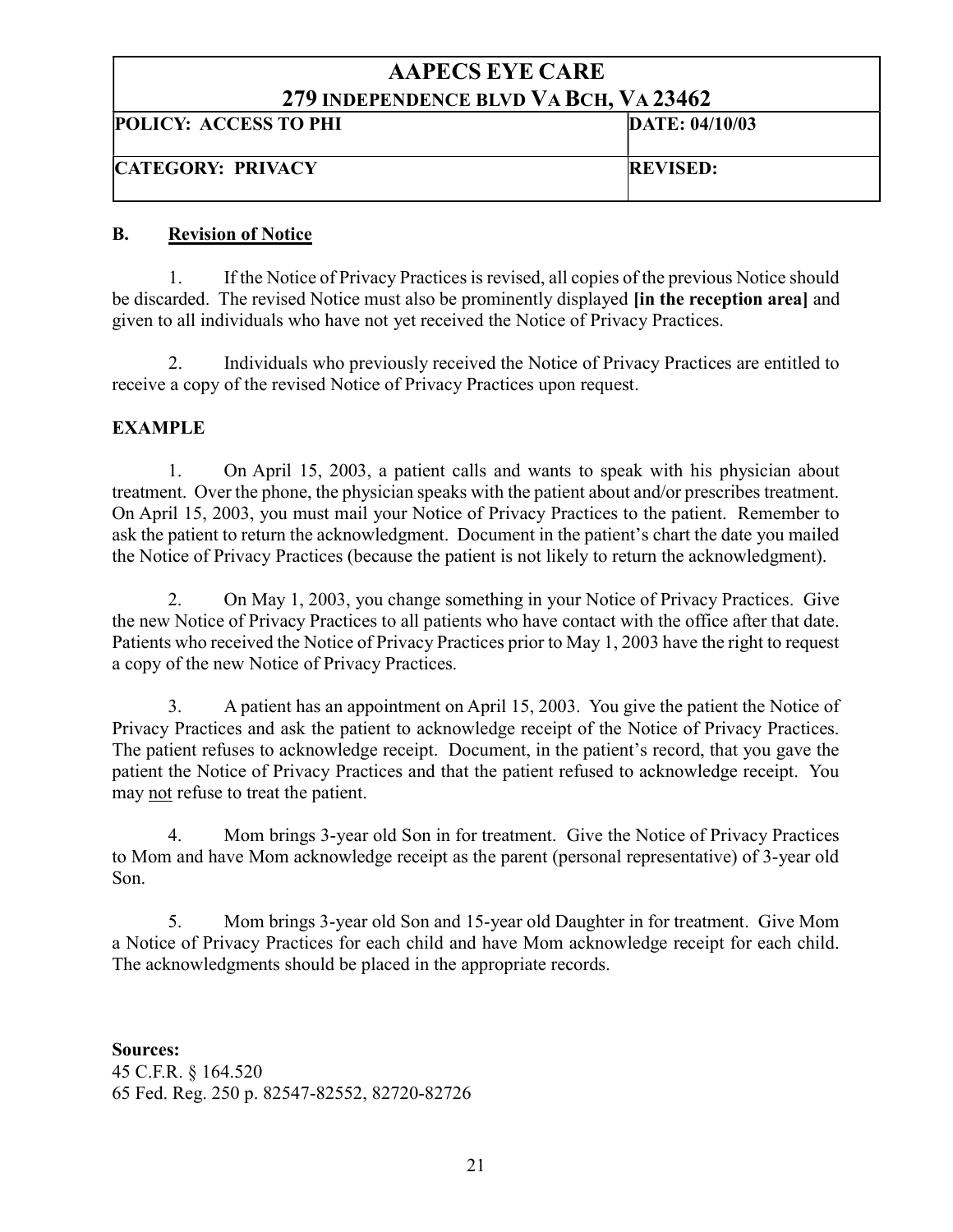| AAPECS EYE CARE<br>279 INDEPENDENCE BLVD VA BCH, VA 23462 | |
| --- | --- |
| **POLICY: ACCESS TO PHI** | **DATE: 04/10/03** |
| **CATEGORY: PRIVACY** | **REVISED:** |

### B. Revision of Notice

1. If the Notice of Privacy Practices is revised, all copies of the previous Notice should be discarded. The revised Notice must also be prominently displayed **[in the reception area]** and given to all individuals who have not yet received the Notice of Privacy Practices.

2. Individuals who previously received the Notice of Privacy Practices are entitled to receive a copy of the revised Notice of Privacy Practices upon request.

### EXAMPLE

1. On April 15, 2003, a patient calls and wants to speak with his physician about treatment. Over the phone, the physician speaks with the patient about and/or prescribes treatment. On April 15, 2003, you must mail your Notice of Privacy Practices to the patient. Remember to ask the patient to return the acknowledgment. Document in the patient's chart the date you mailed the Notice of Privacy Practices (because the patient is not likely to return the acknowledgment).

2. On May 1, 2003, you change something in your Notice of Privacy Practices. Give the new Notice of Privacy Practices to all patients who have contact with the office after that date. Patients who received the Notice of Privacy Practices prior to May 1, 2003 have the right to request a copy of the new Notice of Privacy Practices.

3. A patient has an appointment on April 15, 2003. You give the patient the Notice of Privacy Practices and ask the patient to acknowledge receipt of the Notice of Privacy Practices. The patient refuses to acknowledge receipt. Document, in the patient's record, that you gave the patient the Notice of Privacy Practices and that the patient refused to acknowledge receipt. You may not refuse to treat the patient.

4. Mom brings 3-year old Son in for treatment. Give the Notice of Privacy Practices to Mom and have Mom acknowledge receipt as the parent (personal representative) of 3-year old Son.

5. Mom brings 3-year old Son and 15-year old Daughter in for treatment. Give Mom a Notice of Privacy Practices for each child and have Mom acknowledge receipt for each child. The acknowledgments should be placed in the appropriate records.

**Sources:**
45 C.F.R. § 164.520
65 Fed. Reg. 250 p. 82547-82552, 82720-82726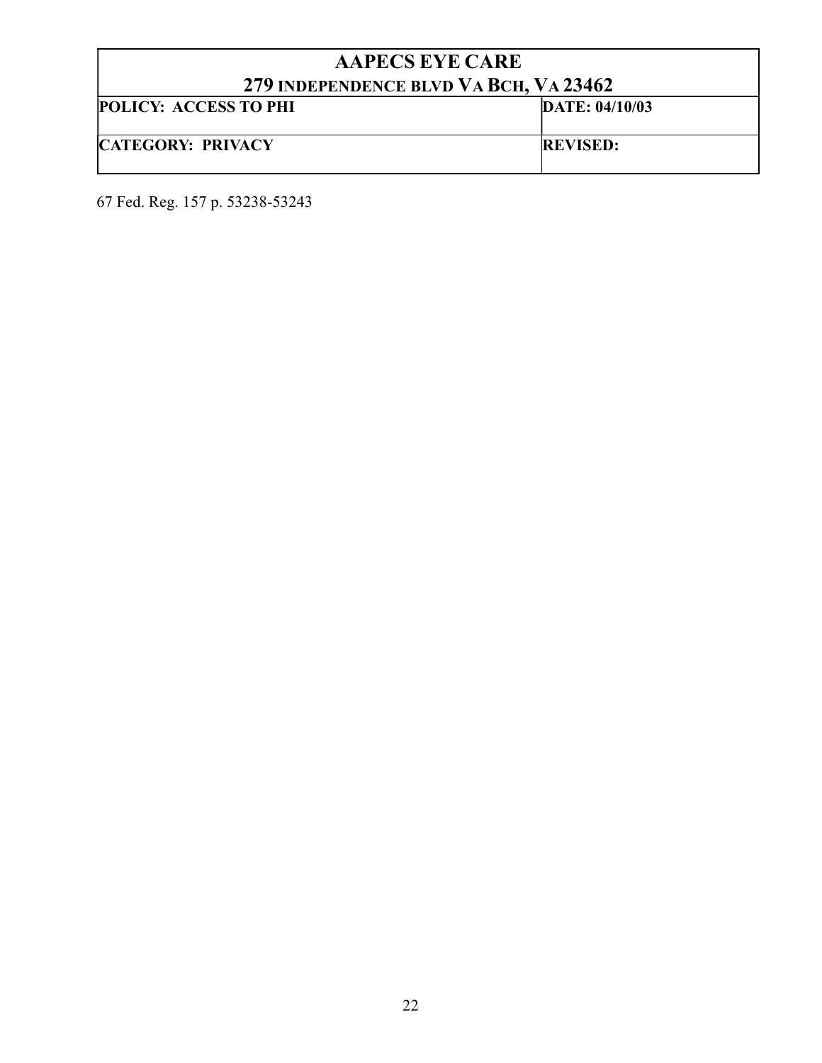| AAPECS EYE CARE<br>279 INDEPENDENCE BLVD VA BCH, VA 23462 | |
|---|---|
| **POLICY: ACCESS TO PHI** | **DATE: 04/10/03** |
| **CATEGORY: PRIVACY** | **REVISED:** |

67 Fed. Reg. 157 p. 53238-53243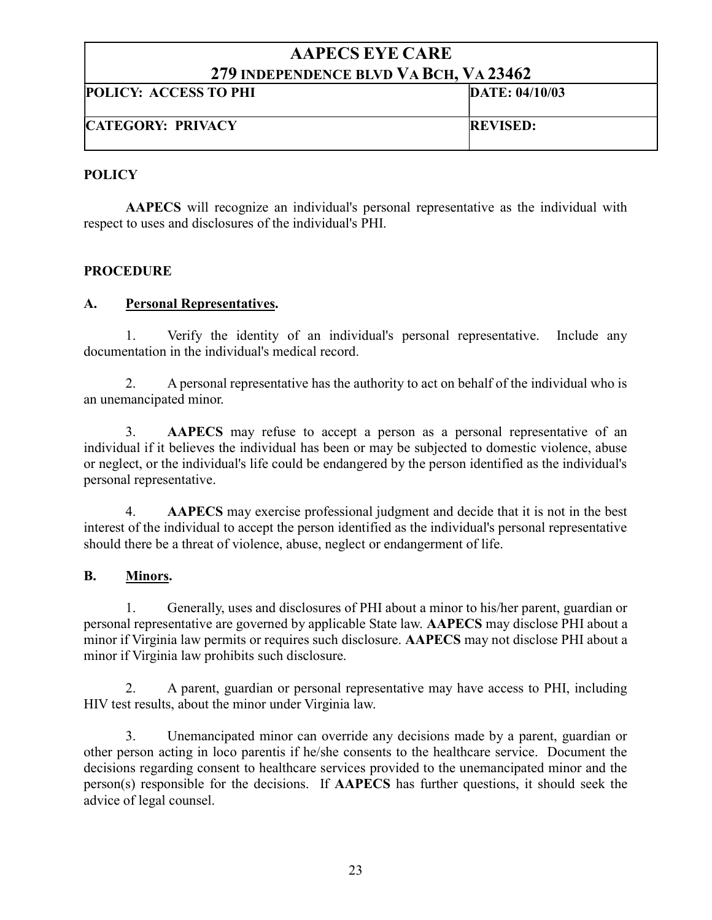| AAPECS EYE CARE<br>279 INDEPENDENCE BLVD VA BCH, VA 23462 | |
|---|---|
| **POLICY: ACCESS TO PHI** | **DATE: 04/10/03** |
| **CATEGORY: PRIVACY** | **REVISED:** |

## POLICY

**AAPECS** will recognize an individual's personal representative as the individual with respect to uses and disclosures of the individual's PHI.

## PROCEDURE

### A. Personal Representatives.

1. Verify the identity of an individual's personal representative. Include any documentation in the individual's medical record.

2. A personal representative has the authority to act on behalf of the individual who is an unemancipated minor.

3. **AAPECS** may refuse to accept a person as a personal representative of an individual if it believes the individual has been or may be subjected to domestic violence, abuse or neglect, or the individual's life could be endangered by the person identified as the individual's personal representative.

4. **AAPECS** may exercise professional judgment and decide that it is not in the best interest of the individual to accept the person identified as the individual's personal representative should there be a threat of violence, abuse, neglect or endangerment of life.

### B. Minors.

1. Generally, uses and disclosures of PHI about a minor to his/her parent, guardian or personal representative are governed by applicable State law. **AAPECS** may disclose PHI about a minor if Virginia law permits or requires such disclosure. **AAPECS** may not disclose PHI about a minor if Virginia law prohibits such disclosure.

2. A parent, guardian or personal representative may have access to PHI, including HIV test results, about the minor under Virginia law.

3. Unemancipated minor can override any decisions made by a parent, guardian or other person acting in loco parentis if he/she consents to the healthcare service. Document the decisions regarding consent to healthcare services provided to the unemancipated minor and the person(s) responsible for the decisions. If **AAPECS** has further questions, it should seek the advice of legal counsel.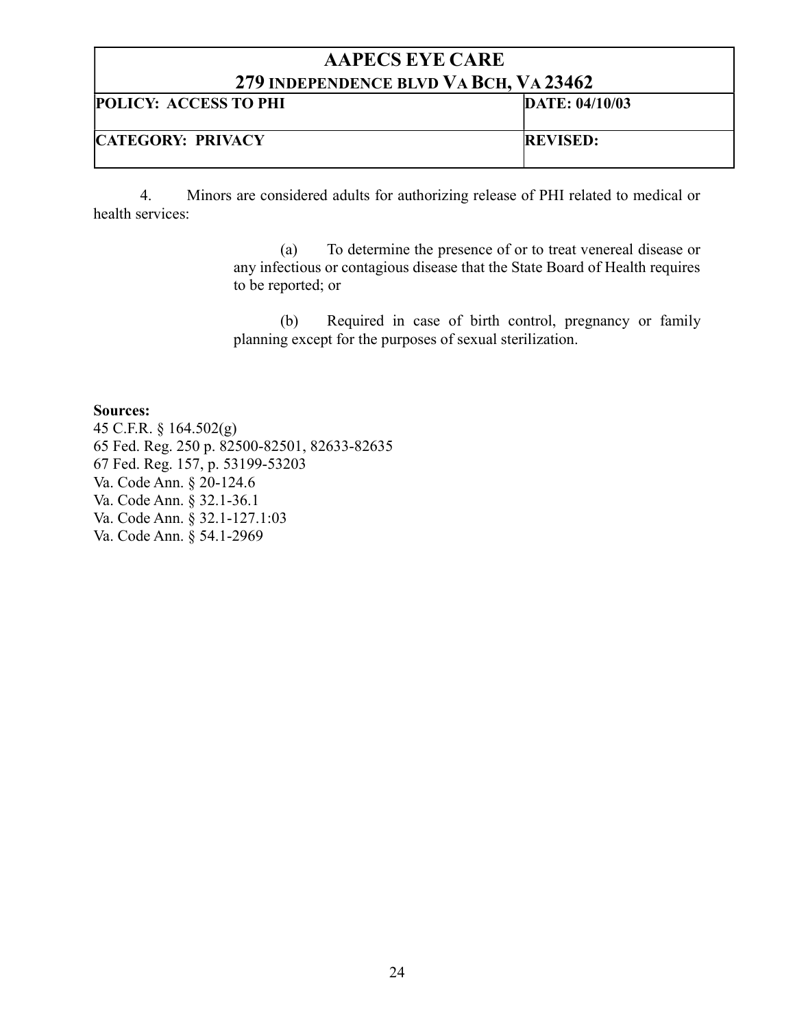| AAPECS EYE CARE<br>279 INDEPENDENCE BLVD VA BCH, VA 23462 | |
|---|---|
| **POLICY: ACCESS TO PHI** | **DATE: 04/10/03** |
| **CATEGORY: PRIVACY** | **REVISED:** |

4. Minors are considered adults for authorizing release of PHI related to medical or health services:

> (a) To determine the presence of or to treat venereal disease or any infectious or contagious disease that the State Board of Health requires to be reported; or
>
> (b) Required in case of birth control, pregnancy or family planning except for the purposes of sexual sterilization.

**Sources:**
45 C.F.R. § 164.502(g)
65 Fed. Reg. 250 p. 82500-82501, 82633-82635
67 Fed. Reg. 157, p. 53199-53203
Va. Code Ann. § 20-124.6
Va. Code Ann. § 32.1-36.1
Va. Code Ann. § 32.1-127.1:03
Va. Code Ann. § 54.1-2969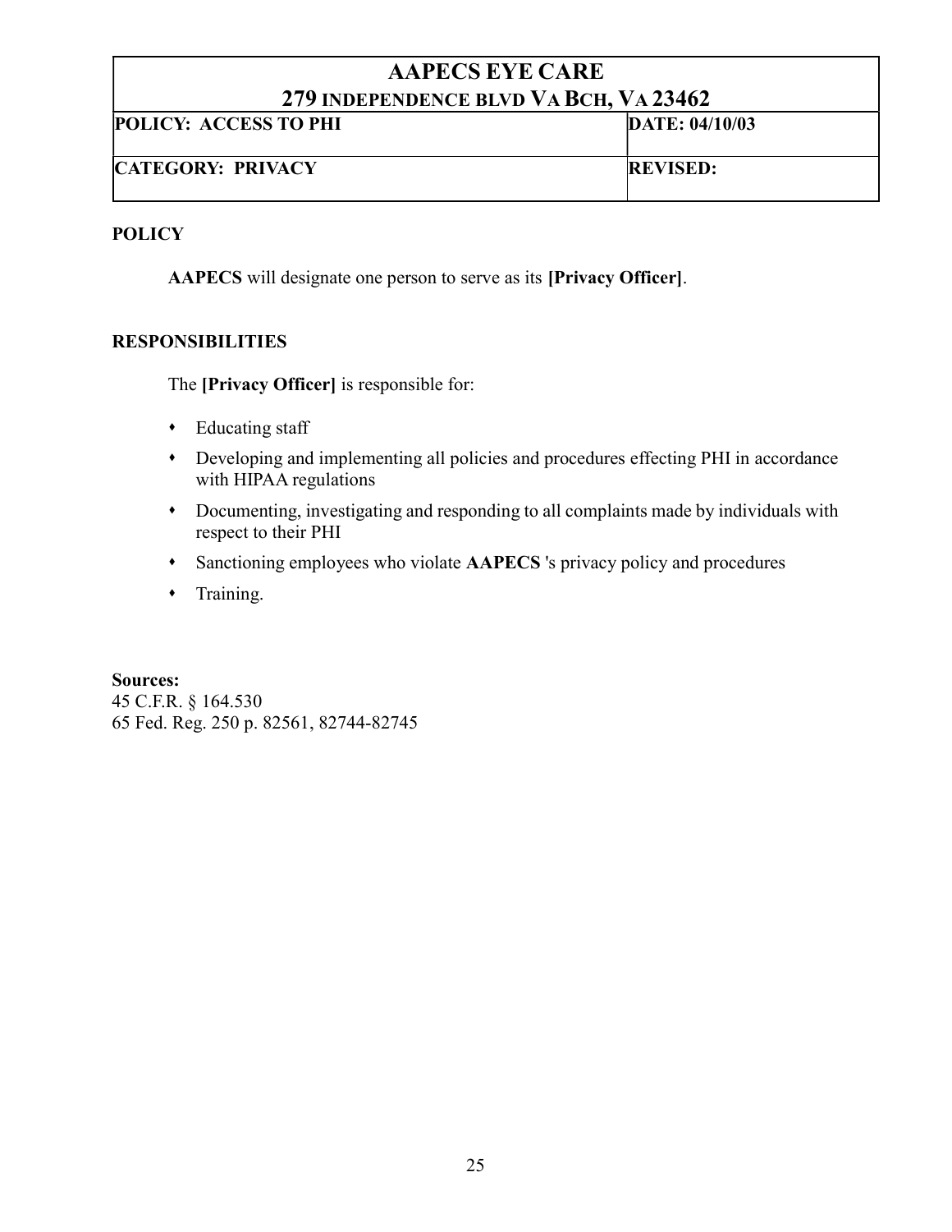| AAPECS EYE CARE<br>279 INDEPENDENCE BLVD VA BCH, VA 23462 | |
|---|---|
| **POLICY: ACCESS TO PHI** | **DATE: 04/10/03** |
| **CATEGORY: PRIVACY** | **REVISED:** |

**POLICY**

**AAPECS** will designate one person to serve as its **[Privacy Officer]**.

**RESPONSIBILITIES**

The **[Privacy Officer]** is responsible for:

- Educating staff
- Developing and implementing all policies and procedures effecting PHI in accordance with HIPAA regulations
- Documenting, investigating and responding to all complaints made by individuals with respect to their PHI
- Sanctioning employees who violate **AAPECS** 's privacy policy and procedures
- Training.

**Sources:**
45 C.F.R. § 164.530
65 Fed. Reg. 250 p. 82561, 82744-82745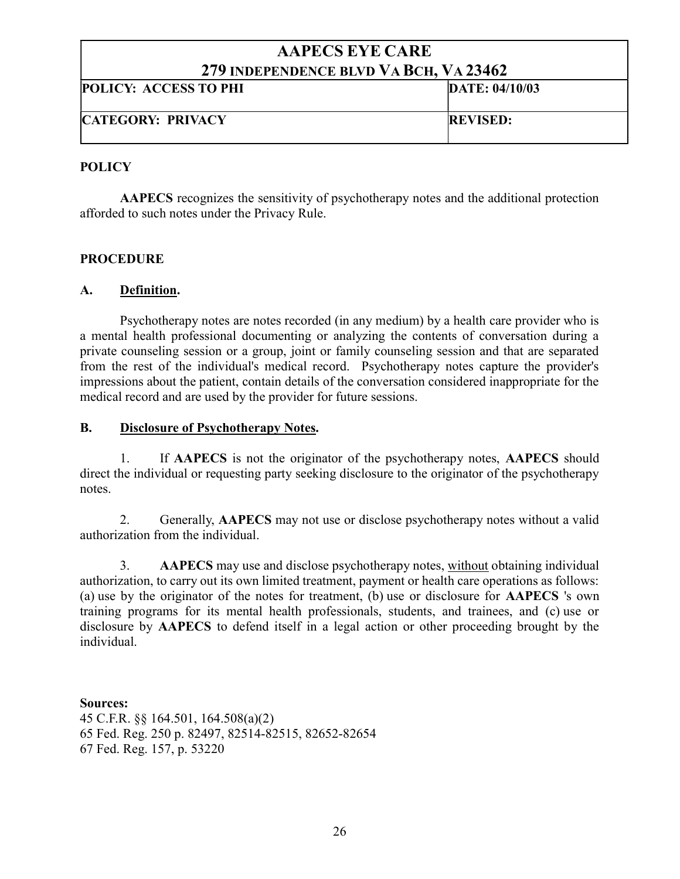| AAPECS EYE CARE 279 INDEPENDENCE BLVD VA BCH, VA 23462 | |
|---|---|
| **POLICY: ACCESS TO PHI** | **DATE: 04/10/03** |
| **CATEGORY: PRIVACY** | **REVISED:** |

**POLICY**

**AAPECS** recognizes the sensitivity of psychotherapy notes and the additional protection afforded to such notes under the Privacy Rule.

**PROCEDURE**

**A. Definition.**

Psychotherapy notes are notes recorded (in any medium) by a health care provider who is a mental health professional documenting or analyzing the contents of conversation during a private counseling session or a group, joint or family counseling session and that are separated from the rest of the individual's medical record. Psychotherapy notes capture the provider's impressions about the patient, contain details of the conversation considered inappropriate for the medical record and are used by the provider for future sessions.

**B. Disclosure of Psychotherapy Notes.**

1. If **AAPECS** is not the originator of the psychotherapy notes, **AAPECS** should direct the individual or requesting party seeking disclosure to the originator of the psychotherapy notes.

2. Generally, **AAPECS** may not use or disclose psychotherapy notes without a valid authorization from the individual.

3. **AAPECS** may use and disclose psychotherapy notes, without obtaining individual authorization, to carry out its own limited treatment, payment or health care operations as follows: (a) use by the originator of the notes for treatment, (b) use or disclosure for **AAPECS** 's own training programs for its mental health professionals, students, and trainees, and (c) use or disclosure by **AAPECS** to defend itself in a legal action or other proceeding brought by the individual.

**Sources:**
45 C.F.R. §§ 164.501, 164.508(a)(2)
65 Fed. Reg. 250 p. 82497, 82514-82515, 82652-82654
67 Fed. Reg. 157, p. 53220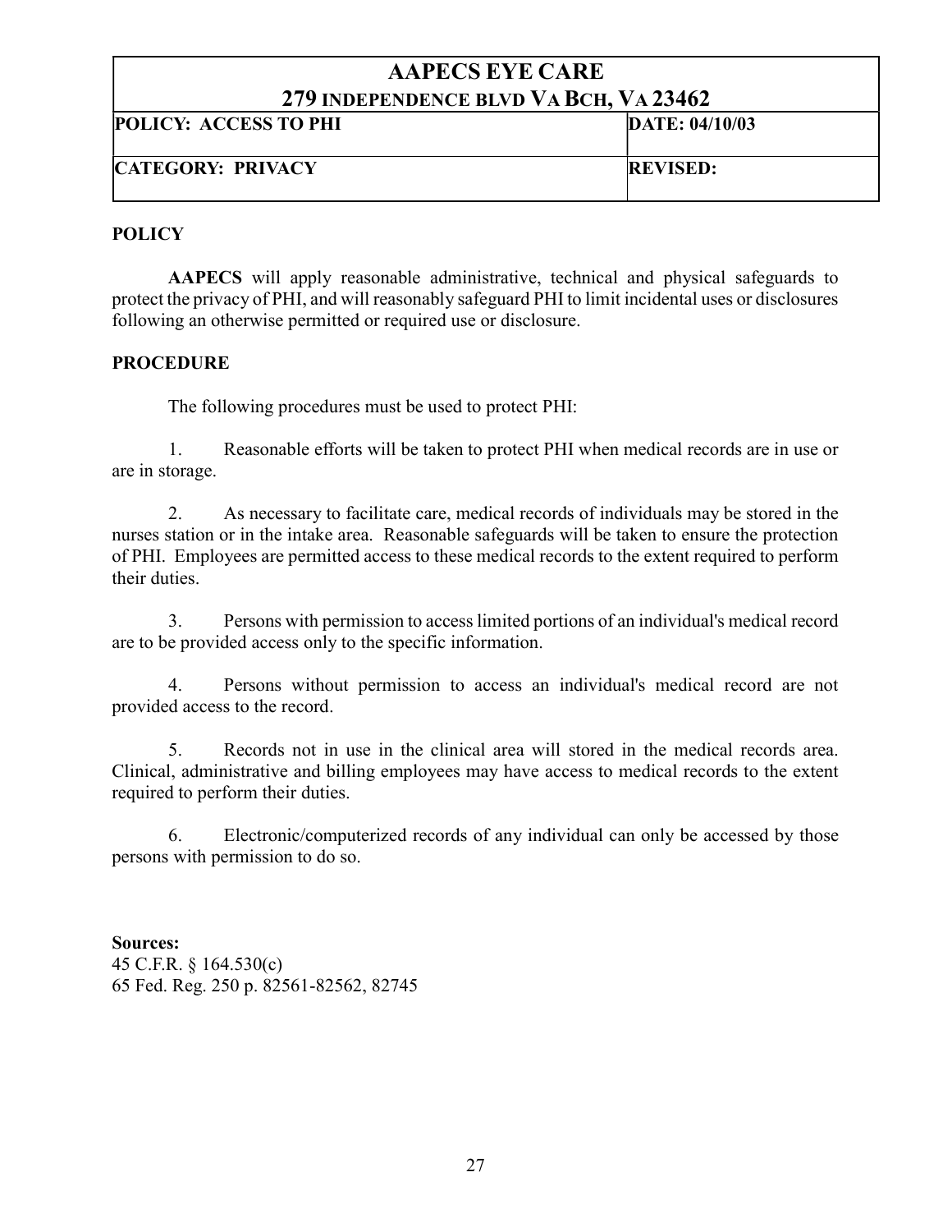| AAPECS EYE CARE<br>279 INDEPENDENCE BLVD VA BCH, VA 23462 | |
|---|---|
| **POLICY: ACCESS TO PHI** | **DATE: 04/10/03** |
| **CATEGORY: PRIVACY** | **REVISED:** |

**POLICY**

**AAPECS** will apply reasonable administrative, technical and physical safeguards to protect the privacy of PHI, and will reasonably safeguard PHI to limit incidental uses or disclosures following an otherwise permitted or required use or disclosure.

**PROCEDURE**

The following procedures must be used to protect PHI:

1. Reasonable efforts will be taken to protect PHI when medical records are in use or are in storage.

2. As necessary to facilitate care, medical records of individuals may be stored in the nurses station or in the intake area. Reasonable safeguards will be taken to ensure the protection of PHI. Employees are permitted access to these medical records to the extent required to perform their duties.

3. Persons with permission to access limited portions of an individual's medical record are to be provided access only to the specific information.

4. Persons without permission to access an individual's medical record are not provided access to the record.

5. Records not in use in the clinical area will stored in the medical records area. Clinical, administrative and billing employees may have access to medical records to the extent required to perform their duties.

6. Electronic/computerized records of any individual can only be accessed by those persons with permission to do so.

**Sources:**
45 C.F.R. § 164.530(c)
65 Fed. Reg. 250 p. 82561-82562, 82745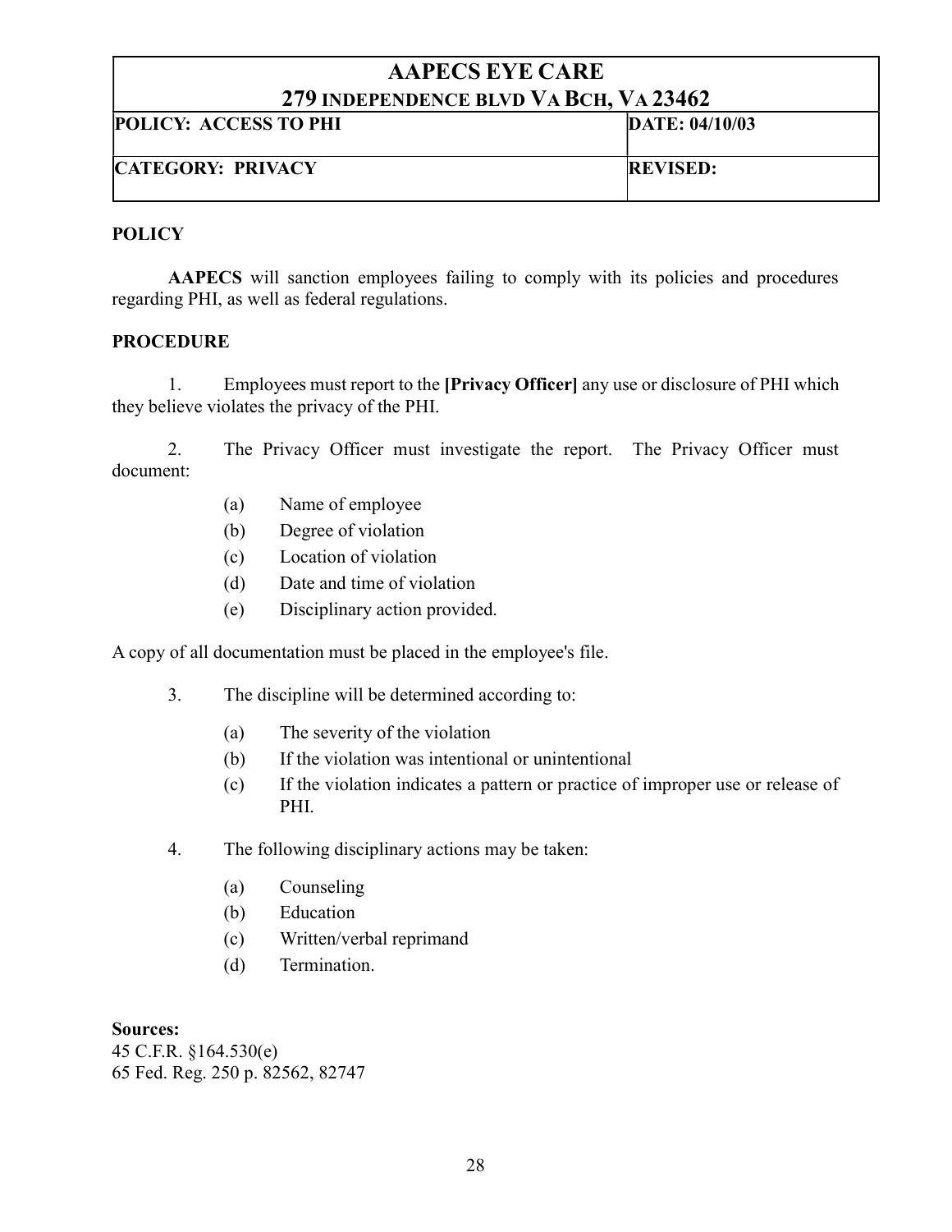| AAPECS EYE CARE<br>279 INDEPENDENCE BLVD VA BCH, VA 23462 | |
|---|---|
| **POLICY: ACCESS TO PHI** | **DATE: 04/10/03** |
| **CATEGORY: PRIVACY** | **REVISED:** |

**POLICY**

**AAPECS** will sanction employees failing to comply with its policies and procedures regarding PHI, as well as federal regulations.

**PROCEDURE**

1. Employees must report to the **[Privacy Officer]** any use or disclosure of PHI which they believe violates the privacy of the PHI.

2. The Privacy Officer must investigate the report. The Privacy Officer must document:

   (a) Name of employee
   (b) Degree of violation
   (c) Location of violation
   (d) Date and time of violation
   (e) Disciplinary action provided.

A copy of all documentation must be placed in the employee's file.

3. The discipline will be determined according to:

   (a) The severity of the violation
   (b) If the violation was intentional or unintentional
   (c) If the violation indicates a pattern or practice of improper use or release of PHI.

4. The following disciplinary actions may be taken:

   (a) Counseling
   (b) Education
   (c) Written/verbal reprimand
   (d) Termination.

**Sources:**
45 C.F.R. §164.530(e)
65 Fed. Reg. 250 p. 82562, 82747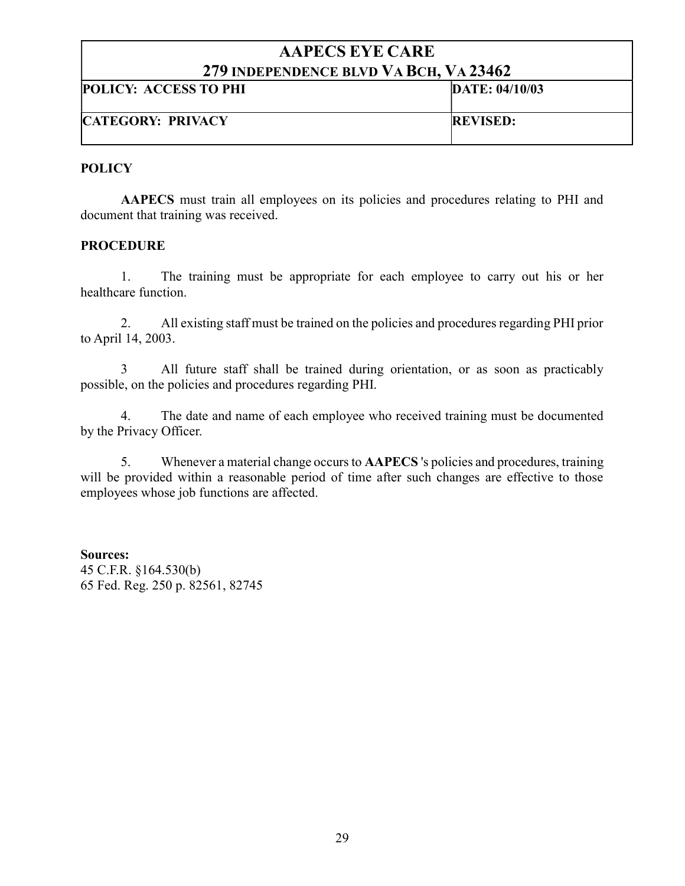| AAPECS EYE CARE<br>279 INDEPENDENCE BLVD VA BCH, VA 23462 | |
|---|---|
| **POLICY: ACCESS TO PHI** | **DATE: 04/10/03** |
| **CATEGORY: PRIVACY** | **REVISED:** |

**POLICY**

**AAPECS** must train all employees on its policies and procedures relating to PHI and document that training was received.

**PROCEDURE**

1. The training must be appropriate for each employee to carry out his or her healthcare function.

2. All existing staff must be trained on the policies and procedures regarding PHI prior to April 14, 2003.

3 All future staff shall be trained during orientation, or as soon as practicably possible, on the policies and procedures regarding PHI.

4. The date and name of each employee who received training must be documented by the Privacy Officer.

5. Whenever a material change occurs to **AAPECS** 's policies and procedures, training will be provided within a reasonable period of time after such changes are effective to those employees whose job functions are affected.

**Sources:**
45 C.F.R. §164.530(b)
65 Fed. Reg. 250 p. 82561, 82745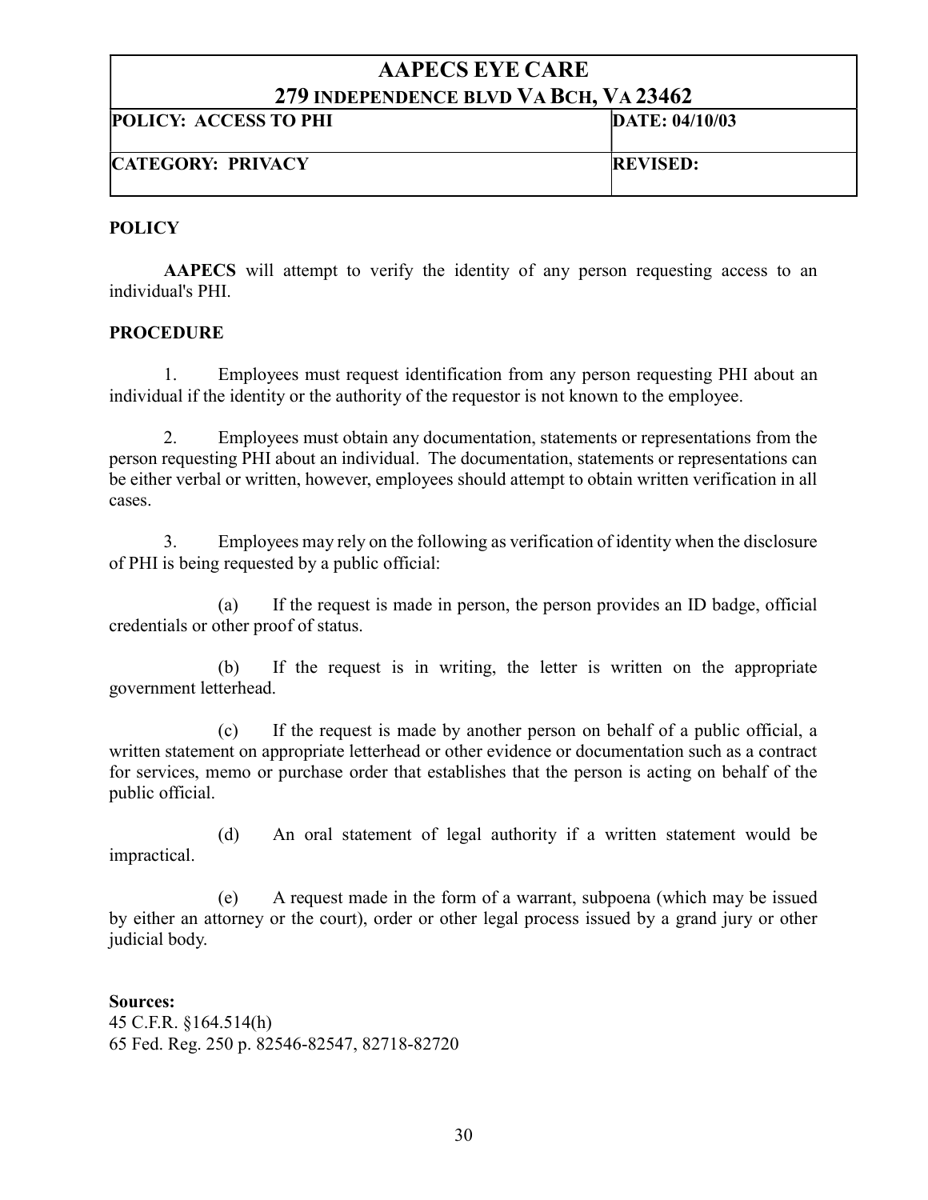| AAPECS EYE CARE<br>279 INDEPENDENCE BLVD VA BCH, VA 23462 | |
|---|---|
| **POLICY: ACCESS TO PHI** | **DATE: 04/10/03** |
| **CATEGORY: PRIVACY** | **REVISED:** |

**POLICY**

**AAPECS** will attempt to verify the identity of any person requesting access to an individual's PHI.

**PROCEDURE**

1. Employees must request identification from any person requesting PHI about an individual if the identity or the authority of the requestor is not known to the employee.

2. Employees must obtain any documentation, statements or representations from the person requesting PHI about an individual. The documentation, statements or representations can be either verbal or written, however, employees should attempt to obtain written verification in all cases.

3. Employees may rely on the following as verification of identity when the disclosure of PHI is being requested by a public official:

   (a) If the request is made in person, the person provides an ID badge, official credentials or other proof of status.

   (b) If the request is in writing, the letter is written on the appropriate government letterhead.

   (c) If the request is made by another person on behalf of a public official, a written statement on appropriate letterhead or other evidence or documentation such as a contract for services, memo or purchase order that establishes that the person is acting on behalf of the public official.

   (d) An oral statement of legal authority if a written statement would be impractical.

   (e) A request made in the form of a warrant, subpoena (which may be issued by either an attorney or the court), order or other legal process issued by a grand jury or other judicial body.

**Sources:**
45 C.F.R. §164.514(h)
65 Fed. Reg. 250 p. 82546-82547, 82718-82720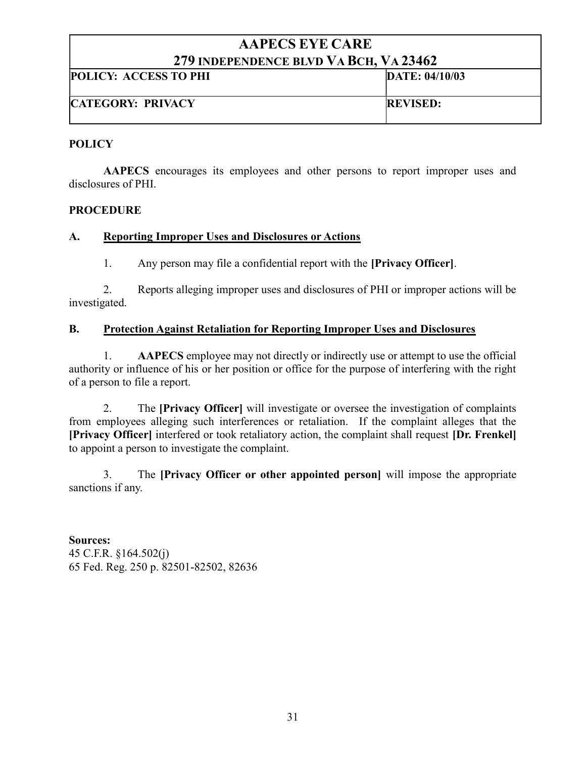| AAPECS EYE CARE<br>279 INDEPENDENCE BLVD VA BCH, VA 23462 | |
|---|---|
| **POLICY: ACCESS TO PHI** | **DATE: 04/10/03** |
| **CATEGORY: PRIVACY** | **REVISED:** |

## POLICY

**AAPECS** encourages its employees and other persons to report improper uses and disclosures of PHI.

## PROCEDURE

### A. Reporting Improper Uses and Disclosures or Actions

1. Any person may file a confidential report with the **[Privacy Officer]**.

2. Reports alleging improper uses and disclosures of PHI or improper actions will be investigated.

### B. Protection Against Retaliation for Reporting Improper Uses and Disclosures

1. **AAPECS** employee may not directly or indirectly use or attempt to use the official authority or influence of his or her position or office for the purpose of interfering with the right of a person to file a report.

2. The **[Privacy Officer]** will investigate or oversee the investigation of complaints from employees alleging such interferences or retaliation. If the complaint alleges that the **[Privacy Officer]** interfered or took retaliatory action, the complaint shall request **[Dr. Frenkel]** to appoint a person to investigate the complaint.

3. The **[Privacy Officer or other appointed person]** will impose the appropriate sanctions if any.

**Sources:**
45 C.F.R. §164.502(j)
65 Fed. Reg. 250 p. 82501-82502, 82636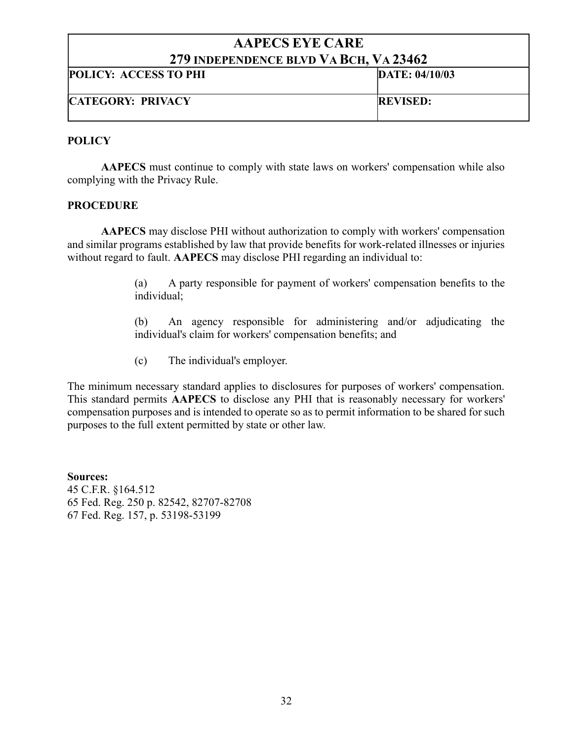| AAPECS EYE CARE<br>279 INDEPENDENCE BLVD VA BCH, VA 23462 | |
|---|---|
| **POLICY: ACCESS TO PHI** | **DATE: 04/10/03** |
| **CATEGORY: PRIVACY** | **REVISED:** |

**POLICY**

**AAPECS** must continue to comply with state laws on workers' compensation while also complying with the Privacy Rule.

**PROCEDURE**

**AAPECS** may disclose PHI without authorization to comply with workers' compensation and similar programs established by law that provide benefits for work-related illnesses or injuries without regard to fault. **AAPECS** may disclose PHI regarding an individual to:

> (a) A party responsible for payment of workers' compensation benefits to the individual;
>
> (b) An agency responsible for administering and/or adjudicating the individual's claim for workers' compensation benefits; and
>
> (c) The individual's employer.

The minimum necessary standard applies to disclosures for purposes of workers' compensation. This standard permits **AAPECS** to disclose any PHI that is reasonably necessary for workers' compensation purposes and is intended to operate so as to permit information to be shared for such purposes to the full extent permitted by state or other law.

**Sources:**
45 C.F.R. §164.512
65 Fed. Reg. 250 p. 82542, 82707-82708
67 Fed. Reg. 157, p. 53198-53199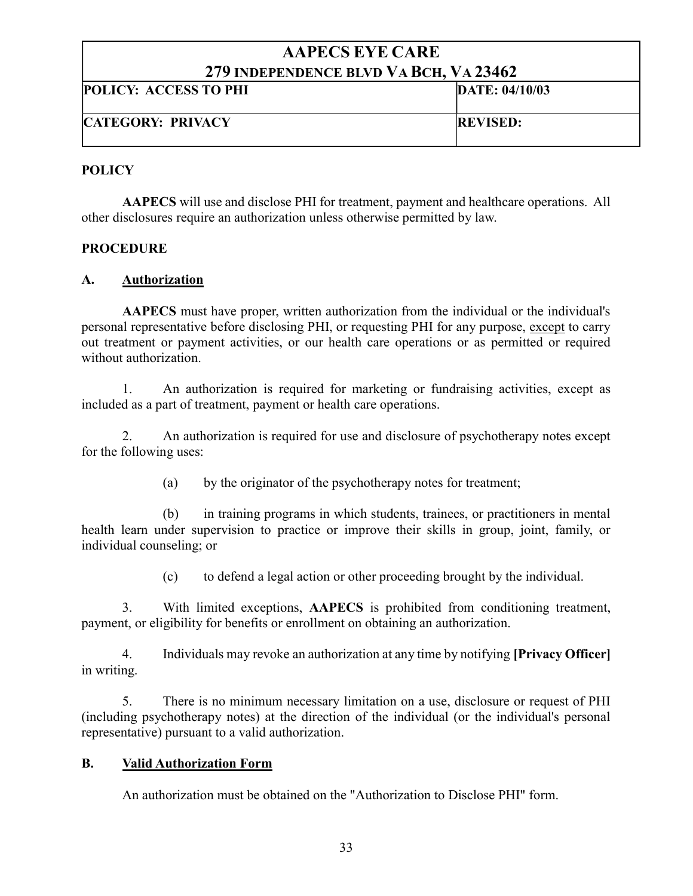| AAPECS EYE CARE<br>279 INDEPENDENCE BLVD VA BCH, VA 23462 | |
|---|---|
| **POLICY: ACCESS TO PHI** | **DATE: 04/10/03** |
| **CATEGORY: PRIVACY** | **REVISED:** |

**POLICY**

**AAPECS** will use and disclose PHI for treatment, payment and healthcare operations. All other disclosures require an authorization unless otherwise permitted by law.

**PROCEDURE**

**A. Authorization**

**AAPECS** must have proper, written authorization from the individual or the individual's personal representative before disclosing PHI, or requesting PHI for any purpose, except to carry out treatment or payment activities, or our health care operations or as permitted or required without authorization.

1. An authorization is required for marketing or fundraising activities, except as included as a part of treatment, payment or health care operations.

2. An authorization is required for use and disclosure of psychotherapy notes except for the following uses:

   (a) by the originator of the psychotherapy notes for treatment;

   (b) in training programs in which students, trainees, or practitioners in mental health learn under supervision to practice or improve their skills in group, joint, family, or individual counseling; or

   (c) to defend a legal action or other proceeding brought by the individual.

3. With limited exceptions, **AAPECS** is prohibited from conditioning treatment, payment, or eligibility for benefits or enrollment on obtaining an authorization.

4. Individuals may revoke an authorization at any time by notifying **[Privacy Officer]** in writing.

5. There is no minimum necessary limitation on a use, disclosure or request of PHI (including psychotherapy notes) at the direction of the individual (or the individual's personal representative) pursuant to a valid authorization.

**B. Valid Authorization Form**

An authorization must be obtained on the "Authorization to Disclose PHI" form.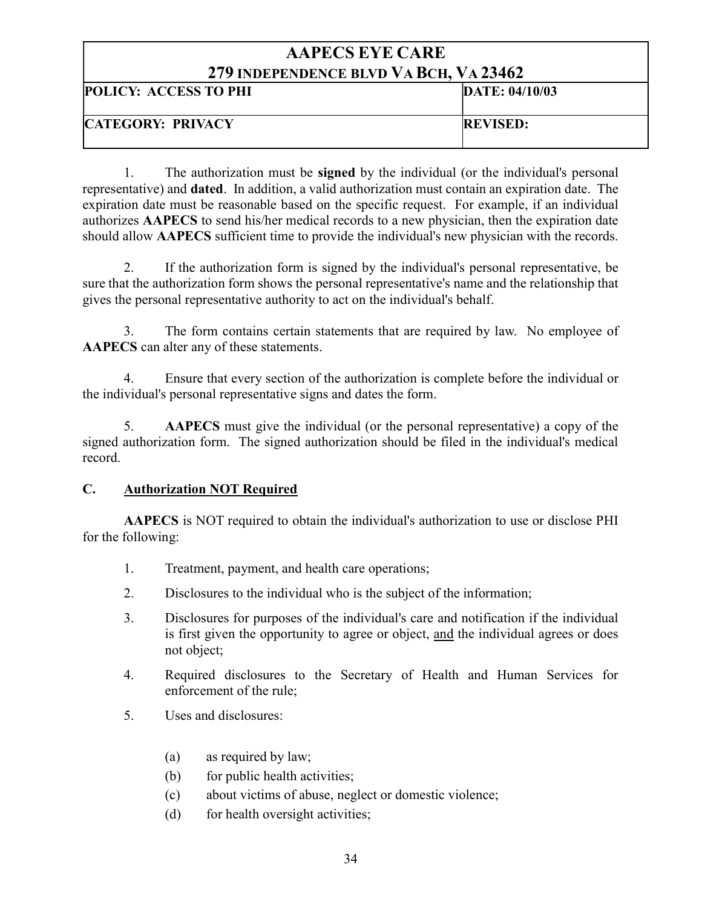1. The authorization must be **signed** by the individual (or the individual's personal representative) and **dated**. In addition, a valid authorization must contain an expiration date. The expiration date must be reasonable based on the specific request. For example, if an individual authorizes **AAPECS** to send his/her medical records to a new physician, then the expiration date should allow **AAPECS** sufficient time to provide the individual's new physician with the records.

2. If the authorization form is signed by the individual's personal representative, be sure that the authorization form shows the personal representative's name and the relationship that gives the personal representative authority to act on the individual's behalf.

3. The form contains certain statements that are required by law. No employee of **AAPECS** can alter any of these statements.

4. Ensure that every section of the authorization is complete before the individual or the individual's personal representative signs and dates the form.

5. **AAPECS** must give the individual (or the personal representative) a copy of the signed authorization form. The signed authorization should be filed in the individual's medical record.

## C. Authorization NOT Required

**AAPECS** is NOT required to obtain the individual's authorization to use or disclose PHI for the following:

1. Treatment, payment, and health care operations;
2. Disclosures to the individual who is the subject of the information;
3. Disclosures for purposes of the individual's care and notification if the individual is first given the opportunity to agree or object, and the individual agrees or does not object;
4. Required disclosures to the Secretary of Health and Human Services for enforcement of the rule;
5. Uses and disclosures:
   - (a) as required by law;
   - (b) for public health activities;
   - (c) about victims of abuse, neglect or domestic violence;
   - (d) for health oversight activities;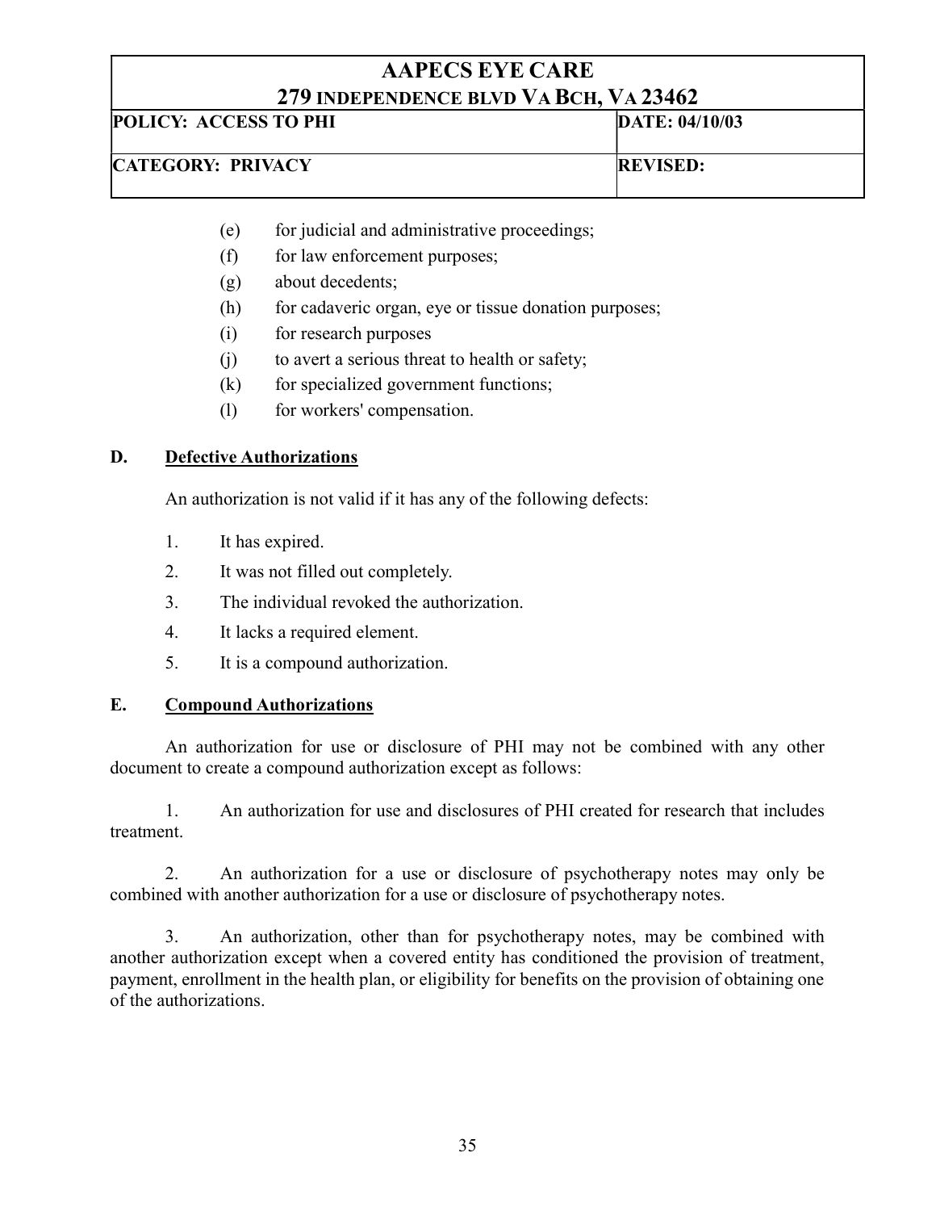(e) for judicial and administrative proceedings;

(f) for law enforcement purposes;

(g) about decedents;

(h) for cadaveric organ, eye or tissue donation purposes;

(i) for research purposes

(j) to avert a serious threat to health or safety;

(k) for specialized government functions;

(l) for workers' compensation.

**D. Defective Authorizations**

An authorization is not valid if it has any of the following defects:

1. It has expired.
2. It was not filled out completely.
3. The individual revoked the authorization.
4. It lacks a required element.
5. It is a compound authorization.

**E. Compound Authorizations**

An authorization for use or disclosure of PHI may not be combined with any other document to create a compound authorization except as follows:

1. An authorization for use and disclosures of PHI created for research that includes treatment.

2. An authorization for a use or disclosure of psychotherapy notes may only be combined with another authorization for a use or disclosure of psychotherapy notes.

3. An authorization, other than for psychotherapy notes, may be combined with another authorization except when a covered entity has conditioned the provision of treatment, payment, enrollment in the health plan, or eligibility for benefits on the provision of obtaining one of the authorizations.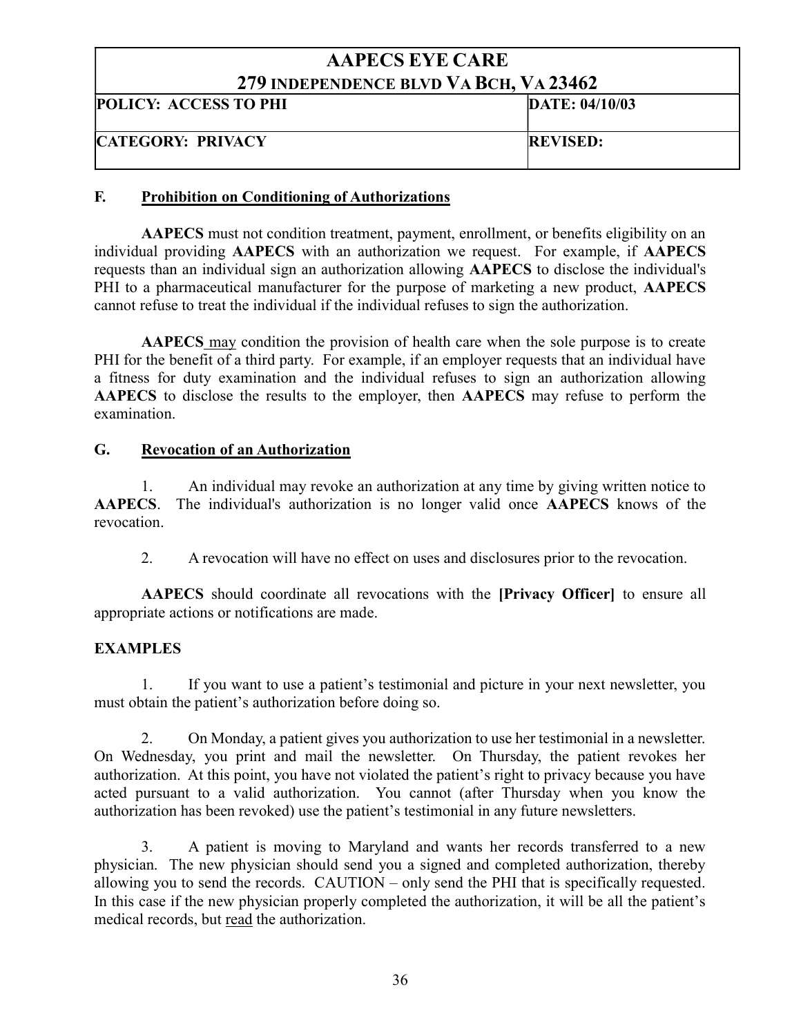## F. Prohibition on Conditioning of Authorizations

**AAPECS** must not condition treatment, payment, enrollment, or benefits eligibility on an individual providing **AAPECS** with an authorization we request. For example, if **AAPECS** requests than an individual sign an authorization allowing **AAPECS** to disclose the individual's PHI to a pharmaceutical manufacturer for the purpose of marketing a new product, **AAPECS** cannot refuse to treat the individual if the individual refuses to sign the authorization.

**AAPECS** may condition the provision of health care when the sole purpose is to create PHI for the benefit of a third party. For example, if an employer requests that an individual have a fitness for duty examination and the individual refuses to sign an authorization allowing **AAPECS** to disclose the results to the employer, then **AAPECS** may refuse to perform the examination.

## G. Revocation of an Authorization

1. An individual may revoke an authorization at any time by giving written notice to **AAPECS**. The individual's authorization is no longer valid once **AAPECS** knows of the revocation.

2. A revocation will have no effect on uses and disclosures prior to the revocation.

**AAPECS** should coordinate all revocations with the **[Privacy Officer]** to ensure all appropriate actions or notifications are made.

**EXAMPLES**

1. If you want to use a patient's testimonial and picture in your next newsletter, you must obtain the patient's authorization before doing so.

2. On Monday, a patient gives you authorization to use her testimonial in a newsletter. On Wednesday, you print and mail the newsletter. On Thursday, the patient revokes her authorization. At this point, you have not violated the patient's right to privacy because you have acted pursuant to a valid authorization. You cannot (after Thursday when you know the authorization has been revoked) use the patient's testimonial in any future newsletters.

3. A patient is moving to Maryland and wants her records transferred to a new physician. The new physician should send you a signed and completed authorization, thereby allowing you to send the records. CAUTION – only send the PHI that is specifically requested. In this case if the new physician properly completed the authorization, it will be all the patient's medical records, but read the authorization.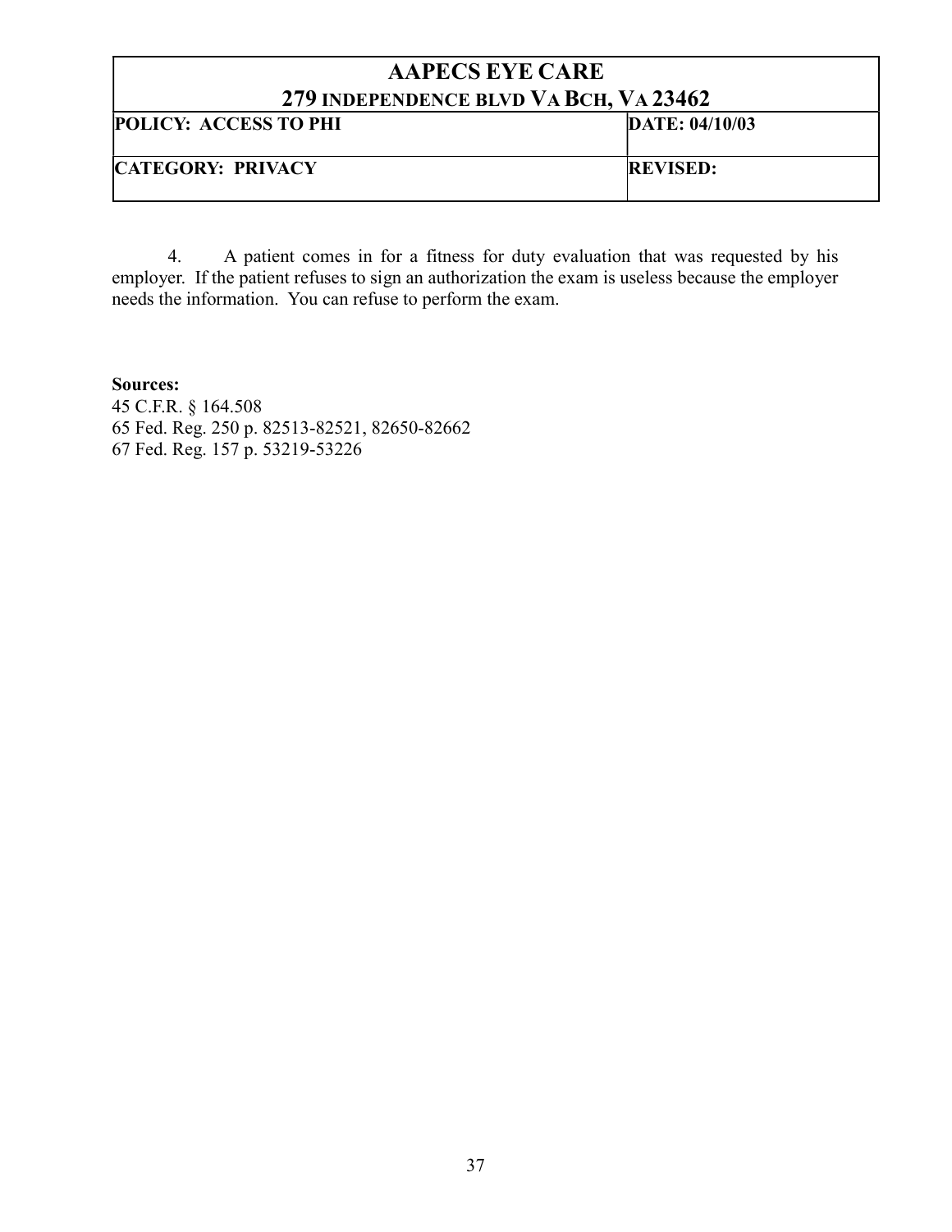| AAPECS EYE CARE<br>279 INDEPENDENCE BLVD VA BCH, VA 23462 | |
|---|---|
| **POLICY: ACCESS TO PHI** | **DATE: 04/10/03** |
| **CATEGORY: PRIVACY** | **REVISED:** |

4. A patient comes in for a fitness for duty evaluation that was requested by his employer. If the patient refuses to sign an authorization the exam is useless because the employer needs the information. You can refuse to perform the exam.

**Sources:**
45 C.F.R. § 164.508
65 Fed. Reg. 250 p. 82513-82521, 82650-82662
67 Fed. Reg. 157 p. 53219-53226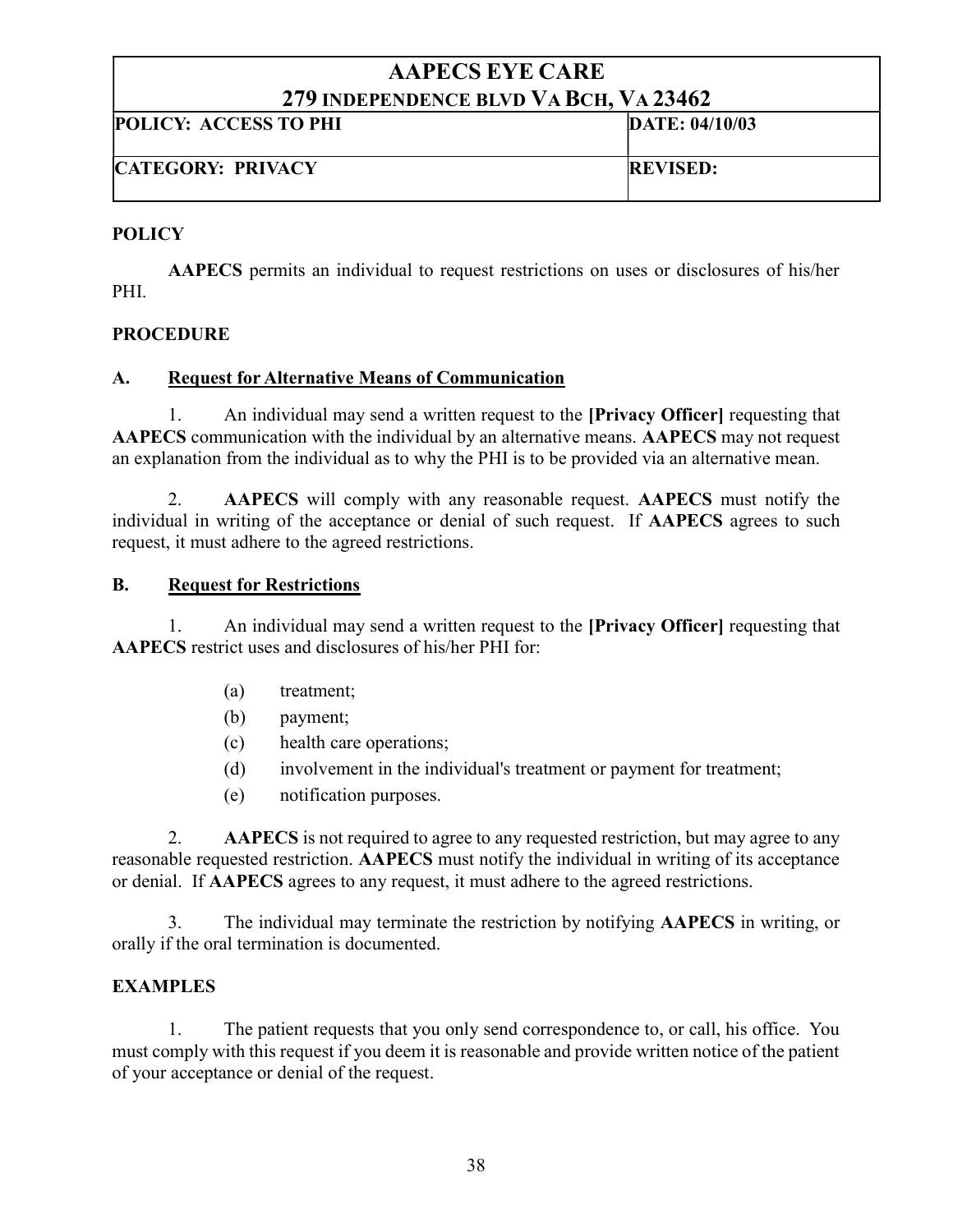| AAPECS EYE CARE<br>279 INDEPENDENCE BLVD VA BCH, VA 23462 | |
|---|---|
| **POLICY: ACCESS TO PHI** | **DATE: 04/10/03** |
| **CATEGORY: PRIVACY** | **REVISED:** |

## POLICY

**AAPECS** permits an individual to request restrictions on uses or disclosures of his/her PHI.

## PROCEDURE

### A. Request for Alternative Means of Communication

1. An individual may send a written request to the **[Privacy Officer]** requesting that **AAPECS** communication with the individual by an alternative means. **AAPECS** may not request an explanation from the individual as to why the PHI is to be provided via an alternative mean.

2. **AAPECS** will comply with any reasonable request. **AAPECS** must notify the individual in writing of the acceptance or denial of such request. If **AAPECS** agrees to such request, it must adhere to the agreed restrictions.

### B. Request for Restrictions

1. An individual may send a written request to the **[Privacy Officer]** requesting that **AAPECS** restrict uses and disclosures of his/her PHI for:

   (a) treatment;
   (b) payment;
   (c) health care operations;
   (d) involvement in the individual's treatment or payment for treatment;
   (e) notification purposes.

2. **AAPECS** is not required to agree to any requested restriction, but may agree to any reasonable requested restriction. **AAPECS** must notify the individual in writing of its acceptance or denial. If **AAPECS** agrees to any request, it must adhere to the agreed restrictions.

3. The individual may terminate the restriction by notifying **AAPECS** in writing, or orally if the oral termination is documented.

## EXAMPLES

1. The patient requests that you only send correspondence to, or call, his office. You must comply with this request if you deem it is reasonable and provide written notice of the patient of your acceptance or denial of the request.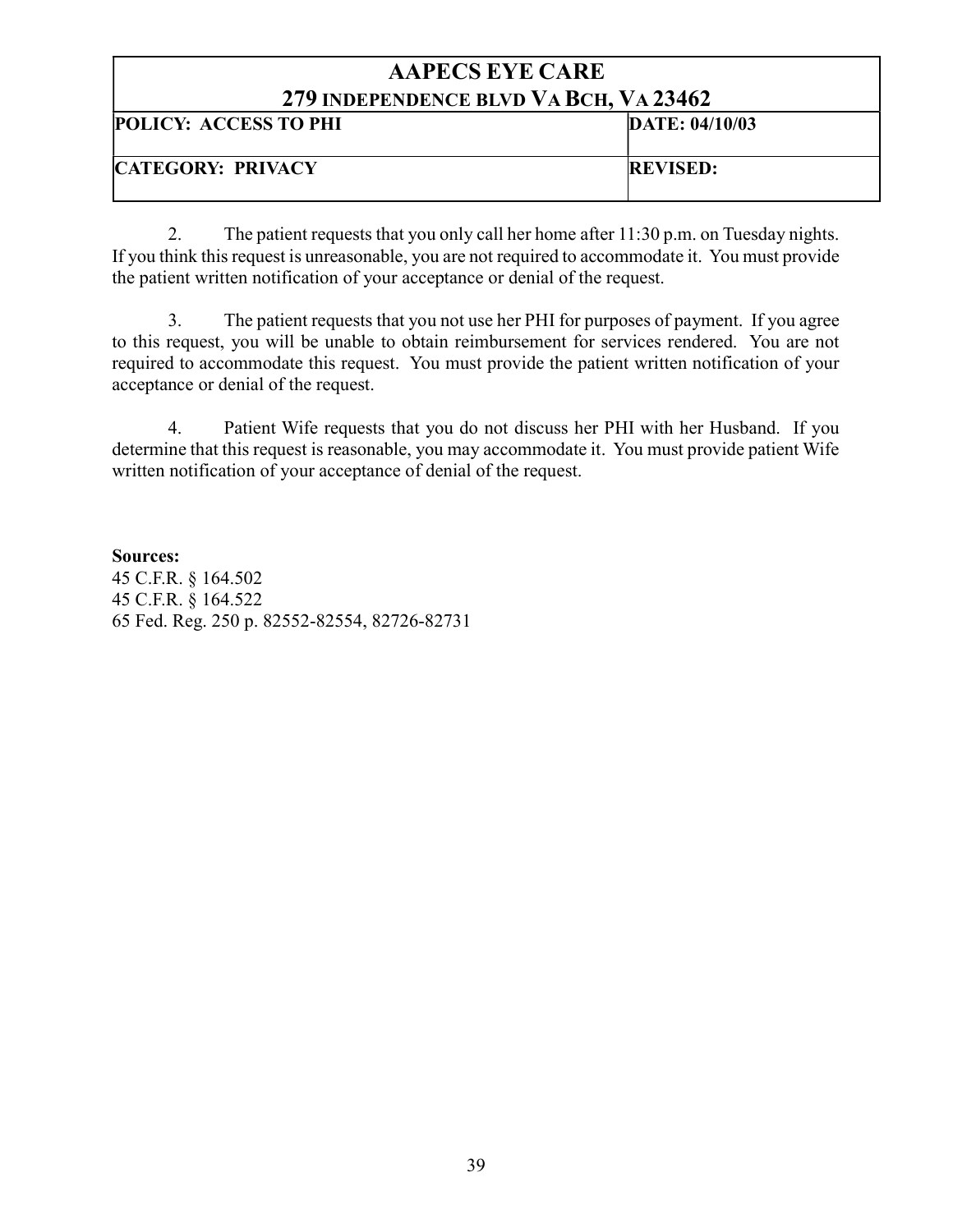| AAPECS EYE CARE<br>279 INDEPENDENCE BLVD VA BCH, VA 23462 | |
|---|---|
| **POLICY: ACCESS TO PHI** | **DATE: 04/10/03** |
| **CATEGORY: PRIVACY** | **REVISED:** |

2. The patient requests that you only call her home after 11:30 p.m. on Tuesday nights. If you think this request is unreasonable, you are not required to accommodate it. You must provide the patient written notification of your acceptance or denial of the request.

3. The patient requests that you not use her PHI for purposes of payment. If you agree to this request, you will be unable to obtain reimbursement for services rendered. You are not required to accommodate this request. You must provide the patient written notification of your acceptance or denial of the request.

4. Patient Wife requests that you do not discuss her PHI with her Husband. If you determine that this request is reasonable, you may accommodate it. You must provide patient Wife written notification of your acceptance of denial of the request.

**Sources:**
45 C.F.R. § 164.502
45 C.F.R. § 164.522
65 Fed. Reg. 250 p. 82552-82554, 82726-82731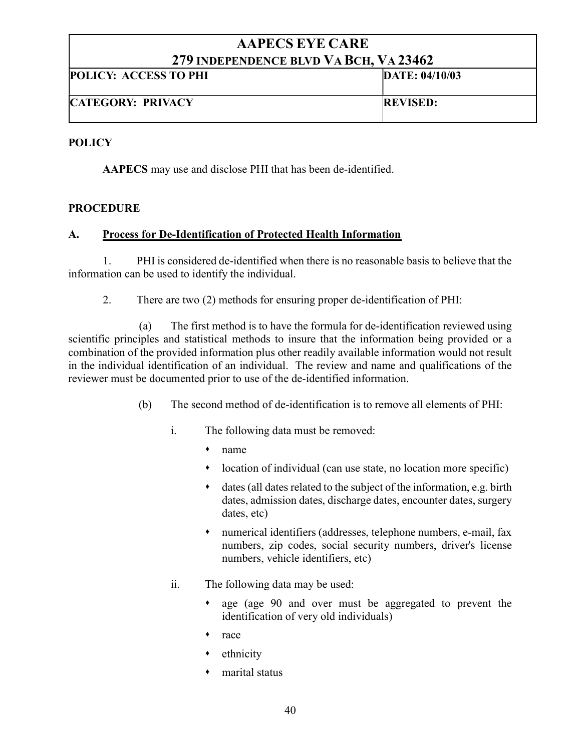| AAPECS EYE CARE<br>279 INDEPENDENCE BLVD VA BCH, VA 23462 | |
|---|---|
| **POLICY: ACCESS TO PHI** | **DATE: 04/10/03** |
| **CATEGORY: PRIVACY** | **REVISED:** |

## POLICY

**AAPECS** may use and disclose PHI that has been de-identified.

## PROCEDURE

### A. Process for De-Identification of Protected Health Information

1. PHI is considered de-identified when there is no reasonable basis to believe that the information can be used to identify the individual.

2. There are two (2) methods for ensuring proper de-identification of PHI:

   (a) The first method is to have the formula for de-identification reviewed using scientific principles and statistical methods to insure that the information being provided or a combination of the provided information plus other readily available information would not result in the individual identification of an individual. The review and name and qualifications of the reviewer must be documented prior to use of the de-identified information.

   (b) The second method of de-identification is to remove all elements of PHI:

   i. The following data must be removed:

   - name
   - location of individual (can use state, no location more specific)
   - dates (all dates related to the subject of the information, e.g. birth dates, admission dates, discharge dates, encounter dates, surgery dates, etc)
   - numerical identifiers (addresses, telephone numbers, e-mail, fax numbers, zip codes, social security numbers, driver's license numbers, vehicle identifiers, etc)

   ii. The following data may be used:

   - age (age 90 and over must be aggregated to prevent the identification of very old individuals)
   - race
   - ethnicity
   - marital status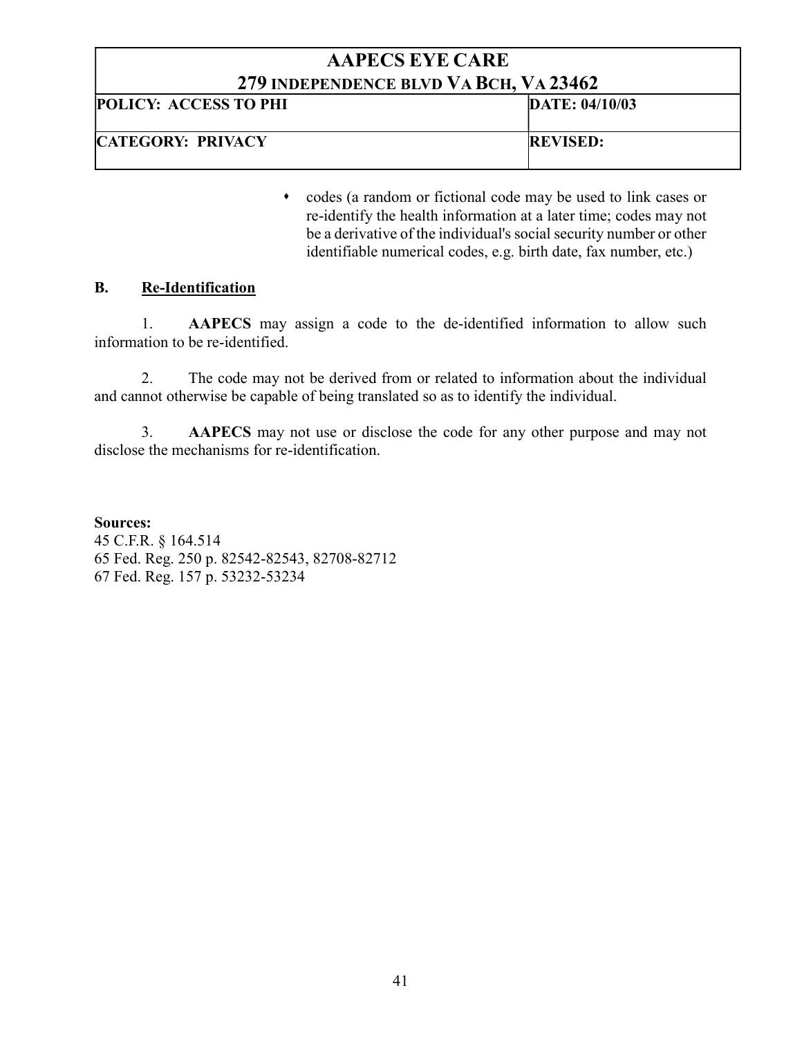| AAPECS EYE CARE 279 INDEPENDENCE BLVD VA BCH, VA 23462 | |
|---|---|
| **POLICY: ACCESS TO PHI** | **DATE: 04/10/03** |
| **CATEGORY: PRIVACY** | **REVISED:** |

- codes (a random or fictional code may be used to link cases or re-identify the health information at a later time; codes may not be a derivative of the individual's social security number or other identifiable numerical codes, e.g. birth date, fax number, etc.)

**B. Re-Identification**

1. **AAPECS** may assign a code to the de-identified information to allow such information to be re-identified.

2. The code may not be derived from or related to information about the individual and cannot otherwise be capable of being translated so as to identify the individual.

3. **AAPECS** may not use or disclose the code for any other purpose and may not disclose the mechanisms for re-identification.

**Sources:**
45 C.F.R. § 164.514
65 Fed. Reg. 250 p. 82542-82543, 82708-82712
67 Fed. Reg. 157 p. 53232-53234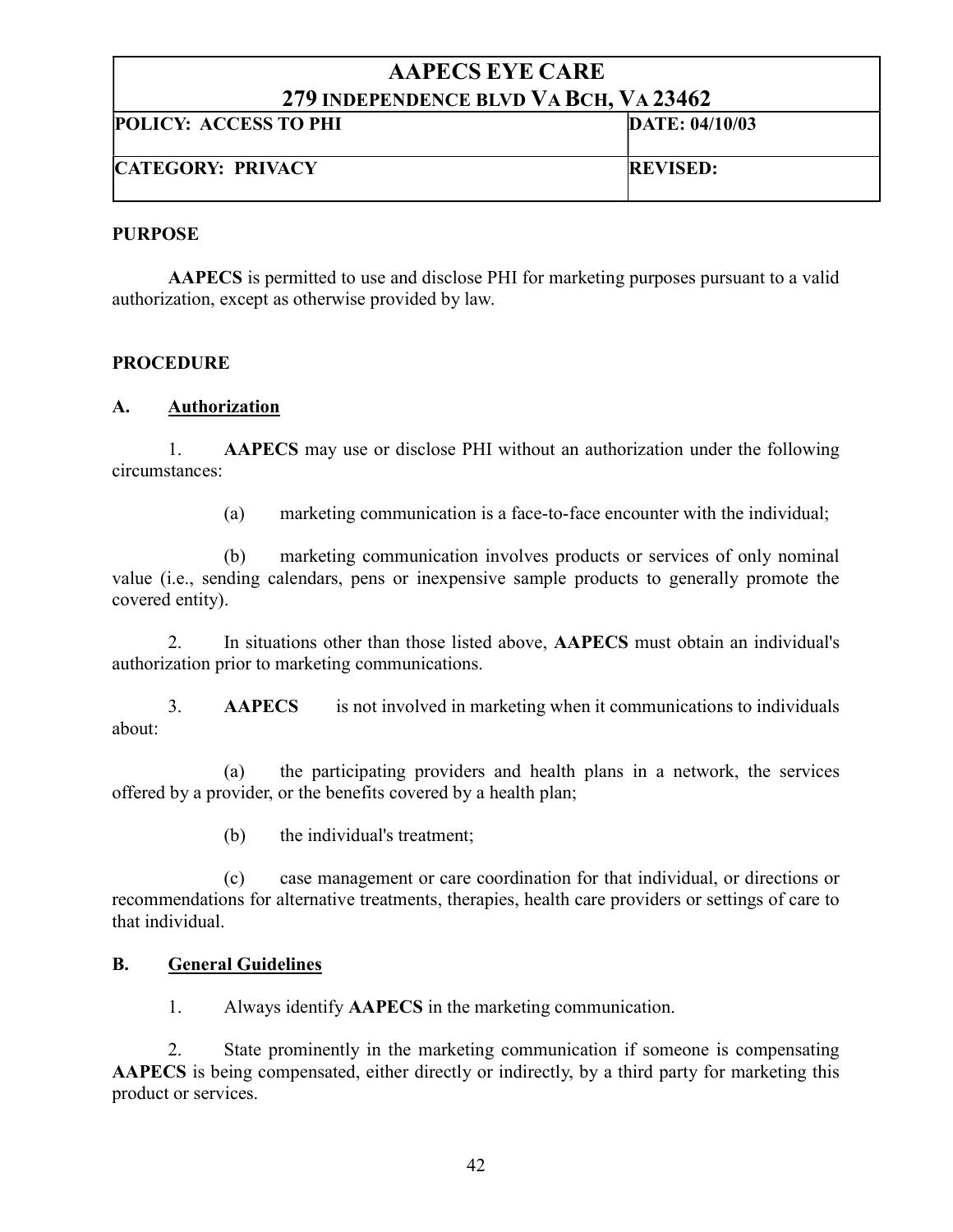| AAPECS EYE CARE<br>279 INDEPENDENCE BLVD VA BCH, VA 23462 | |
|---|---|
| **POLICY: ACCESS TO PHI** | **DATE: 04/10/03** |
| **CATEGORY: PRIVACY** | **REVISED:** |

**PURPOSE**

**AAPECS** is permitted to use and disclose PHI for marketing purposes pursuant to a valid authorization, except as otherwise provided by law.

**PROCEDURE**

**A. Authorization**

1. **AAPECS** may use or disclose PHI without an authorization under the following circumstances:

   (a) marketing communication is a face-to-face encounter with the individual;

   (b) marketing communication involves products or services of only nominal value (i.e., sending calendars, pens or inexpensive sample products to generally promote the covered entity).

2. In situations other than those listed above, **AAPECS** must obtain an individual's authorization prior to marketing communications.

3. **AAPECS** is not involved in marketing when it communications to individuals about:

   (a) the participating providers and health plans in a network, the services offered by a provider, or the benefits covered by a health plan;

   (b) the individual's treatment;

   (c) case management or care coordination for that individual, or directions or recommendations for alternative treatments, therapies, health care providers or settings of care to that individual.

**B. General Guidelines**

1. Always identify **AAPECS** in the marketing communication.

2. State prominently in the marketing communication if someone is compensating **AAPECS** is being compensated, either directly or indirectly, by a third party for marketing this product or services.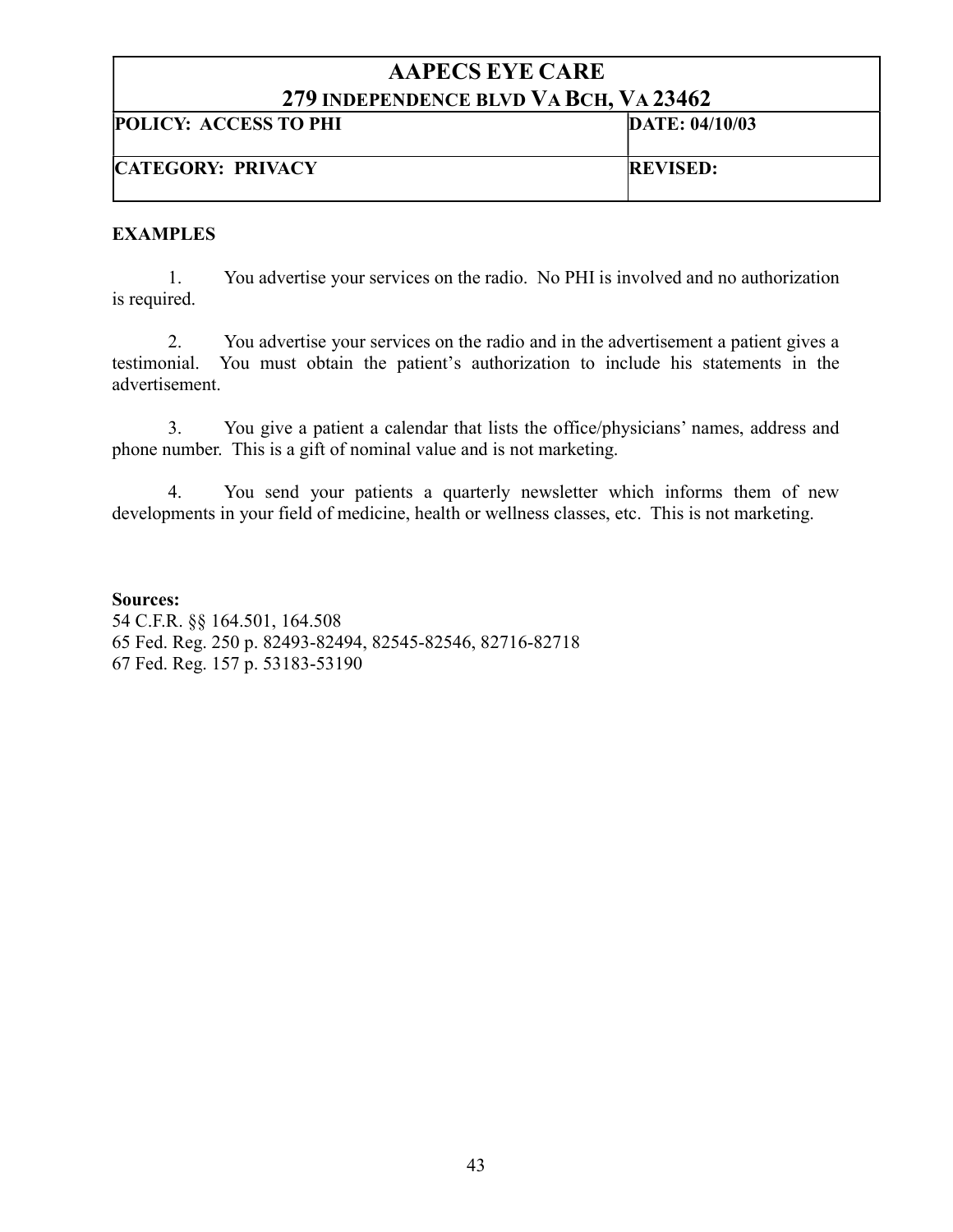| AAPECS EYE CARE<br>279 INDEPENDENCE BLVD VA BCH, VA 23462 | |
| --- | --- |
| **POLICY: ACCESS TO PHI** | **DATE: 04/10/03** |
| **CATEGORY: PRIVACY** | **REVISED:** |

**EXAMPLES**

1. You advertise your services on the radio. No PHI is involved and no authorization is required.

2. You advertise your services on the radio and in the advertisement a patient gives a testimonial. You must obtain the patient's authorization to include his statements in the advertisement.

3. You give a patient a calendar that lists the office/physicians' names, address and phone number. This is a gift of nominal value and is not marketing.

4. You send your patients a quarterly newsletter which informs them of new developments in your field of medicine, health or wellness classes, etc. This is not marketing.

**Sources:**
54 C.F.R. §§ 164.501, 164.508
65 Fed. Reg. 250 p. 82493-82494, 82545-82546, 82716-82718
67 Fed. Reg. 157 p. 53183-53190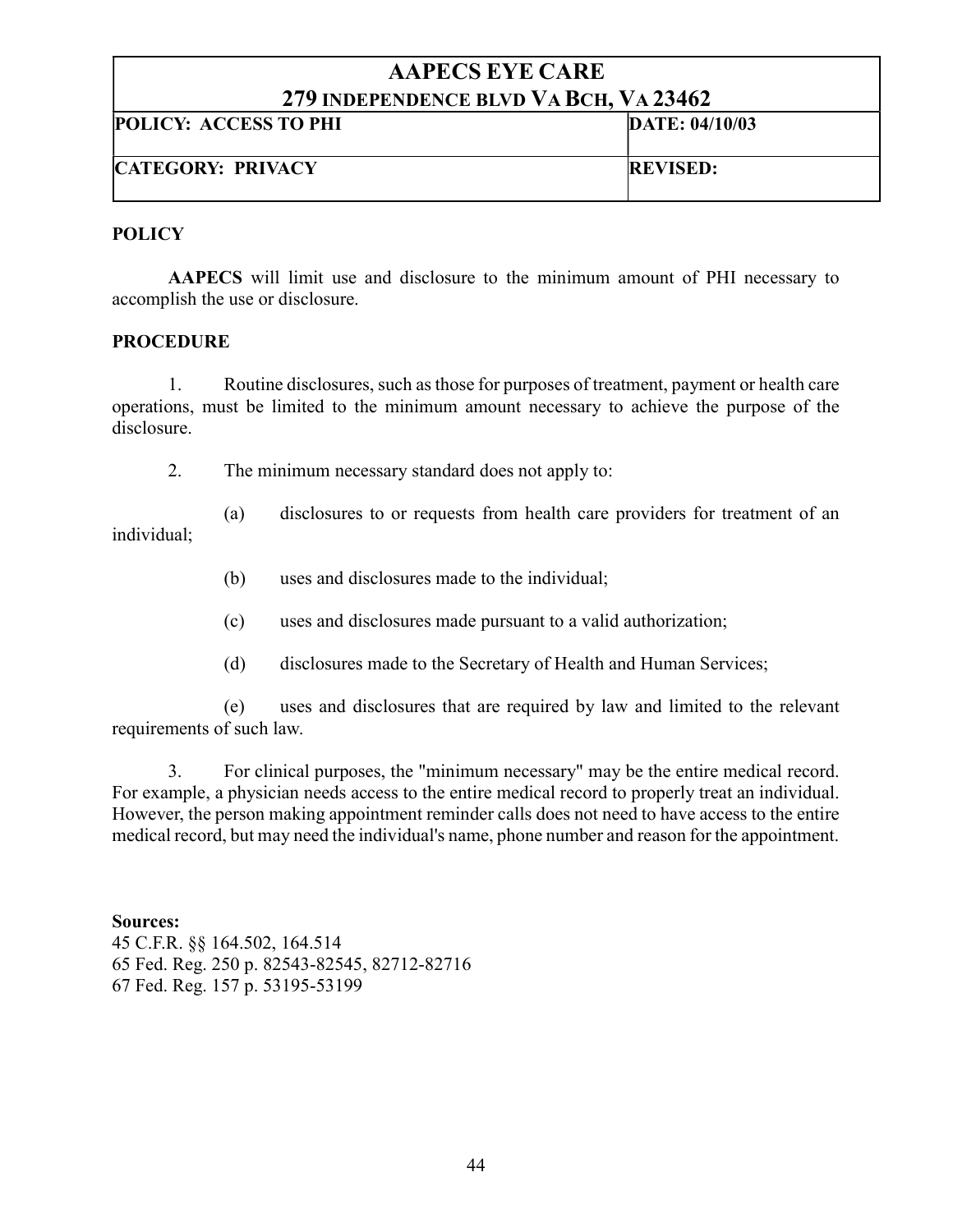| AAPECS EYE CARE<br>279 INDEPENDENCE BLVD VA BCH, VA 23462 | |
|---|---|
| **POLICY: ACCESS TO PHI** | **DATE: 04/10/03** |
| **CATEGORY: PRIVACY** | **REVISED:** |

**POLICY**

**AAPECS** will limit use and disclosure to the minimum amount of PHI necessary to accomplish the use or disclosure.

**PROCEDURE**

1. Routine disclosures, such as those for purposes of treatment, payment or health care operations, must be limited to the minimum amount necessary to achieve the purpose of the disclosure.

2. The minimum necessary standard does not apply to:

   (a) disclosures to or requests from health care providers for treatment of an individual;

   (b) uses and disclosures made to the individual;

   (c) uses and disclosures made pursuant to a valid authorization;

   (d) disclosures made to the Secretary of Health and Human Services;

   (e) uses and disclosures that are required by law and limited to the relevant requirements of such law.

3. For clinical purposes, the "minimum necessary" may be the entire medical record. For example, a physician needs access to the entire medical record to properly treat an individual. However, the person making appointment reminder calls does not need to have access to the entire medical record, but may need the individual's name, phone number and reason for the appointment.

**Sources:**
45 C.F.R. §§ 164.502, 164.514
65 Fed. Reg. 250 p. 82543-82545, 82712-82716
67 Fed. Reg. 157 p. 53195-53199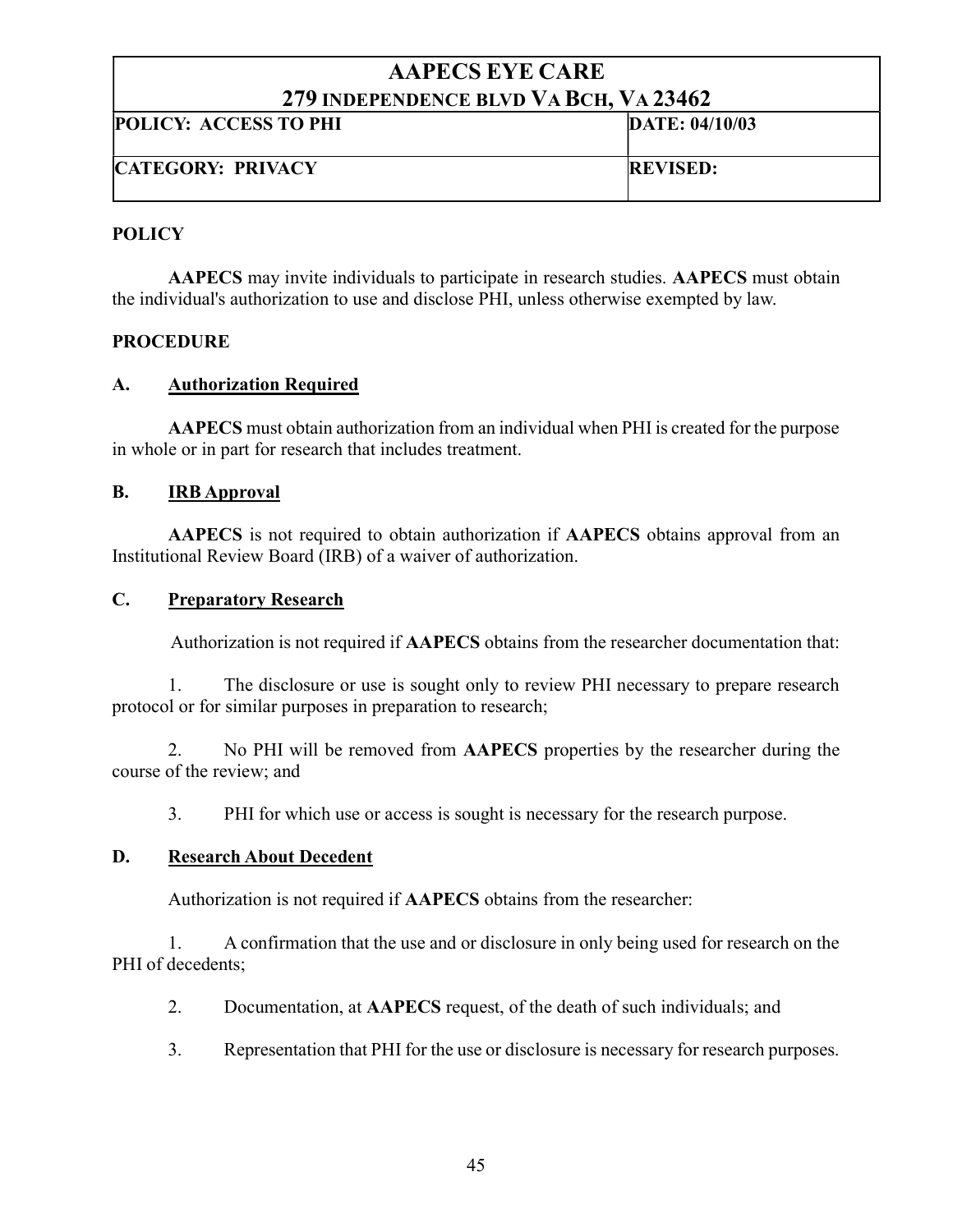| AAPECS EYE CARE 279 INDEPENDENCE BLVD VA BCH, VA 23462 | |
|---|---|
| **POLICY: ACCESS TO PHI** | **DATE: 04/10/03** |
| **CATEGORY: PRIVACY** | **REVISED:** |

**POLICY**

**AAPECS** may invite individuals to participate in research studies. **AAPECS** must obtain the individual's authorization to use and disclose PHI, unless otherwise exempted by law.

**PROCEDURE**

**A. Authorization Required**

**AAPECS** must obtain authorization from an individual when PHI is created for the purpose in whole or in part for research that includes treatment.

**B. IRB Approval**

**AAPECS** is not required to obtain authorization if **AAPECS** obtains approval from an Institutional Review Board (IRB) of a waiver of authorization.

**C. Preparatory Research**

Authorization is not required if **AAPECS** obtains from the researcher documentation that:

1. The disclosure or use is sought only to review PHI necessary to prepare research protocol or for similar purposes in preparation to research;

2. No PHI will be removed from **AAPECS** properties by the researcher during the course of the review; and

3. PHI for which use or access is sought is necessary for the research purpose.

**D. Research About Decedent**

Authorization is not required if **AAPECS** obtains from the researcher:

1. A confirmation that the use and or disclosure in only being used for research on the PHI of decedents;

2. Documentation, at **AAPECS** request, of the death of such individuals; and

3. Representation that PHI for the use or disclosure is necessary for research purposes.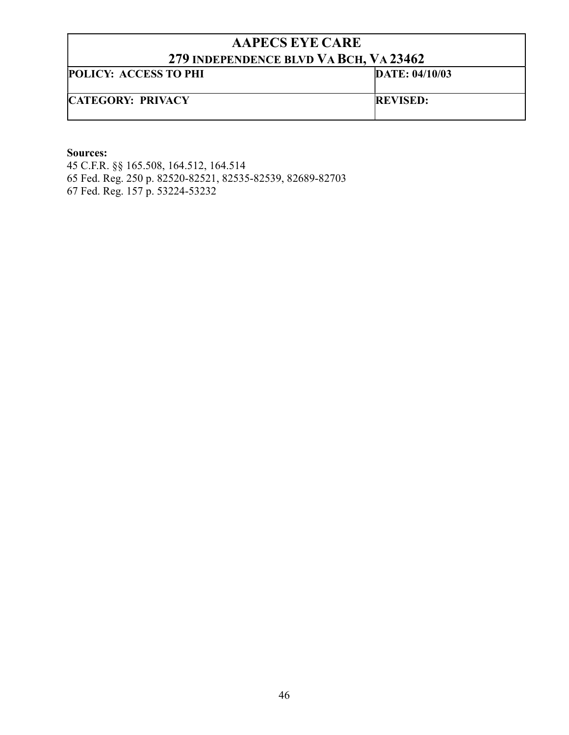| AAPECS EYE CARE<br>279 INDEPENDENCE BLVD VA BCH, VA 23462 | |
|---|---|
| **POLICY: ACCESS TO PHI** | **DATE: 04/10/03** |
| **CATEGORY: PRIVACY** | **REVISED:** |

**Sources:**
45 C.F.R. §§ 165.508, 164.512, 164.514
65 Fed. Reg. 250 p. 82520-82521, 82535-82539, 82689-82703
67 Fed. Reg. 157 p. 53224-53232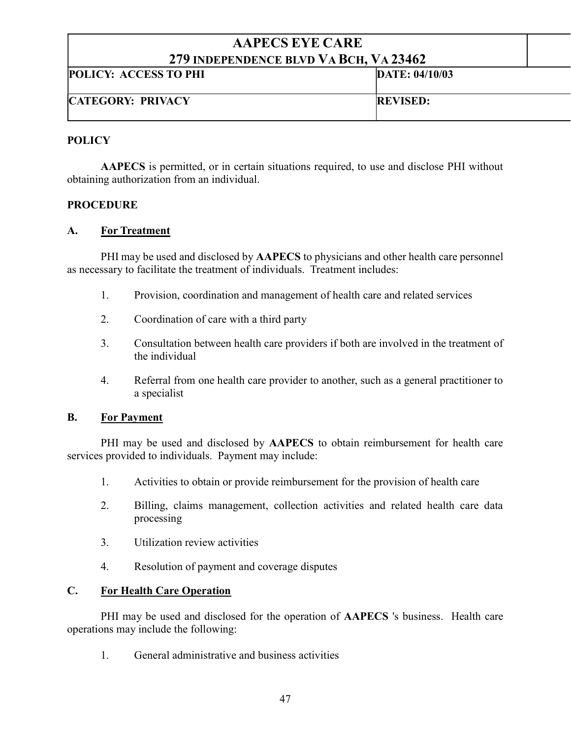| AAPECS EYE CARE<br>279 INDEPENDENCE BLVD VA BCH, VA 23462 | |
|---|---|
| **POLICY: ACCESS TO PHI** | **DATE: 04/10/03** |
| **CATEGORY: PRIVACY** | **REVISED:** |

**POLICY**

**AAPECS** is permitted, or in certain situations required, to use and disclose PHI without obtaining authorization from an individual.

**PROCEDURE**

**A. For Treatment**

PHI may be used and disclosed by **AAPECS** to physicians and other health care personnel as necessary to facilitate the treatment of individuals. Treatment includes:

1. Provision, coordination and management of health care and related services
2. Coordination of care with a third party
3. Consultation between health care providers if both are involved in the treatment of the individual
4. Referral from one health care provider to another, such as a general practitioner to a specialist

**B. For Payment**

PHI may be used and disclosed by **AAPECS** to obtain reimbursement for health care services provided to individuals. Payment may include:

1. Activities to obtain or provide reimbursement for the provision of health care
2. Billing, claims management, collection activities and related health care data processing
3. Utilization review activities
4. Resolution of payment and coverage disputes

**C. For Health Care Operation**

PHI may be used and disclosed for the operation of **AAPECS** 's business. Health care operations may include the following:

1. General administrative and business activities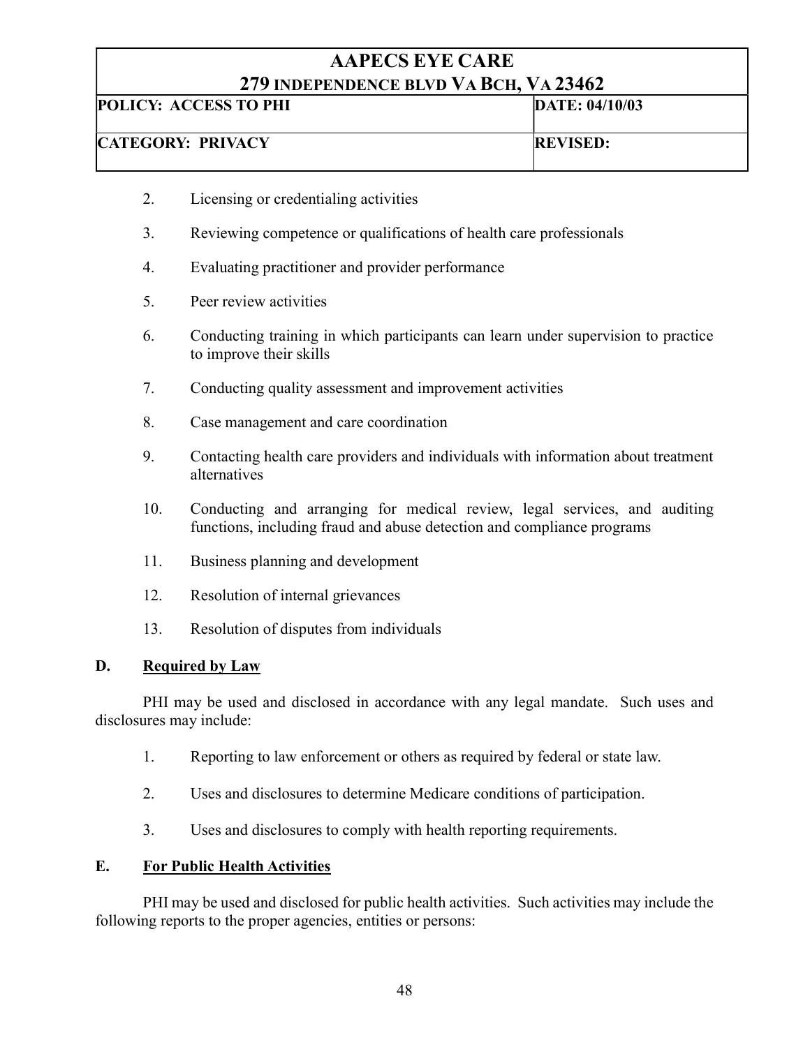2. Licensing or credentialing activities

3. Reviewing competence or qualifications of health care professionals

4. Evaluating practitioner and provider performance

5. Peer review activities

6. Conducting training in which participants can learn under supervision to practice to improve their skills

7. Conducting quality assessment and improvement activities

8. Case management and care coordination

9. Contacting health care providers and individuals with information about treatment alternatives

10. Conducting and arranging for medical review, legal services, and auditing functions, including fraud and abuse detection and compliance programs

11. Business planning and development

12. Resolution of internal grievances

13. Resolution of disputes from individuals

### D. Required by Law

PHI may be used and disclosed in accordance with any legal mandate. Such uses and disclosures may include:

1. Reporting to law enforcement or others as required by federal or state law.

2. Uses and disclosures to determine Medicare conditions of participation.

3. Uses and disclosures to comply with health reporting requirements.

### E. For Public Health Activities

PHI may be used and disclosed for public health activities. Such activities may include the following reports to the proper agencies, entities or persons: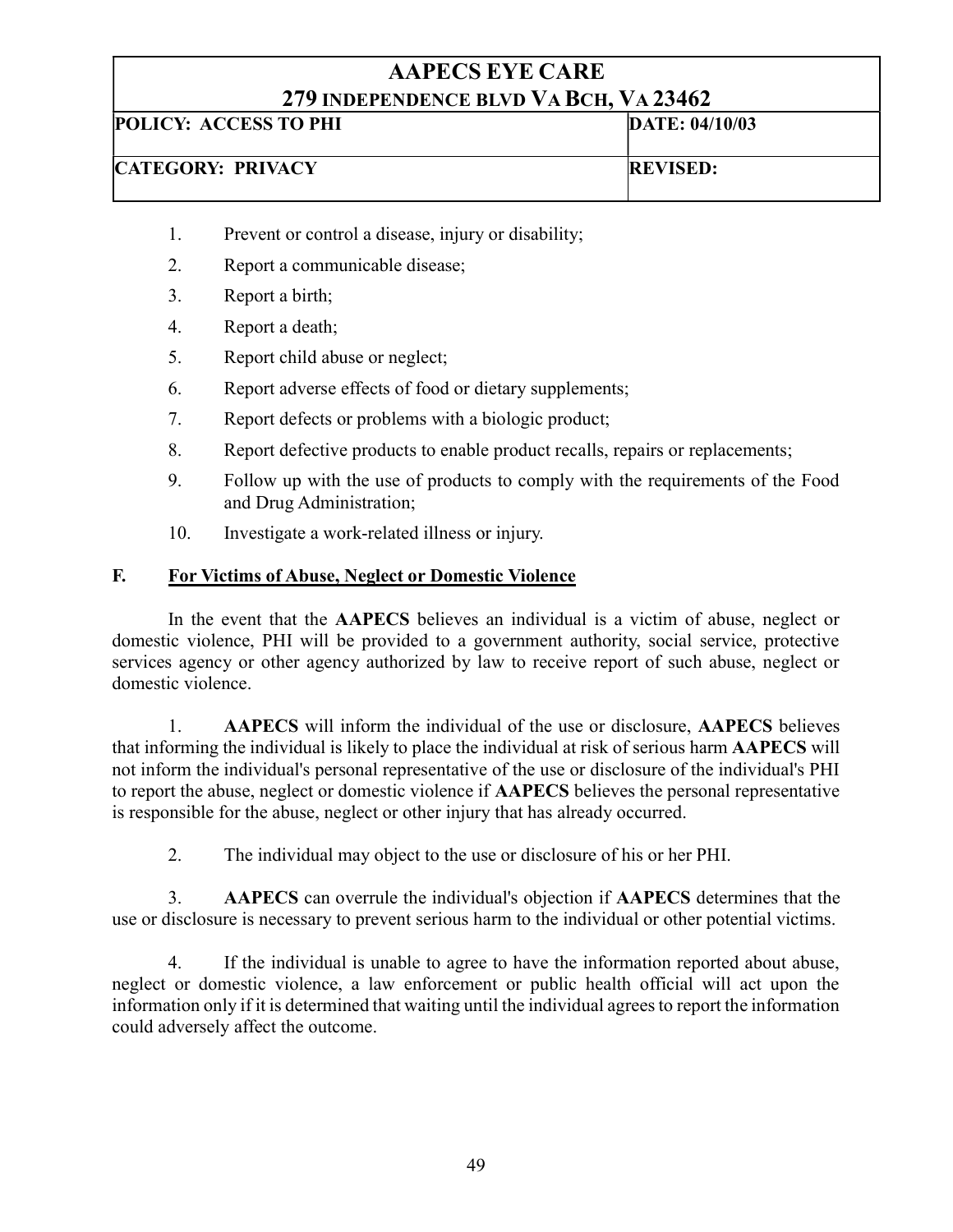| AAPECS EYE CARE 279 INDEPENDENCE BLVD VA BCH, VA 23462 | |
|---|---|
| **POLICY: ACCESS TO PHI** | **DATE: 04/10/03** |
| **CATEGORY: PRIVACY** | **REVISED:** |

1. Prevent or control a disease, injury or disability;
2. Report a communicable disease;
3. Report a birth;
4. Report a death;
5. Report child abuse or neglect;
6. Report adverse effects of food or dietary supplements;
7. Report defects or problems with a biologic product;
8. Report defective products to enable product recalls, repairs or replacements;
9. Follow up with the use of products to comply with the requirements of the Food and Drug Administration;
10. Investigate a work-related illness or injury.

## F. For Victims of Abuse, Neglect or Domestic Violence

In the event that the **AAPECS** believes an individual is a victim of abuse, neglect or domestic violence, PHI will be provided to a government authority, social service, protective services agency or other agency authorized by law to receive report of such abuse, neglect or domestic violence.

1. **AAPECS** will inform the individual of the use or disclosure, **AAPECS** believes that informing the individual is likely to place the individual at risk of serious harm **AAPECS** will not inform the individual's personal representative of the use or disclosure of the individual's PHI to report the abuse, neglect or domestic violence if **AAPECS** believes the personal representative is responsible for the abuse, neglect or other injury that has already occurred.

2. The individual may object to the use or disclosure of his or her PHI.

3. **AAPECS** can overrule the individual's objection if **AAPECS** determines that the use or disclosure is necessary to prevent serious harm to the individual or other potential victims.

4. If the individual is unable to agree to have the information reported about abuse, neglect or domestic violence, a law enforcement or public health official will act upon the information only if it is determined that waiting until the individual agrees to report the information could adversely affect the outcome.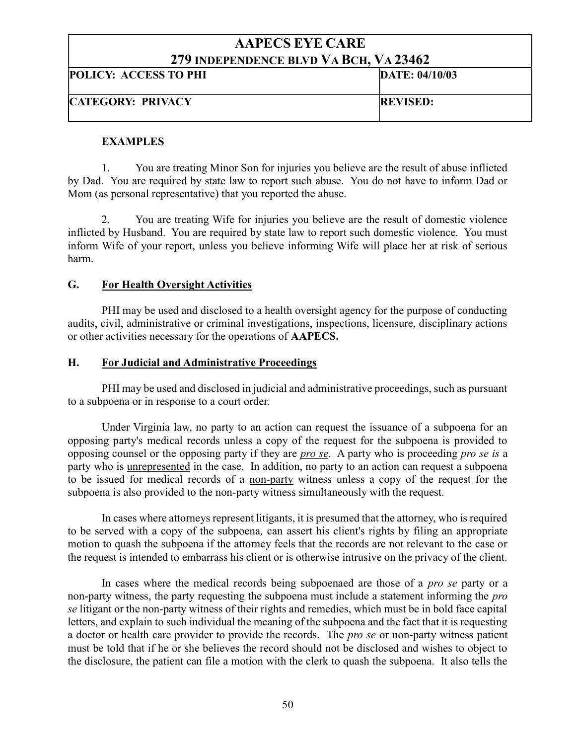**EXAMPLES**

1. You are treating Minor Son for injuries you believe are the result of abuse inflicted by Dad. You are required by state law to report such abuse. You do not have to inform Dad or Mom (as personal representative) that you reported the abuse.

2. You are treating Wife for injuries you believe are the result of domestic violence inflicted by Husband. You are required by state law to report such domestic violence. You must inform Wife of your report, unless you believe informing Wife will place her at risk of serious harm.

## G. For Health Oversight Activities

PHI may be used and disclosed to a health oversight agency for the purpose of conducting audits, civil, administrative or criminal investigations, inspections, licensure, disciplinary actions or other activities necessary for the operations of **AAPECS.**

## H. For Judicial and Administrative Proceedings

PHI may be used and disclosed in judicial and administrative proceedings, such as pursuant to a subpoena or in response to a court order.

Under Virginia law, no party to an action can request the issuance of a subpoena for an opposing party's medical records unless a copy of the request for the subpoena is provided to opposing counsel or the opposing party if they are *pro se*. A party who is proceeding *pro se is* a party who is unrepresented in the case. In addition, no party to an action can request a subpoena to be issued for medical records of a non-party witness unless a copy of the request for the subpoena is also provided to the non-party witness simultaneously with the request.

In cases where attorneys represent litigants, it is presumed that the attorney, who is required to be served with a copy of the subpoena, can assert his client's rights by filing an appropriate motion to quash the subpoena if the attorney feels that the records are not relevant to the case or the request is intended to embarrass his client or is otherwise intrusive on the privacy of the client.

In cases where the medical records being subpoenaed are those of a *pro se* party or a non-party witness, the party requesting the subpoena must include a statement informing the *pro se* litigant or the non-party witness of their rights and remedies, which must be in bold face capital letters, and explain to such individual the meaning of the subpoena and the fact that it is requesting a doctor or health care provider to provide the records. The *pro se* or non-party witness patient must be told that if he or she believes the record should not be disclosed and wishes to object to the disclosure, the patient can file a motion with the clerk to quash the subpoena. It also tells the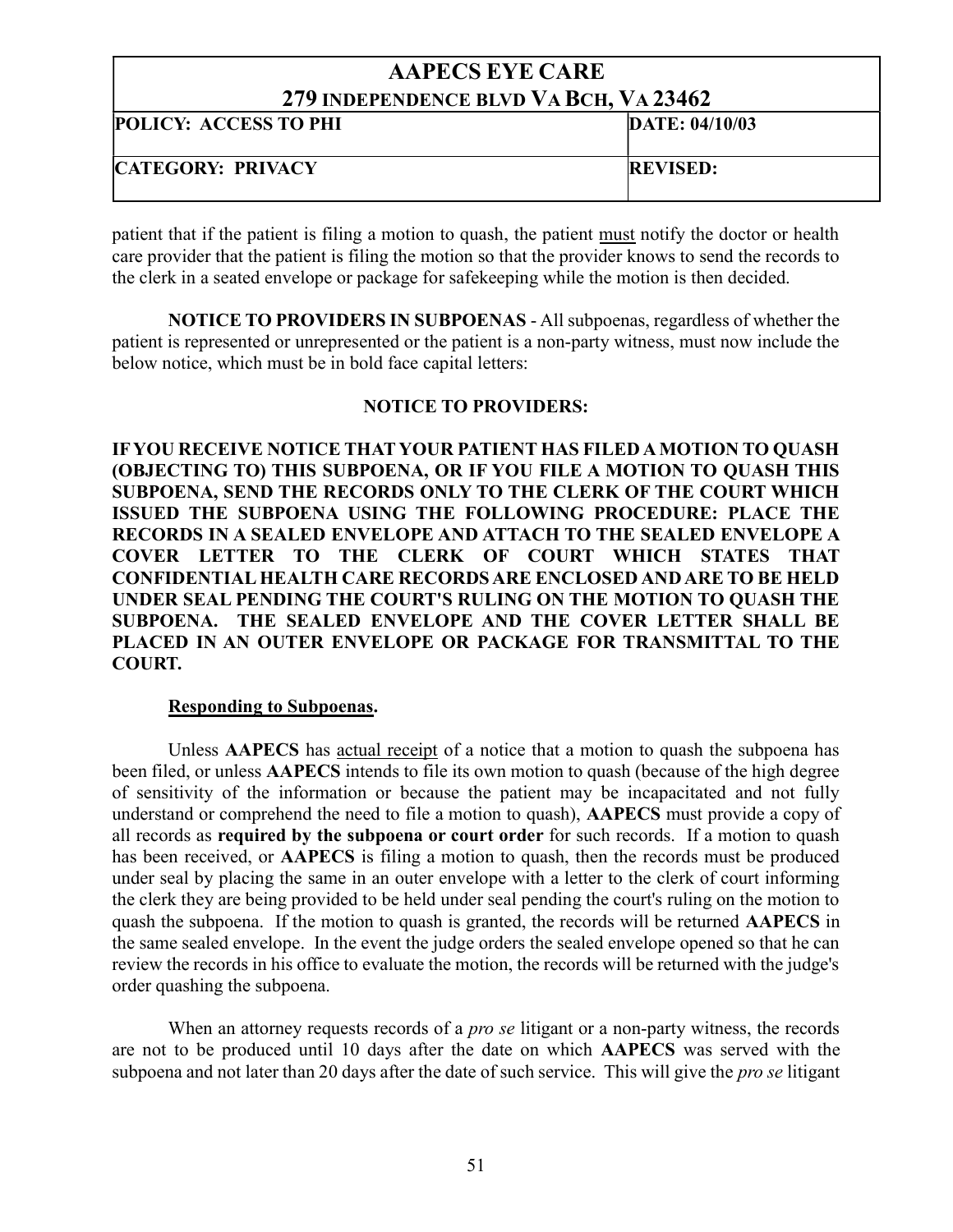patient that if the patient is filing a motion to quash, the patient must notify the doctor or health care provider that the patient is filing the motion so that the provider knows to send the records to the clerk in a seated envelope or package for safekeeping while the motion is then decided.

**NOTICE TO PROVIDERS IN SUBPOENAS** - All subpoenas, regardless of whether the patient is represented or unrepresented or the patient is a non-party witness, must now include the below notice, which must be in bold face capital letters:

**NOTICE TO PROVIDERS:**

**IF YOU RECEIVE NOTICE THAT YOUR PATIENT HAS FILED A MOTION TO QUASH (OBJECTING TO) THIS SUBPOENA, OR IF YOU FILE A MOTION TO QUASH THIS SUBPOENA, SEND THE RECORDS ONLY TO THE CLERK OF THE COURT WHICH ISSUED THE SUBPOENA USING THE FOLLOWING PROCEDURE: PLACE THE RECORDS IN A SEALED ENVELOPE AND ATTACH TO THE SEALED ENVELOPE A COVER LETTER TO THE CLERK OF COURT WHICH STATES THAT CONFIDENTIAL HEALTH CARE RECORDS ARE ENCLOSED AND ARE TO BE HELD UNDER SEAL PENDING THE COURT'S RULING ON THE MOTION TO QUASH THE SUBPOENA. THE SEALED ENVELOPE AND THE COVER LETTER SHALL BE PLACED IN AN OUTER ENVELOPE OR PACKAGE FOR TRANSMITTAL TO THE COURT.**

**Responding to Subpoenas.**

Unless **AAPECS** has actual receipt of a notice that a motion to quash the subpoena has been filed, or unless **AAPECS** intends to file its own motion to quash (because of the high degree of sensitivity of the information or because the patient may be incapacitated and not fully understand or comprehend the need to file a motion to quash), **AAPECS** must provide a copy of all records as **required by the subpoena or court order** for such records. If a motion to quash has been received, or **AAPECS** is filing a motion to quash, then the records must be produced under seal by placing the same in an outer envelope with a letter to the clerk of court informing the clerk they are being provided to be held under seal pending the court's ruling on the motion to quash the subpoena. If the motion to quash is granted, the records will be returned **AAPECS** in the same sealed envelope. In the event the judge orders the sealed envelope opened so that he can review the records in his office to evaluate the motion, the records will be returned with the judge's order quashing the subpoena.

When an attorney requests records of a *pro se* litigant or a non-party witness, the records are not to be produced until 10 days after the date on which **AAPECS** was served with the subpoena and not later than 20 days after the date of such service. This will give the *pro se* litigant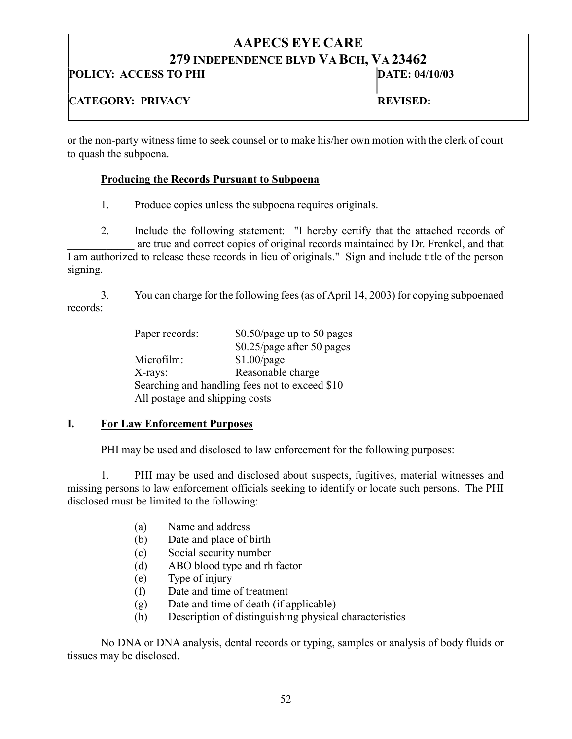| AAPECS EYE CARE 279 INDEPENDENCE BLVD VA BCH, VA 23462 | |
|---|---|
| **POLICY: ACCESS TO PHI** | **DATE: 04/10/03** |
| **CATEGORY: PRIVACY** | **REVISED:** |

or the non-party witness time to seek counsel or to make his/her own motion with the clerk of court to quash the subpoena.

**Producing the Records Pursuant to Subpoena**

1. Produce copies unless the subpoena requires originals.

2. Include the following statement: "I hereby certify that the attached records of ____________ are true and correct copies of original records maintained by Dr. Frenkel, and that I am authorized to release these records in lieu of originals." Sign and include title of the person signing.

3. You can charge for the following fees (as of April 14, 2003) for copying subpoenaed records:

| | |
|---|---|
| Paper records: | \$0.50/page up to 50 pages |
| | \$0.25/page after 50 pages |
| Microfilm: | \$1.00/page |
| X-rays: | Reasonable charge |

Searching and handling fees not to exceed \$10
All postage and shipping costs

## I. For Law Enforcement Purposes

PHI may be used and disclosed to law enforcement for the following purposes:

1. PHI may be used and disclosed about suspects, fugitives, material witnesses and missing persons to law enforcement officials seeking to identify or locate such persons. The PHI disclosed must be limited to the following:

(a) Name and address
(b) Date and place of birth
(c) Social security number
(d) ABO blood type and rh factor
(e) Type of injury
(f) Date and time of treatment
(g) Date and time of death (if applicable)
(h) Description of distinguishing physical characteristics

No DNA or DNA analysis, dental records or typing, samples or analysis of body fluids or tissues may be disclosed.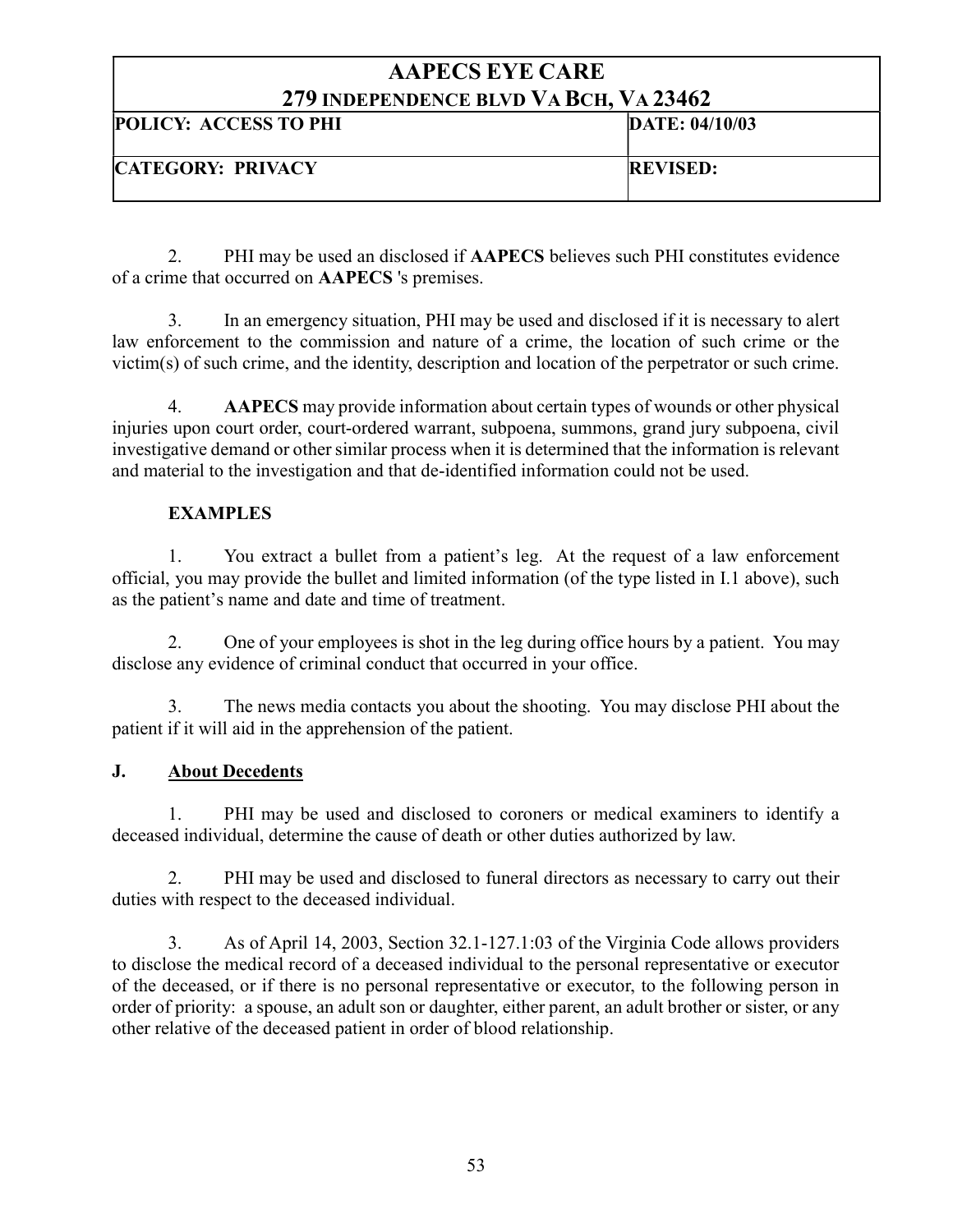2. PHI may be used an disclosed if **AAPECS** believes such PHI constitutes evidence of a crime that occurred on **AAPECS** 's premises.

3. In an emergency situation, PHI may be used and disclosed if it is necessary to alert law enforcement to the commission and nature of a crime, the location of such crime or the victim(s) of such crime, and the identity, description and location of the perpetrator or such crime.

4. **AAPECS** may provide information about certain types of wounds or other physical injuries upon court order, court-ordered warrant, subpoena, summons, grand jury subpoena, civil investigative demand or other similar process when it is determined that the information is relevant and material to the investigation and that de-identified information could not be used.

**EXAMPLES**

1. You extract a bullet from a patient's leg. At the request of a law enforcement official, you may provide the bullet and limited information (of the type listed in I.1 above), such as the patient's name and date and time of treatment.

2. One of your employees is shot in the leg during office hours by a patient. You may disclose any evidence of criminal conduct that occurred in your office.

3. The news media contacts you about the shooting. You may disclose PHI about the patient if it will aid in the apprehension of the patient.

## J. About Decedents

1. PHI may be used and disclosed to coroners or medical examiners to identify a deceased individual, determine the cause of death or other duties authorized by law.

2. PHI may be used and disclosed to funeral directors as necessary to carry out their duties with respect to the deceased individual.

3. As of April 14, 2003, Section 32.1-127.1:03 of the Virginia Code allows providers to disclose the medical record of a deceased individual to the personal representative or executor of the deceased, or if there is no personal representative or executor, to the following person in order of priority: a spouse, an adult son or daughter, either parent, an adult brother or sister, or any other relative of the deceased patient in order of blood relationship.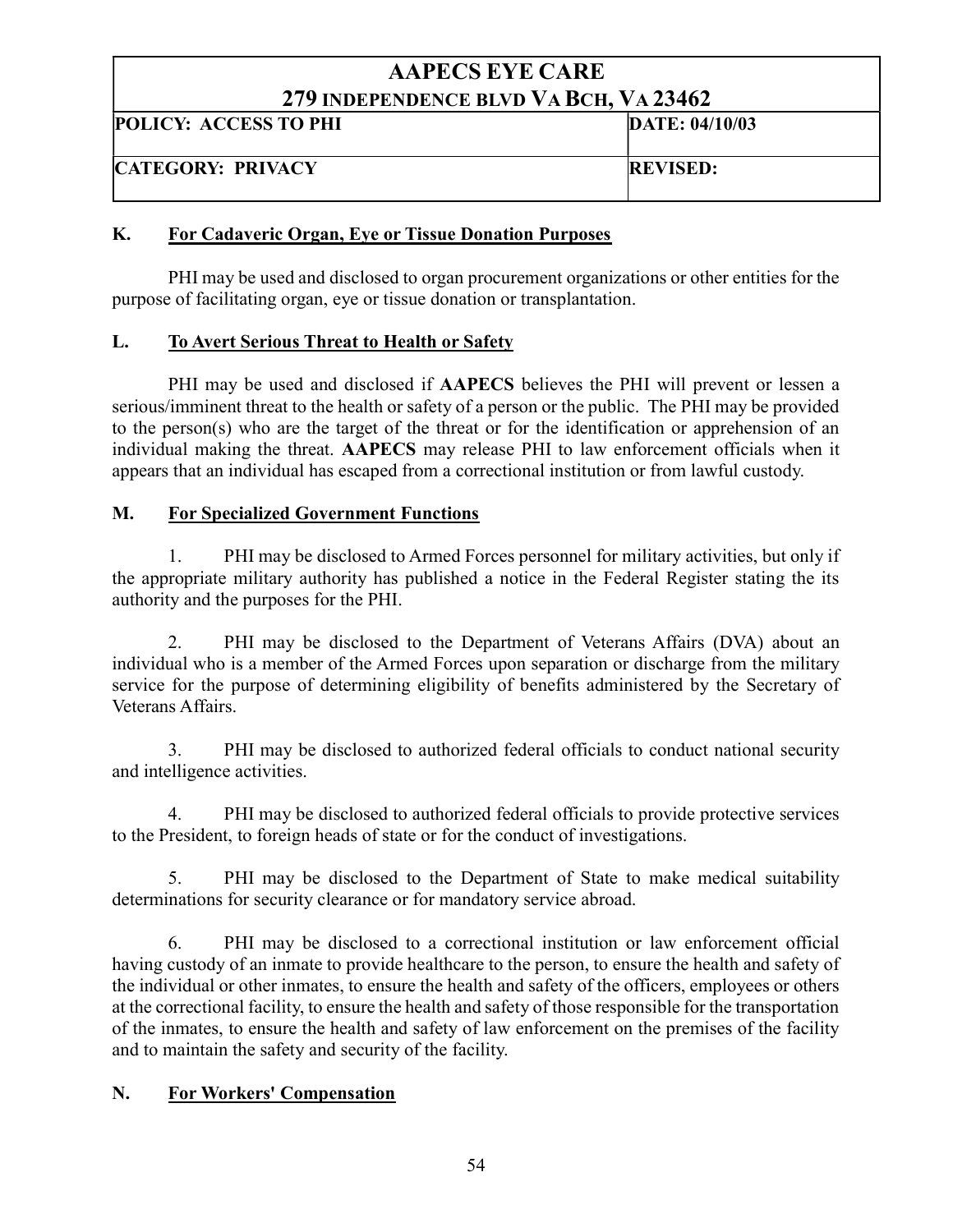**K. For Cadaveric Organ, Eye or Tissue Donation Purposes**

PHI may be used and disclosed to organ procurement organizations or other entities for the purpose of facilitating organ, eye or tissue donation or transplantation.

**L. To Avert Serious Threat to Health or Safety**

PHI may be used and disclosed if **AAPECS** believes the PHI will prevent or lessen a serious/imminent threat to the health or safety of a person or the public. The PHI may be provided to the person(s) who are the target of the threat or for the identification or apprehension of an individual making the threat. **AAPECS** may release PHI to law enforcement officials when it appears that an individual has escaped from a correctional institution or from lawful custody.

**M. For Specialized Government Functions**

1. PHI may be disclosed to Armed Forces personnel for military activities, but only if the appropriate military authority has published a notice in the Federal Register stating the its authority and the purposes for the PHI.

2. PHI may be disclosed to the Department of Veterans Affairs (DVA) about an individual who is a member of the Armed Forces upon separation or discharge from the military service for the purpose of determining eligibility of benefits administered by the Secretary of Veterans Affairs.

3. PHI may be disclosed to authorized federal officials to conduct national security and intelligence activities.

4. PHI may be disclosed to authorized federal officials to provide protective services to the President, to foreign heads of state or for the conduct of investigations.

5. PHI may be disclosed to the Department of State to make medical suitability determinations for security clearance or for mandatory service abroad.

6. PHI may be disclosed to a correctional institution or law enforcement official having custody of an inmate to provide healthcare to the person, to ensure the health and safety of the individual or other inmates, to ensure the health and safety of the officers, employees or others at the correctional facility, to ensure the health and safety of those responsible for the transportation of the inmates, to ensure the health and safety of law enforcement on the premises of the facility and to maintain the safety and security of the facility.

**N. For Workers' Compensation**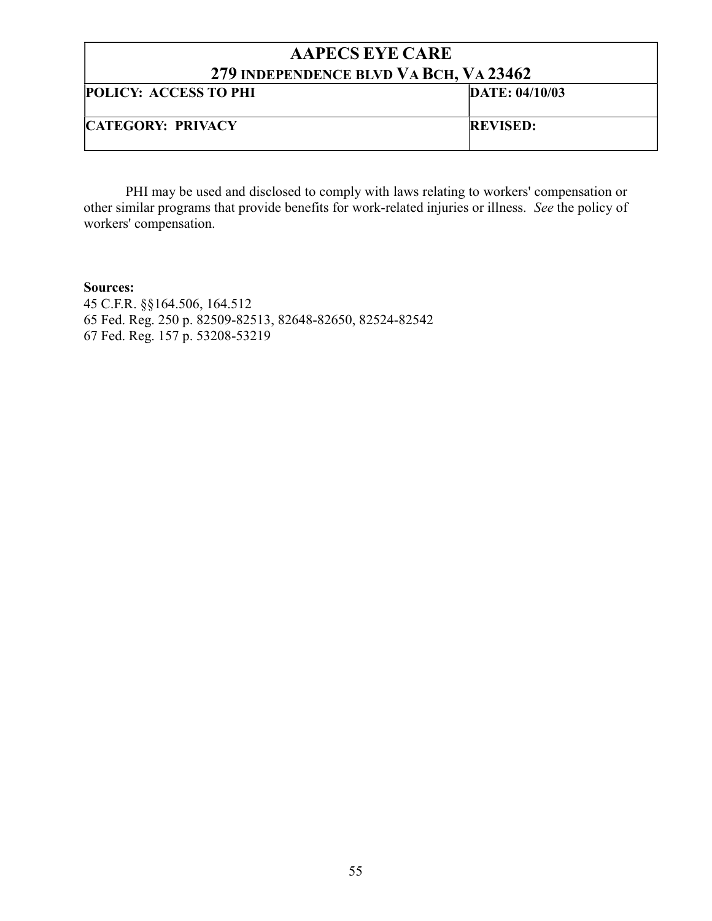| AAPECS EYE CARE<br>279 INDEPENDENCE BLVD VA BCH, VA 23462 | |
|---|---|
| **POLICY: ACCESS TO PHI** | **DATE: 04/10/03** |
| **CATEGORY: PRIVACY** | **REVISED:** |

PHI may be used and disclosed to comply with laws relating to workers' compensation or other similar programs that provide benefits for work-related injuries or illness. *See* the policy of workers' compensation.

**Sources:**
45 C.F.R. §§164.506, 164.512
65 Fed. Reg. 250 p. 82509-82513, 82648-82650, 82524-82542
67 Fed. Reg. 157 p. 53208-53219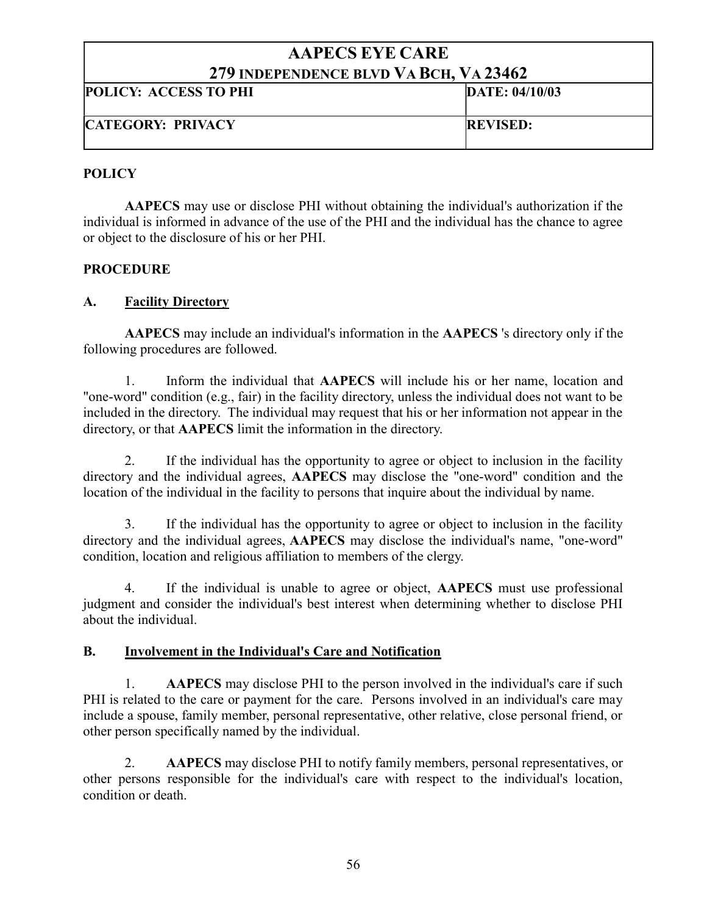| AAPECS EYE CARE<br>279 INDEPENDENCE BLVD VA BCH, VA 23462 | |
|---|---|
| **POLICY: ACCESS TO PHI** | **DATE: 04/10/03** |
| **CATEGORY: PRIVACY** | **REVISED:** |

**POLICY**

**AAPECS** may use or disclose PHI without obtaining the individual's authorization if the individual is informed in advance of the use of the PHI and the individual has the chance to agree or object to the disclosure of his or her PHI.

**PROCEDURE**

**A. Facility Directory**

**AAPECS** may include an individual's information in the **AAPECS** 's directory only if the following procedures are followed.

1. Inform the individual that **AAPECS** will include his or her name, location and "one-word" condition (e.g., fair) in the facility directory, unless the individual does not want to be included in the directory. The individual may request that his or her information not appear in the directory, or that **AAPECS** limit the information in the directory.

2. If the individual has the opportunity to agree or object to inclusion in the facility directory and the individual agrees, **AAPECS** may disclose the "one-word" condition and the location of the individual in the facility to persons that inquire about the individual by name.

3. If the individual has the opportunity to agree or object to inclusion in the facility directory and the individual agrees, **AAPECS** may disclose the individual's name, "one-word" condition, location and religious affiliation to members of the clergy.

4. If the individual is unable to agree or object, **AAPECS** must use professional judgment and consider the individual's best interest when determining whether to disclose PHI about the individual.

**B. Involvement in the Individual's Care and Notification**

1. **AAPECS** may disclose PHI to the person involved in the individual's care if such PHI is related to the care or payment for the care. Persons involved in an individual's care may include a spouse, family member, personal representative, other relative, close personal friend, or other person specifically named by the individual.

2. **AAPECS** may disclose PHI to notify family members, personal representatives, or other persons responsible for the individual's care with respect to the individual's location, condition or death.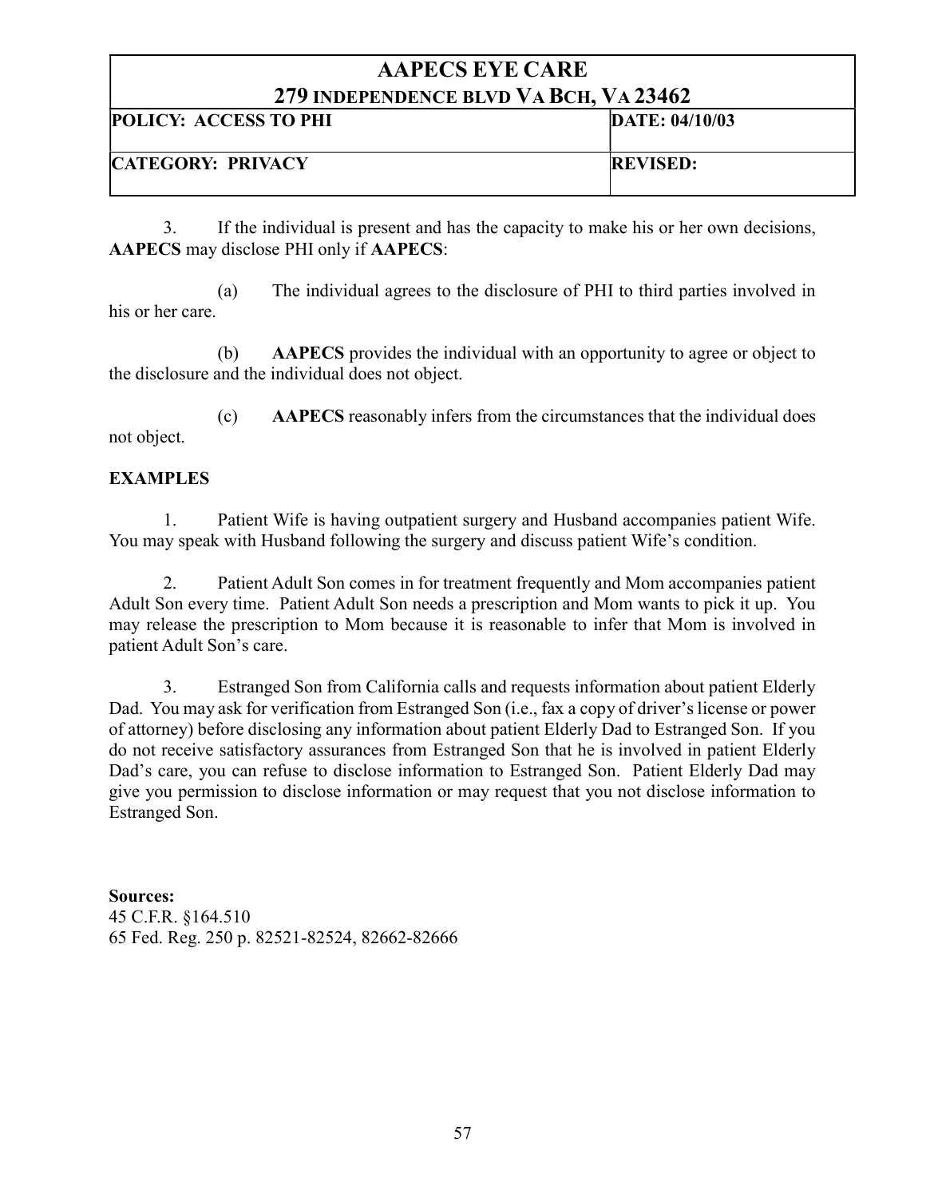| AAPECS EYE CARE<br>279 INDEPENDENCE BLVD VA BCH, VA 23462 | |
|---|---|
| **POLICY: ACCESS TO PHI** | **DATE: 04/10/03** |
| **CATEGORY: PRIVACY** | **REVISED:** |

3. If the individual is present and has the capacity to make his or her own decisions, **AAPECS** may disclose PHI only if **AAPECS**:

(a) The individual agrees to the disclosure of PHI to third parties involved in his or her care.

(b) **AAPECS** provides the individual with an opportunity to agree or object to the disclosure and the individual does not object.

(c) **AAPECS** reasonably infers from the circumstances that the individual does not object.

**EXAMPLES**

1. Patient Wife is having outpatient surgery and Husband accompanies patient Wife. You may speak with Husband following the surgery and discuss patient Wife's condition.

2. Patient Adult Son comes in for treatment frequently and Mom accompanies patient Adult Son every time. Patient Adult Son needs a prescription and Mom wants to pick it up. You may release the prescription to Mom because it is reasonable to infer that Mom is involved in patient Adult Son's care.

3. Estranged Son from California calls and requests information about patient Elderly Dad. You may ask for verification from Estranged Son (i.e., fax a copy of driver's license or power of attorney) before disclosing any information about patient Elderly Dad to Estranged Son. If you do not receive satisfactory assurances from Estranged Son that he is involved in patient Elderly Dad's care, you can refuse to disclose information to Estranged Son. Patient Elderly Dad may give you permission to disclose information or may request that you not disclose information to Estranged Son.

**Sources:**
45 C.F.R. §164.510
65 Fed. Reg. 250 p. 82521-82524, 82662-82666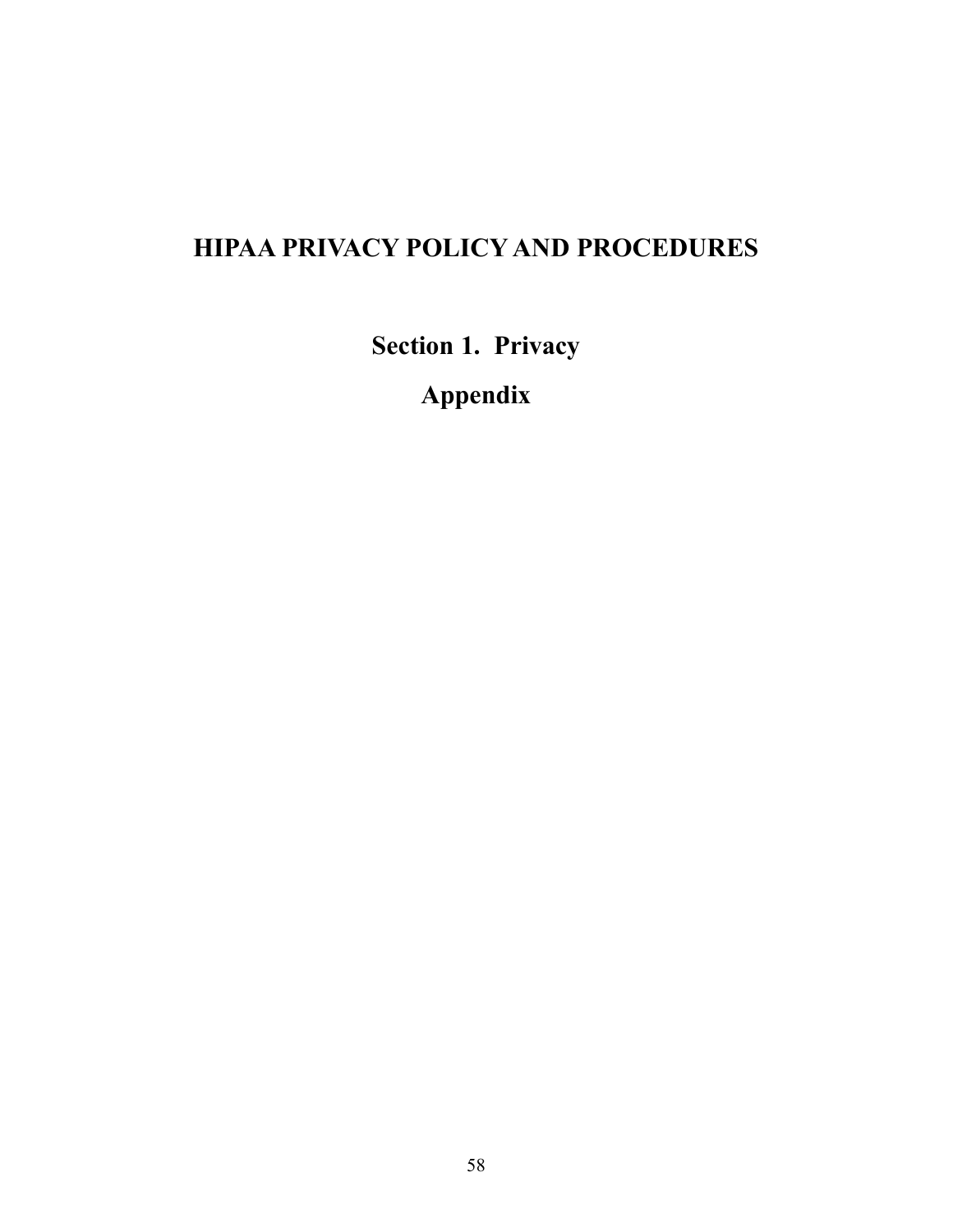# HIPAA PRIVACY POLICY AND PROCEDURES

## Section 1. Privacy

## Appendix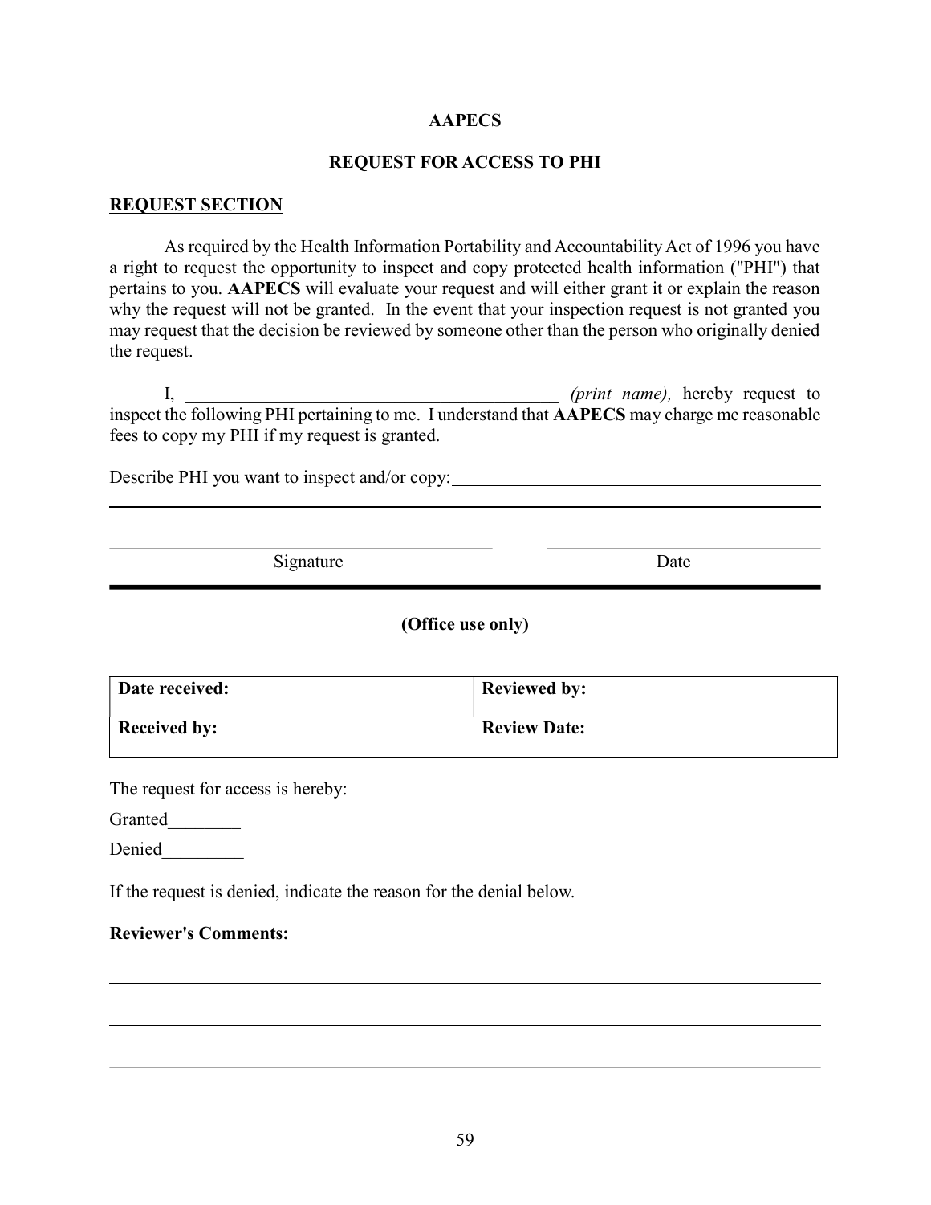**AAPECS**

**REQUEST FOR ACCESS TO PHI**

**<u>REQUEST SECTION</u>**

As required by the Health Information Portability and Accountability Act of 1996 you have a right to request the opportunity to inspect and copy protected health information ("PHI") that pertains to you. **AAPECS** will evaluate your request and will either grant it or explain the reason why the request will not be granted. In the event that your inspection request is not granted you may request that the decision be reviewed by someone other than the person who originally denied the request.

I, \_\_\_\_\_\_\_\_\_\_\_\_\_\_\_\_\_\_\_\_\_\_\_\_\_\_\_\_\_\_\_\_\_\_\_\_\_\_\_\_ *(print name),* hereby request to inspect the following PHI pertaining to me. I understand that **AAPECS** may charge me reasonable fees to copy my PHI if my request is granted.

Describe PHI you want to inspect and/or copy: \_\_\_\_\_\_\_\_\_\_\_\_\_\_\_\_\_\_\_\_\_\_\_\_\_\_\_\_\_\_\_\_\_\_\_\_\_\_\_\_

\_\_\_\_\_\_\_\_\_\_\_\_\_\_\_\_\_\_\_\_\_\_\_\_\_\_\_\_\_\_\_\_\_\_\_\_\_\_\_\_\_\_\_\_\_\_\_\_\_\_\_\_\_\_\_\_\_\_\_\_\_\_\_\_\_\_\_\_\_\_\_\_\_\_\_\_

\_\_\_\_\_\_\_\_\_\_\_\_\_\_\_\_\_\_\_\_\_\_\_\_\_\_\_\_\_\_\_\_\_\_\_\_\_\_\_\_ \_\_\_\_\_\_\_\_\_\_\_\_\_\_\_\_\_\_\_\_\_\_\_\_\_\_\_\_\_\_

Signature Date

---

**(Office use only)**

| **Date received:** | **Reviewed by:** |
|---|---|
| **Received by:** | **Review Date:** |

The request for access is hereby:

Granted\_\_\_\_\_\_\_\_

Denied\_\_\_\_\_\_\_\_\_

If the request is denied, indicate the reason for the denial below.

**Reviewer's Comments:**

\_\_\_\_\_\_\_\_\_\_\_\_\_\_\_\_\_\_\_\_\_\_\_\_\_\_\_\_\_\_\_\_\_\_\_\_\_\_\_\_\_\_\_\_\_\_\_\_\_\_\_\_\_\_\_\_\_\_\_\_\_\_\_\_\_\_\_\_\_\_\_\_\_\_\_\_

\_\_\_\_\_\_\_\_\_\_\_\_\_\_\_\_\_\_\_\_\_\_\_\_\_\_\_\_\_\_\_\_\_\_\_\_\_\_\_\_\_\_\_\_\_\_\_\_\_\_\_\_\_\_\_\_\_\_\_\_\_\_\_\_\_\_\_\_\_\_\_\_\_\_\_\_

\_\_\_\_\_\_\_\_\_\_\_\_\_\_\_\_\_\_\_\_\_\_\_\_\_\_\_\_\_\_\_\_\_\_\_\_\_\_\_\_\_\_\_\_\_\_\_\_\_\_\_\_\_\_\_\_\_\_\_\_\_\_\_\_\_\_\_\_\_\_\_\_\_\_\_\_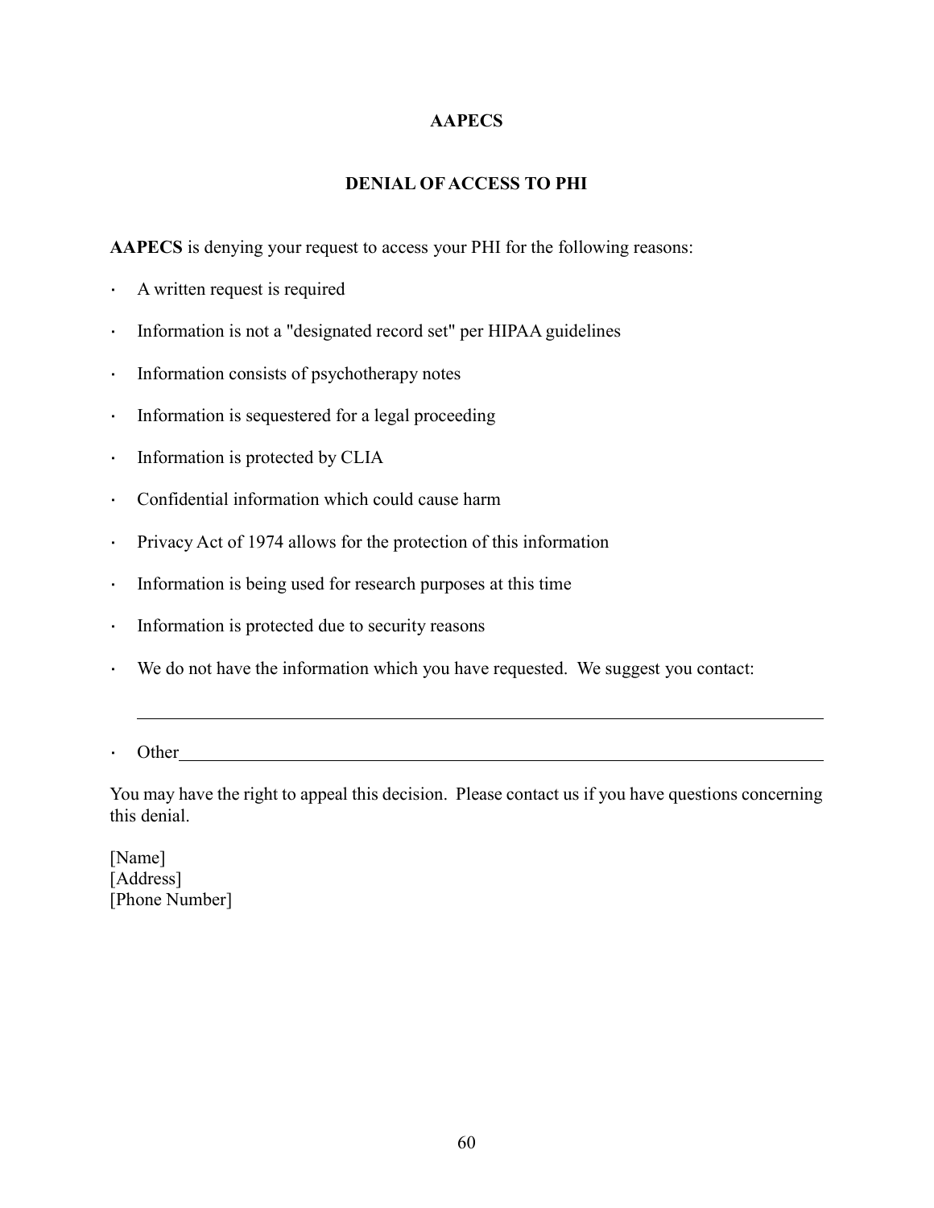# AAPECS

## DENIAL OF ACCESS TO PHI

**AAPECS** is denying your request to access your PHI for the following reasons:

- A written request is required
- Information is not a "designated record set" per HIPAA guidelines
- Information consists of psychotherapy notes
- Information is sequestered for a legal proceeding
- Information is protected by CLIA
- Confidential information which could cause harm
- Privacy Act of 1974 allows for the protection of this information
- Information is being used for research purposes at this time
- Information is protected due to security reasons
- We do not have the information which you have requested. We suggest you contact:

  ______________________________________________________________________________

- Other__________________________________________________________________________

You may have the right to appeal this decision. Please contact us if you have questions concerning this denial.

[Name]
[Address]
[Phone Number]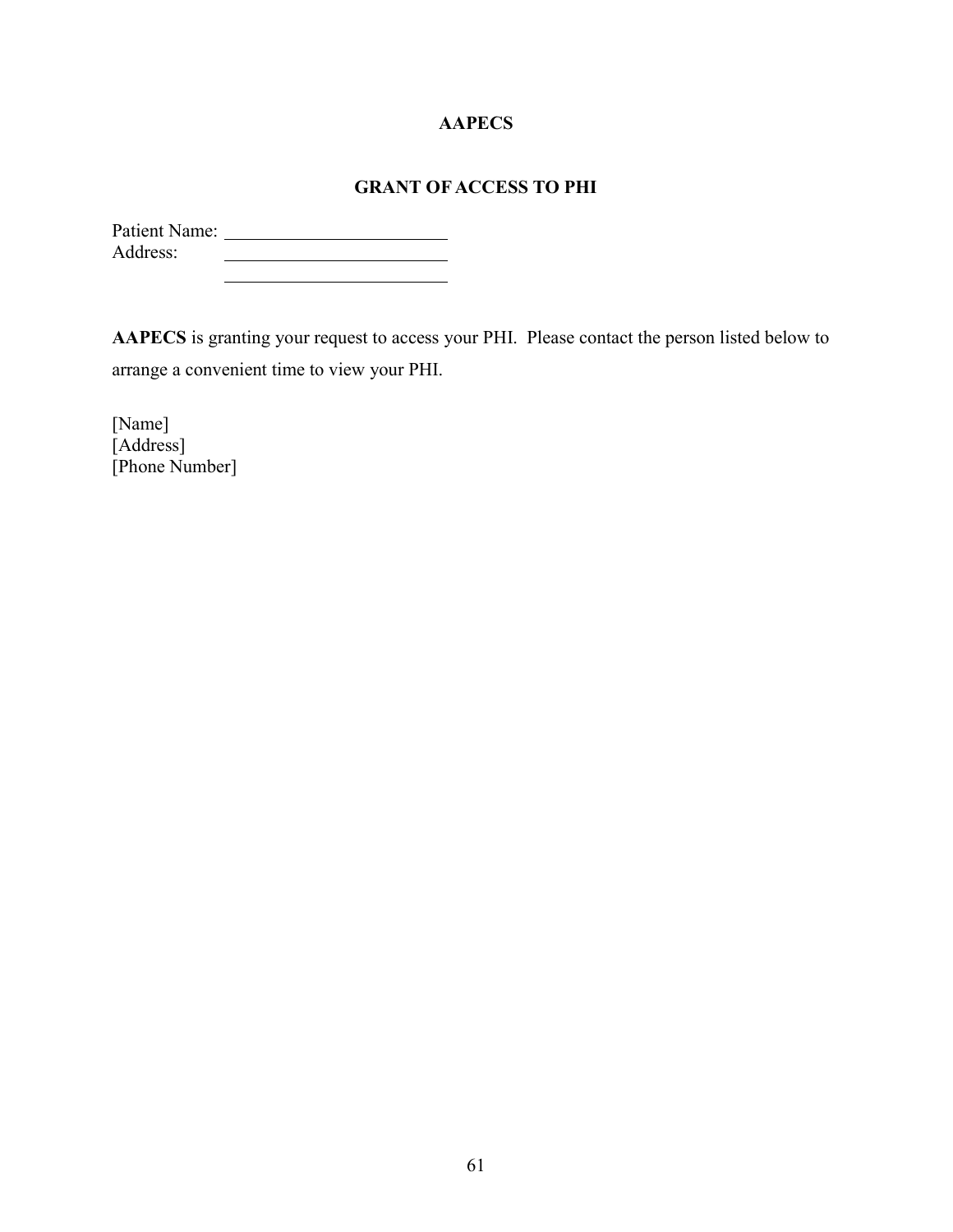**AAPECS**

**GRANT OF ACCESS TO PHI**

Patient Name: ________________________
Address: ________________________
________________________

**AAPECS** is granting your request to access your PHI. Please contact the person listed below to arrange a convenient time to view your PHI.

[Name]
[Address]
[Phone Number]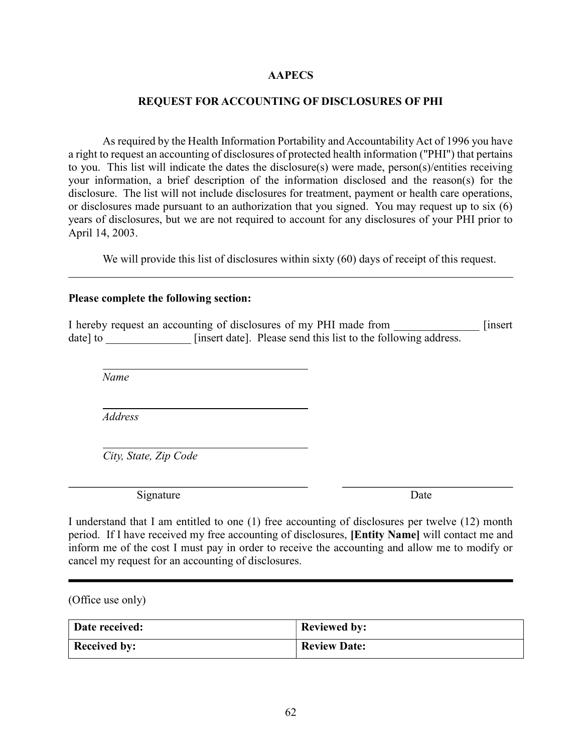**AAPECS**

**REQUEST FOR ACCOUNTING OF DISCLOSURES OF PHI**

As required by the Health Information Portability and Accountability Act of 1996 you have a right to request an accounting of disclosures of protected health information ("PHI") that pertains to you. This list will indicate the dates the disclosure(s) were made, person(s)/entities receiving your information, a brief description of the information disclosed and the reason(s) for the disclosure. The list will not include disclosures for treatment, payment or health care operations, or disclosures made pursuant to an authorization that you signed. You may request up to six (6) years of disclosures, but we are not required to account for any disclosures of your PHI prior to April 14, 2003.

We will provide this list of disclosures within sixty (60) days of receipt of this request.

---

**Please complete the following section:**

I hereby request an accounting of disclosures of my PHI made from _______________ [insert date] to _______________ [insert date]. Please send this list to the following address.

______________________________________
*Name*

______________________________________
*Address*

______________________________________
*City, State, Zip Code*

______________________________________ ______________________________
Signature Date

I understand that I am entitled to one (1) free accounting of disclosures per twelve (12) month period. If I have received my free accounting of disclosures, **[Entity Name]** will contact me and inform me of the cost I must pay in order to receive the accounting and allow me to modify or cancel my request for an accounting of disclosures.

---

(Office use only)

| Date received: | Reviewed by: |
|---|---|
| Received by: | Review Date: |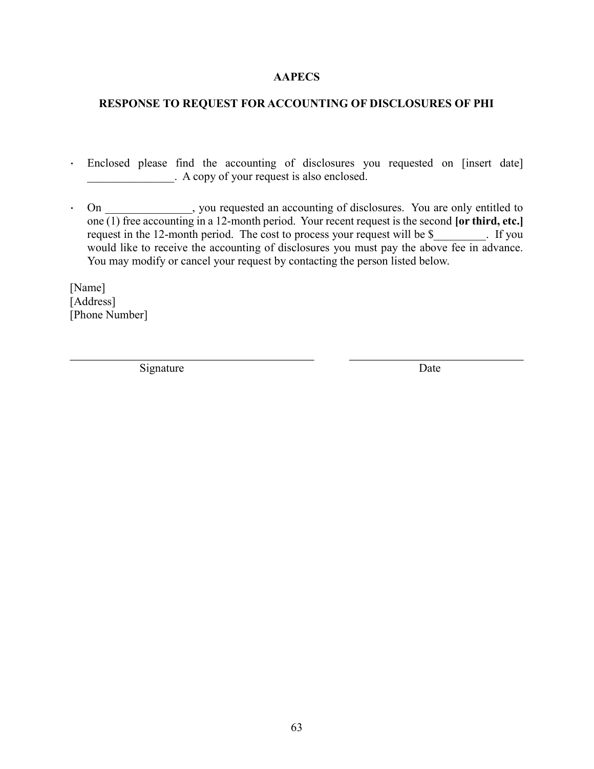**AAPECS**

**RESPONSE TO REQUEST FOR ACCOUNTING OF DISCLOSURES OF PHI**

- Enclosed please find the accounting of disclosures you requested on [insert date] _______________. A copy of your request is also enclosed.

- On _______________, you requested an accounting of disclosures. You are only entitled to one (1) free accounting in a 12-month period. Your recent request is the second **[or third, etc.]** request in the 12-month period. The cost to process your request will be $_________. If you would like to receive the accounting of disclosures you must pay the above fee in advance. You may modify or cancel your request by contacting the person listed below.

[Name]
[Address]
[Phone Number]

_____________________________________________ &nbsp;&nbsp;&nbsp;&nbsp; ______________________________

Signature &nbsp;&nbsp;&nbsp;&nbsp;&nbsp;&nbsp;&nbsp;&nbsp;&nbsp;&nbsp;&nbsp;&nbsp;&nbsp;&nbsp;&nbsp;&nbsp;&nbsp;&nbsp;&nbsp;&nbsp;&nbsp;&nbsp;&nbsp;&nbsp;&nbsp;&nbsp;&nbsp;&nbsp;&nbsp;&nbsp;&nbsp;&nbsp;&nbsp;&nbsp;&nbsp;&nbsp;&nbsp;&nbsp;&nbsp;&nbsp; Date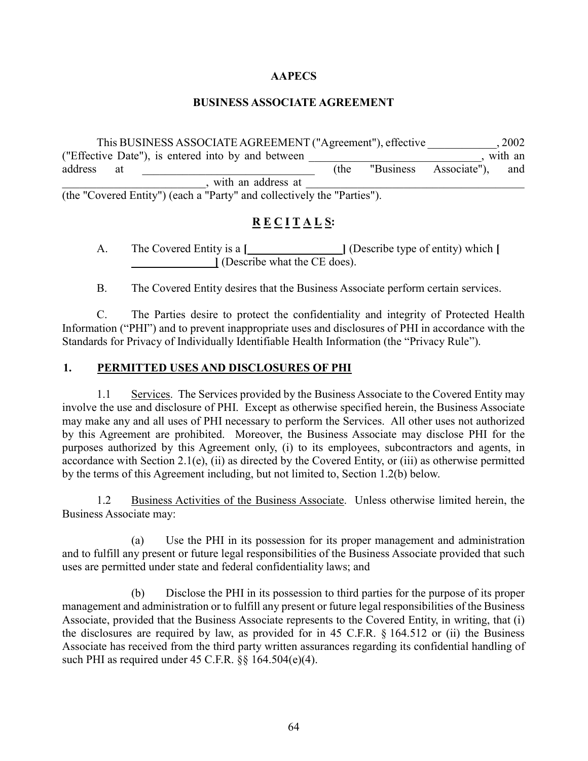**AAPECS**

**BUSINESS ASSOCIATE AGREEMENT**

This BUSINESS ASSOCIATE AGREEMENT ("Agreement"), effective ____________, 2002 ("Effective Date"), is entered into by and between ______________________________, with an address at ______________________________ (the "Business Associate"), and __________________________, with an address at ______________________________________ (the "Covered Entity") (each a "Party" and collectively the "Parties").

## R E C I T A L S:

A. The Covered Entity is a **[_________________]** (Describe type of entity) which **[_______________]** (Describe what the CE does).

B. The Covered Entity desires that the Business Associate perform certain services.

C. The Parties desire to protect the confidentiality and integrity of Protected Health Information ("PHI") and to prevent inappropriate uses and disclosures of PHI in accordance with the Standards for Privacy of Individually Identifiable Health Information (the "Privacy Rule").

## 1. PERMITTED USES AND DISCLOSURES OF PHI

1.1 Services. The Services provided by the Business Associate to the Covered Entity may involve the use and disclosure of PHI. Except as otherwise specified herein, the Business Associate may make any and all uses of PHI necessary to perform the Services. All other uses not authorized by this Agreement are prohibited. Moreover, the Business Associate may disclose PHI for the purposes authorized by this Agreement only, (i) to its employees, subcontractors and agents, in accordance with Section 2.1(e), (ii) as directed by the Covered Entity, or (iii) as otherwise permitted by the terms of this Agreement including, but not limited to, Section 1.2(b) below.

1.2 Business Activities of the Business Associate. Unless otherwise limited herein, the Business Associate may:

(a) Use the PHI in its possession for its proper management and administration and to fulfill any present or future legal responsibilities of the Business Associate provided that such uses are permitted under state and federal confidentiality laws; and

(b) Disclose the PHI in its possession to third parties for the purpose of its proper management and administration or to fulfill any present or future legal responsibilities of the Business Associate, provided that the Business Associate represents to the Covered Entity, in writing, that (i) the disclosures are required by law, as provided for in 45 C.F.R. § 164.512 or (ii) the Business Associate has received from the third party written assurances regarding its confidential handling of such PHI as required under 45 C.F.R. §§ 164.504(e)(4).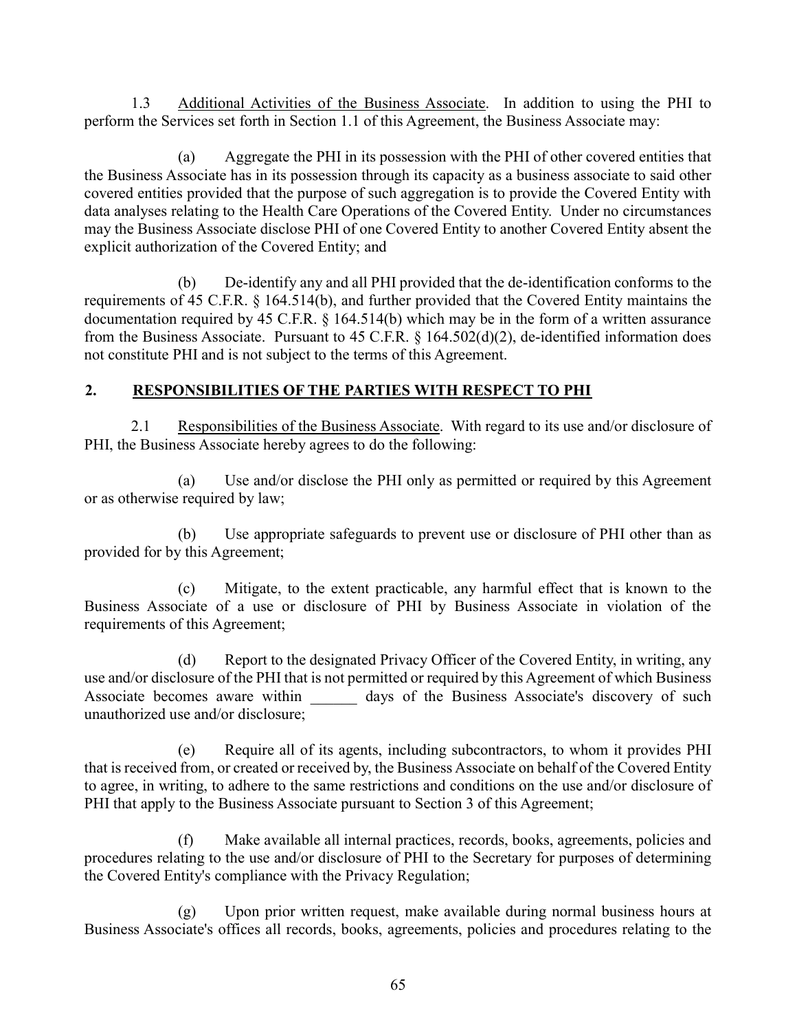1.3 Additional Activities of the Business Associate. In addition to using the PHI to perform the Services set forth in Section 1.1 of this Agreement, the Business Associate may:

(a) Aggregate the PHI in its possession with the PHI of other covered entities that the Business Associate has in its possession through its capacity as a business associate to said other covered entities provided that the purpose of such aggregation is to provide the Covered Entity with data analyses relating to the Health Care Operations of the Covered Entity. Under no circumstances may the Business Associate disclose PHI of one Covered Entity to another Covered Entity absent the explicit authorization of the Covered Entity; and

(b) De-identify any and all PHI provided that the de-identification conforms to the requirements of 45 C.F.R. § 164.514(b), and further provided that the Covered Entity maintains the documentation required by 45 C.F.R. § 164.514(b) which may be in the form of a written assurance from the Business Associate. Pursuant to 45 C.F.R. § 164.502(d)(2), de-identified information does not constitute PHI and is not subject to the terms of this Agreement.

## 2. RESPONSIBILITIES OF THE PARTIES WITH RESPECT TO PHI

2.1 Responsibilities of the Business Associate. With regard to its use and/or disclosure of PHI, the Business Associate hereby agrees to do the following:

(a) Use and/or disclose the PHI only as permitted or required by this Agreement or as otherwise required by law;

(b) Use appropriate safeguards to prevent use or disclosure of PHI other than as provided for by this Agreement;

(c) Mitigate, to the extent practicable, any harmful effect that is known to the Business Associate of a use or disclosure of PHI by Business Associate in violation of the requirements of this Agreement;

(d) Report to the designated Privacy Officer of the Covered Entity, in writing, any use and/or disclosure of the PHI that is not permitted or required by this Agreement of which Business Associate becomes aware within ______ days of the Business Associate's discovery of such unauthorized use and/or disclosure;

(e) Require all of its agents, including subcontractors, to whom it provides PHI that is received from, or created or received by, the Business Associate on behalf of the Covered Entity to agree, in writing, to adhere to the same restrictions and conditions on the use and/or disclosure of PHI that apply to the Business Associate pursuant to Section 3 of this Agreement;

(f) Make available all internal practices, records, books, agreements, policies and procedures relating to the use and/or disclosure of PHI to the Secretary for purposes of determining the Covered Entity's compliance with the Privacy Regulation;

(g) Upon prior written request, make available during normal business hours at Business Associate's offices all records, books, agreements, policies and procedures relating to the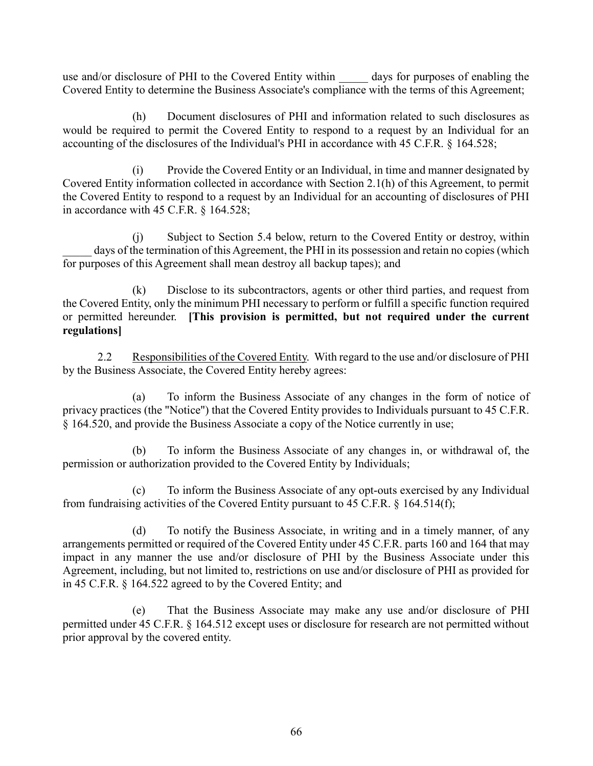use and/or disclosure of PHI to the Covered Entity within _____ days for purposes of enabling the Covered Entity to determine the Business Associate's compliance with the terms of this Agreement;

(h) Document disclosures of PHI and information related to such disclosures as would be required to permit the Covered Entity to respond to a request by an Individual for an accounting of the disclosures of the Individual's PHI in accordance with 45 C.F.R. § 164.528;

(i) Provide the Covered Entity or an Individual, in time and manner designated by Covered Entity information collected in accordance with Section 2.1(h) of this Agreement, to permit the Covered Entity to respond to a request by an Individual for an accounting of disclosures of PHI in accordance with 45 C.F.R. § 164.528;

(j) Subject to Section 5.4 below, return to the Covered Entity or destroy, within _____ days of the termination of this Agreement, the PHI in its possession and retain no copies (which for purposes of this Agreement shall mean destroy all backup tapes); and

(k) Disclose to its subcontractors, agents or other third parties, and request from the Covered Entity, only the minimum PHI necessary to perform or fulfill a specific function required or permitted hereunder. **[This provision is permitted, but not required under the current regulations]**

2.2 Responsibilities of the Covered Entity. With regard to the use and/or disclosure of PHI by the Business Associate, the Covered Entity hereby agrees:

(a) To inform the Business Associate of any changes in the form of notice of privacy practices (the "Notice") that the Covered Entity provides to Individuals pursuant to 45 C.F.R. § 164.520, and provide the Business Associate a copy of the Notice currently in use;

(b) To inform the Business Associate of any changes in, or withdrawal of, the permission or authorization provided to the Covered Entity by Individuals;

(c) To inform the Business Associate of any opt-outs exercised by any Individual from fundraising activities of the Covered Entity pursuant to 45 C.F.R. § 164.514(f);

(d) To notify the Business Associate, in writing and in a timely manner, of any arrangements permitted or required of the Covered Entity under 45 C.F.R. parts 160 and 164 that may impact in any manner the use and/or disclosure of PHI by the Business Associate under this Agreement, including, but not limited to, restrictions on use and/or disclosure of PHI as provided for in 45 C.F.R. § 164.522 agreed to by the Covered Entity; and

(e) That the Business Associate may make any use and/or disclosure of PHI permitted under 45 C.F.R. § 164.512 except uses or disclosure for research are not permitted without prior approval by the covered entity.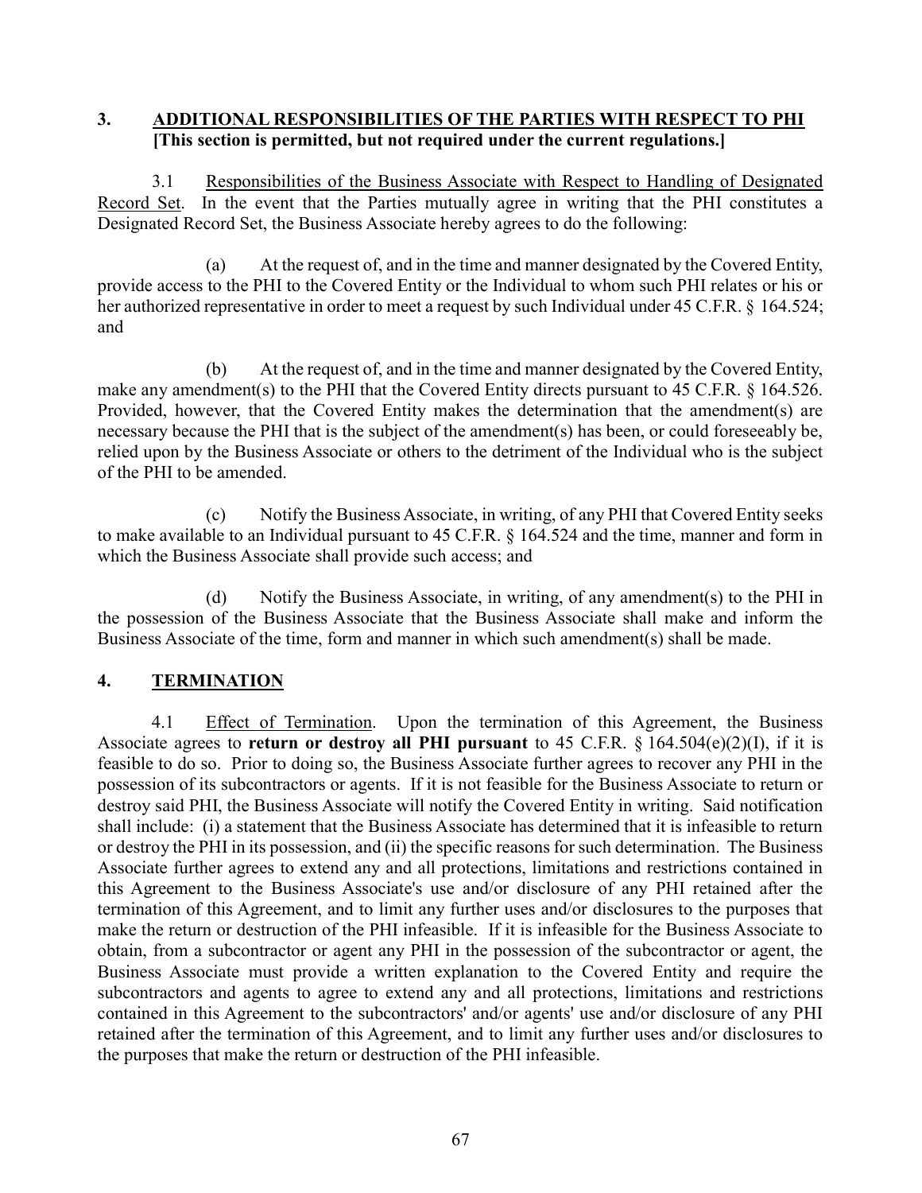## 3. ADDITIONAL RESPONSIBILITIES OF THE PARTIES WITH RESPECT TO PHI
**[This section is permitted, but not required under the current regulations.]**

3.1 Responsibilities of the Business Associate with Respect to Handling of Designated Record Set. In the event that the Parties mutually agree in writing that the PHI constitutes a Designated Record Set, the Business Associate hereby agrees to do the following:

(a) At the request of, and in the time and manner designated by the Covered Entity, provide access to the PHI to the Covered Entity or the Individual to whom such PHI relates or his or her authorized representative in order to meet a request by such Individual under 45 C.F.R. § 164.524; and

(b) At the request of, and in the time and manner designated by the Covered Entity, make any amendment(s) to the PHI that the Covered Entity directs pursuant to 45 C.F.R. § 164.526. Provided, however, that the Covered Entity makes the determination that the amendment(s) are necessary because the PHI that is the subject of the amendment(s) has been, or could foreseeably be, relied upon by the Business Associate or others to the detriment of the Individual who is the subject of the PHI to be amended.

(c) Notify the Business Associate, in writing, of any PHI that Covered Entity seeks to make available to an Individual pursuant to 45 C.F.R. § 164.524 and the time, manner and form in which the Business Associate shall provide such access; and

(d) Notify the Business Associate, in writing, of any amendment(s) to the PHI in the possession of the Business Associate that the Business Associate shall make and inform the Business Associate of the time, form and manner in which such amendment(s) shall be made.

## 4. TERMINATION

4.1 Effect of Termination. Upon the termination of this Agreement, the Business Associate agrees to **return or destroy all PHI pursuant** to 45 C.F.R. § 164.504(e)(2)(I), if it is feasible to do so. Prior to doing so, the Business Associate further agrees to recover any PHI in the possession of its subcontractors or agents. If it is not feasible for the Business Associate to return or destroy said PHI, the Business Associate will notify the Covered Entity in writing. Said notification shall include: (i) a statement that the Business Associate has determined that it is infeasible to return or destroy the PHI in its possession, and (ii) the specific reasons for such determination. The Business Associate further agrees to extend any and all protections, limitations and restrictions contained in this Agreement to the Business Associate's use and/or disclosure of any PHI retained after the termination of this Agreement, and to limit any further uses and/or disclosures to the purposes that make the return or destruction of the PHI infeasible. If it is infeasible for the Business Associate to obtain, from a subcontractor or agent any PHI in the possession of the subcontractor or agent, the Business Associate must provide a written explanation to the Covered Entity and require the subcontractors and agents to agree to extend any and all protections, limitations and restrictions contained in this Agreement to the subcontractors' and/or agents' use and/or disclosure of any PHI retained after the termination of this Agreement, and to limit any further uses and/or disclosures to the purposes that make the return or destruction of the PHI infeasible.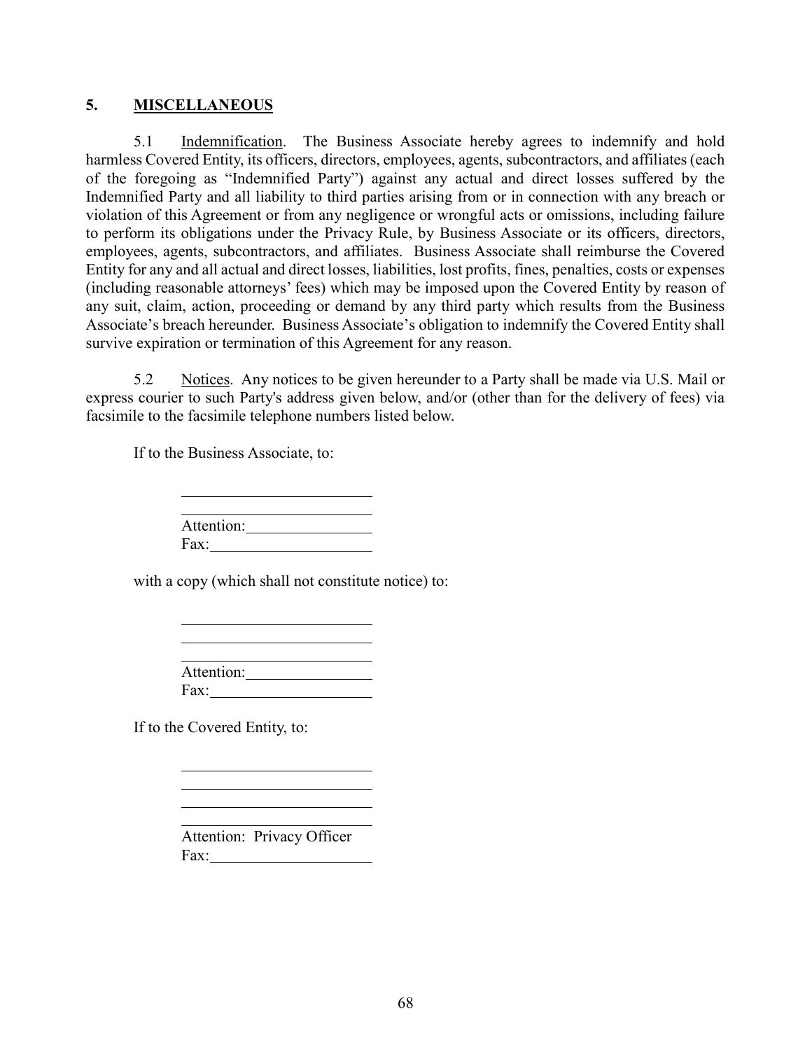## 5. MISCELLANEOUS

5.1 Indemnification. The Business Associate hereby agrees to indemnify and hold harmless Covered Entity, its officers, directors, employees, agents, subcontractors, and affiliates (each of the foregoing as "Indemnified Party") against any actual and direct losses suffered by the Indemnified Party and all liability to third parties arising from or in connection with any breach or violation of this Agreement or from any negligence or wrongful acts or omissions, including failure to perform its obligations under the Privacy Rule, by Business Associate or its officers, directors, employees, agents, subcontractors, and affiliates. Business Associate shall reimburse the Covered Entity for any and all actual and direct losses, liabilities, lost profits, fines, penalties, costs or expenses (including reasonable attorneys' fees) which may be imposed upon the Covered Entity by reason of any suit, claim, action, proceeding or demand by any third party which results from the Business Associate's breach hereunder. Business Associate's obligation to indemnify the Covered Entity shall survive expiration or termination of this Agreement for any reason.

5.2 Notices. Any notices to be given hereunder to a Party shall be made via U.S. Mail or express courier to such Party's address given below, and/or (other than for the delivery of fees) via facsimile to the facsimile telephone numbers listed below.

If to the Business Associate, to:

\_\_\_\_\_\_\_\_\_\_\_\_\_\_\_\_\_\_\_\_\_\_\_\_
\_\_\_\_\_\_\_\_\_\_\_\_\_\_\_\_\_\_\_\_\_\_\_\_
Attention:\_\_\_\_\_\_\_\_\_\_\_\_\_\_\_\_
Fax:\_\_\_\_\_\_\_\_\_\_\_\_\_\_\_\_\_\_\_\_\_

with a copy (which shall not constitute notice) to:

\_\_\_\_\_\_\_\_\_\_\_\_\_\_\_\_\_\_\_\_\_\_\_\_
\_\_\_\_\_\_\_\_\_\_\_\_\_\_\_\_\_\_\_\_\_\_\_\_
\_\_\_\_\_\_\_\_\_\_\_\_\_\_\_\_\_\_\_\_\_\_\_\_
Attention:\_\_\_\_\_\_\_\_\_\_\_\_\_\_\_\_
Fax:\_\_\_\_\_\_\_\_\_\_\_\_\_\_\_\_\_\_\_\_\_

If to the Covered Entity, to:

\_\_\_\_\_\_\_\_\_\_\_\_\_\_\_\_\_\_\_\_\_\_\_\_
\_\_\_\_\_\_\_\_\_\_\_\_\_\_\_\_\_\_\_\_\_\_\_\_
\_\_\_\_\_\_\_\_\_\_\_\_\_\_\_\_\_\_\_\_\_\_\_\_
\_\_\_\_\_\_\_\_\_\_\_\_\_\_\_\_\_\_\_\_\_\_\_\_
Attention: Privacy Officer
Fax:\_\_\_\_\_\_\_\_\_\_\_\_\_\_\_\_\_\_\_\_\_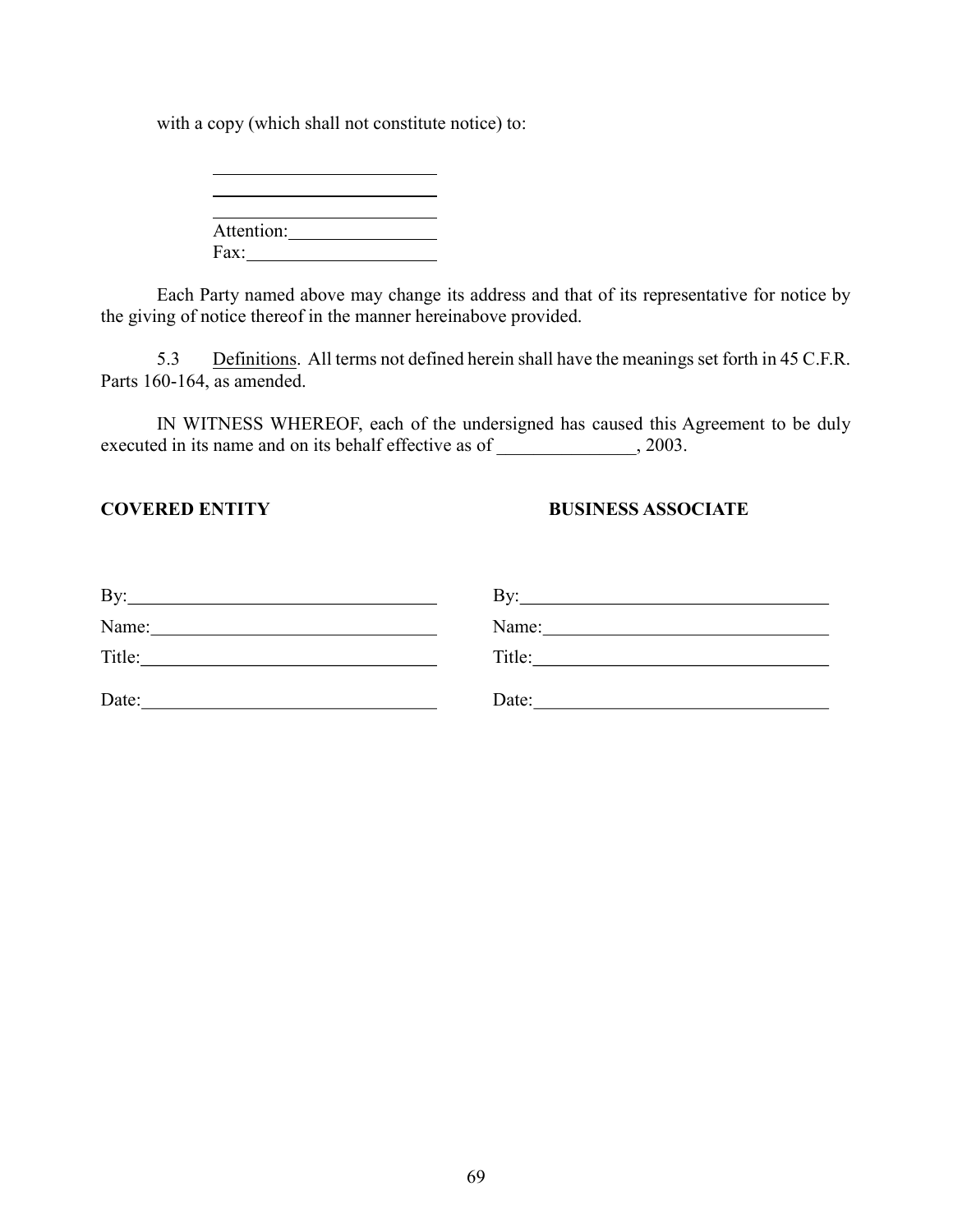with a copy (which shall not constitute notice) to:

\_\_\_\_\_\_\_\_\_\_\_\_\_\_\_\_\_\_\_\_\_\_\_\_\_\_

\_\_\_\_\_\_\_\_\_\_\_\_\_\_\_\_\_\_\_\_\_\_\_\_\_\_

\_\_\_\_\_\_\_\_\_\_\_\_\_\_\_\_\_\_\_\_\_\_\_\_\_\_

Attention:\_\_\_\_\_\_\_\_\_\_\_\_\_\_\_\_

Fax:\_\_\_\_\_\_\_\_\_\_\_\_\_\_\_\_\_\_\_\_\_

Each Party named above may change its address and that of its representative for notice by the giving of notice thereof in the manner hereinabove provided.

5.3 Definitions. All terms not defined herein shall have the meanings set forth in 45 C.F.R. Parts 160-164, as amended.

IN WITNESS WHEREOF, each of the undersigned has caused this Agreement to be duly executed in its name and on its behalf effective as of \_\_\_\_\_\_\_\_\_\_\_\_\_\_\_, 2003.

| **COVERED ENTITY** | **BUSINESS ASSOCIATE** |
|---|---|
| By:\_\_\_\_\_\_\_\_\_\_\_\_\_\_\_\_\_\_\_\_\_\_\_\_\_\_\_\_\_\_\_\_\_\_ | By:\_\_\_\_\_\_\_\_\_\_\_\_\_\_\_\_\_\_\_\_\_\_\_\_\_\_\_\_\_\_\_\_\_\_ |
| Name:\_\_\_\_\_\_\_\_\_\_\_\_\_\_\_\_\_\_\_\_\_\_\_\_\_\_\_\_\_\_\_ | Name:\_\_\_\_\_\_\_\_\_\_\_\_\_\_\_\_\_\_\_\_\_\_\_\_\_\_\_\_\_\_\_ |
| Title:\_\_\_\_\_\_\_\_\_\_\_\_\_\_\_\_\_\_\_\_\_\_\_\_\_\_\_\_\_\_\_\_ | Title:\_\_\_\_\_\_\_\_\_\_\_\_\_\_\_\_\_\_\_\_\_\_\_\_\_\_\_\_\_\_\_\_ |
| Date:\_\_\_\_\_\_\_\_\_\_\_\_\_\_\_\_\_\_\_\_\_\_\_\_\_\_\_\_\_\_\_\_ | Date:\_\_\_\_\_\_\_\_\_\_\_\_\_\_\_\_\_\_\_\_\_\_\_\_\_\_\_\_\_\_\_\_ |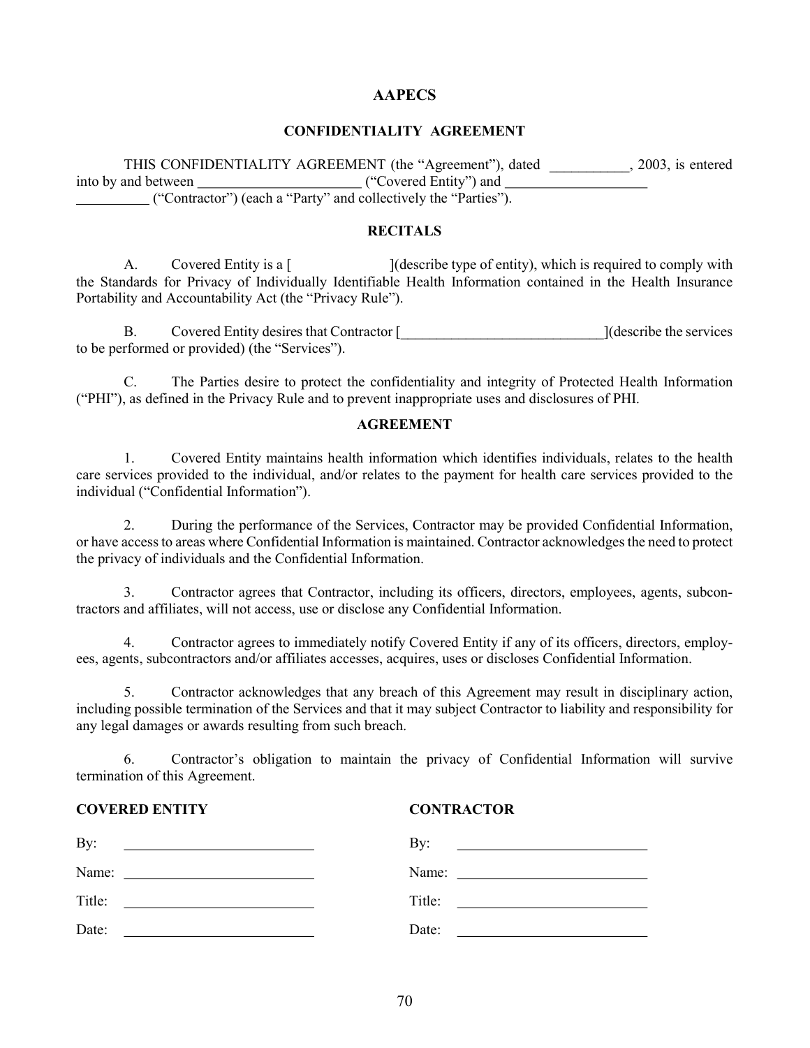# AAPECS

## CONFIDENTIALITY AGREEMENT

THIS CONFIDENTIALITY AGREEMENT (the "Agreement"), dated ___________, 2003, is entered into by and between _______________________ ("Covered Entity") and ____________________ __________ ("Contractor") (each a "Party" and collectively the "Parties").

## RECITALS

A. Covered Entity is a [                    ](describe type of entity), which is required to comply with the Standards for Privacy of Individually Identifiable Health Information contained in the Health Insurance Portability and Accountability Act (the "Privacy Rule").

B. Covered Entity desires that Contractor [_____________________________](describe the services to be performed or provided) (the "Services").

C. The Parties desire to protect the confidentiality and integrity of Protected Health Information ("PHI"), as defined in the Privacy Rule and to prevent inappropriate uses and disclosures of PHI.

## AGREEMENT

1. Covered Entity maintains health information which identifies individuals, relates to the health care services provided to the individual, and/or relates to the payment for health care services provided to the individual ("Confidential Information").

2. During the performance of the Services, Contractor may be provided Confidential Information, or have access to areas where Confidential Information is maintained. Contractor acknowledges the need to protect the privacy of individuals and the Confidential Information.

3. Contractor agrees that Contractor, including its officers, directors, employees, agents, subcontractors and affiliates, will not access, use or disclose any Confidential Information.

4. Contractor agrees to immediately notify Covered Entity if any of its officers, directors, employees, agents, subcontractors and/or affiliates accesses, acquires, uses or discloses Confidential Information.

5. Contractor acknowledges that any breach of this Agreement may result in disciplinary action, including possible termination of the Services and that it may subject Contractor to liability and responsibility for any legal damages or awards resulting from such breach.

6. Contractor's obligation to maintain the privacy of Confidential Information will survive termination of this Agreement.

**COVERED ENTITY**

By: ___________________________

Name: ___________________________

Title: ___________________________

Date: ___________________________

**CONTRACTOR**

By: ___________________________

Name: ___________________________

Title: ___________________________

Date: ___________________________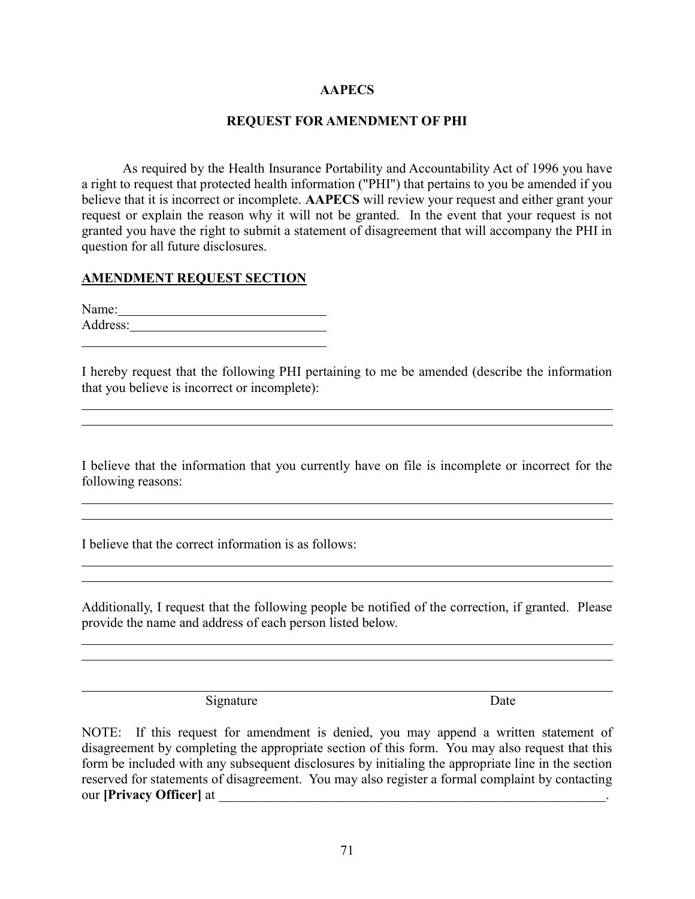**AAPECS**

**REQUEST FOR AMENDMENT OF PHI**

As required by the Health Insurance Portability and Accountability Act of 1996 you have a right to request that protected health information ("PHI") that pertains to you be amended if you believe that it is incorrect or incomplete. **AAPECS** will review your request and either grant your request or explain the reason why it will not be granted. In the event that your request is not granted you have the right to submit a statement of disagreement that will accompany the PHI in question for all future disclosures.

**AMENDMENT REQUEST SECTION**

Name:______________________________
Address:____________________________
___________________________________

I hereby request that the following PHI pertaining to me be amended (describe the information that you believe is incorrect or incomplete):

_____________________________________________________________________________
_____________________________________________________________________________

I believe that the information that you currently have on file is incomplete or incorrect for the following reasons:

_____________________________________________________________________________
_____________________________________________________________________________

I believe that the correct information is as follows:

_____________________________________________________________________________
_____________________________________________________________________________

Additionally, I request that the following people be notified of the correction, if granted. Please provide the name and address of each person listed below.

_____________________________________________________________________________
_____________________________________________________________________________

_____________________________________________________________________________
Signature                                                                                Date

NOTE: If this request for amendment is denied, you may append a written statement of disagreement by completing the appropriate section of this form. You may also request that this form be included with any subsequent disclosures by initialing the appropriate line in the section reserved for statements of disagreement. You may also register a formal complaint by contacting our **[Privacy Officer]** at _____________________________________________.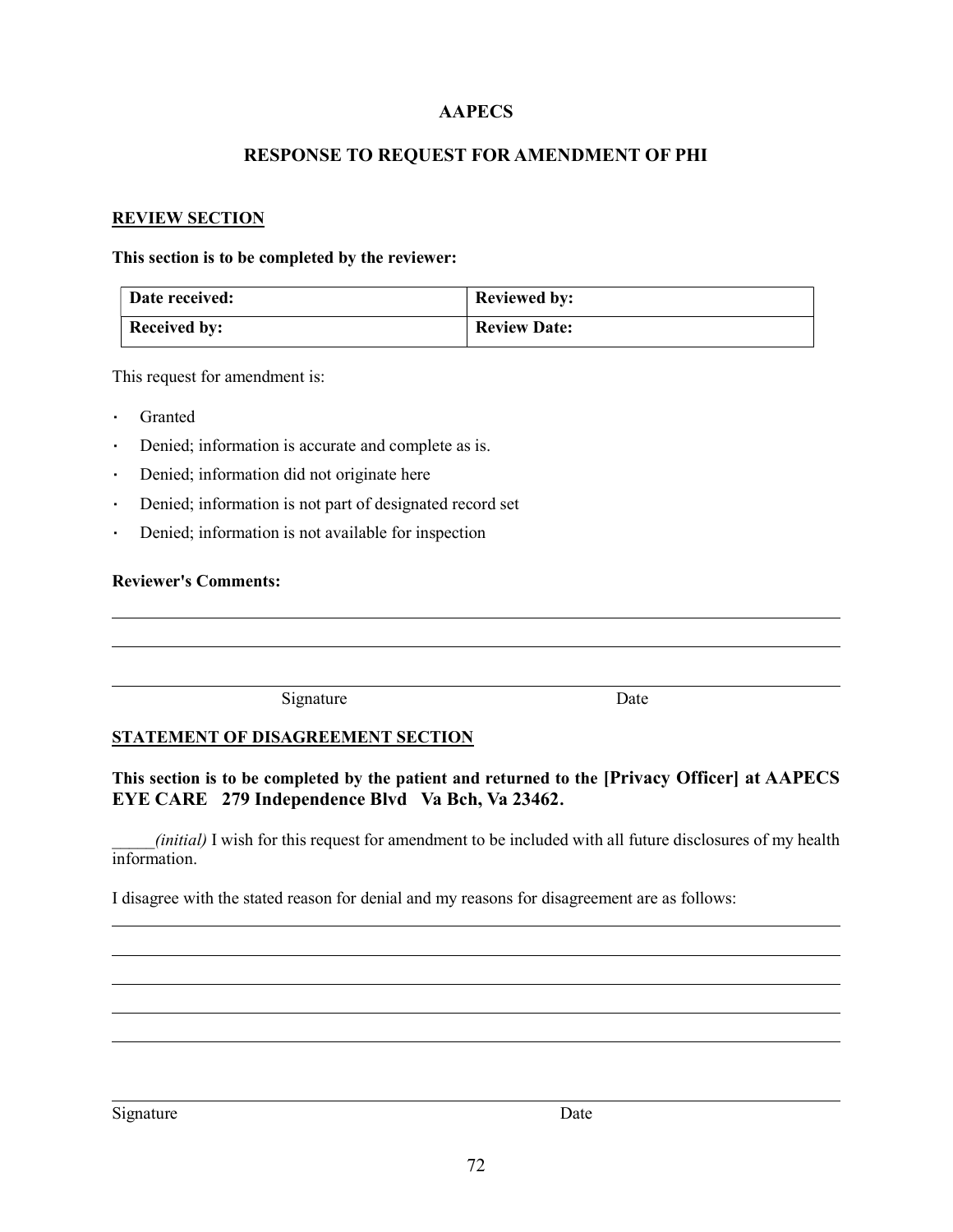# AAPECS

## RESPONSE TO REQUEST FOR AMENDMENT OF PHI

**REVIEW SECTION**

**This section is to be completed by the reviewer:**

| Date received: | Reviewed by: |
|---|---|
| Received by: | Review Date: |

This request for amendment is:

- Granted
- Denied; information is accurate and complete as is.
- Denied; information did not originate here
- Denied; information is not part of designated record set
- Denied; information is not available for inspection

**Reviewer's Comments:**

_______________________________________________________________________________

_______________________________________________________________________________

_______________________________________________________________________________

Signature                                                    Date

**STATEMENT OF DISAGREEMENT SECTION**

**This section is to be completed by the patient and returned to the [Privacy Officer] at AAPECS EYE CARE 279 Independence Blvd Va Bch, Va 23462.**

_____*(initial)* I wish for this request for amendment to be included with all future disclosures of my health information.

I disagree with the stated reason for denial and my reasons for disagreement are as follows:

_______________________________________________________________________________

_______________________________________________________________________________

_______________________________________________________________________________

_______________________________________________________________________________

_______________________________________________________________________________

_______________________________________________________________________________

Signature                                                    Date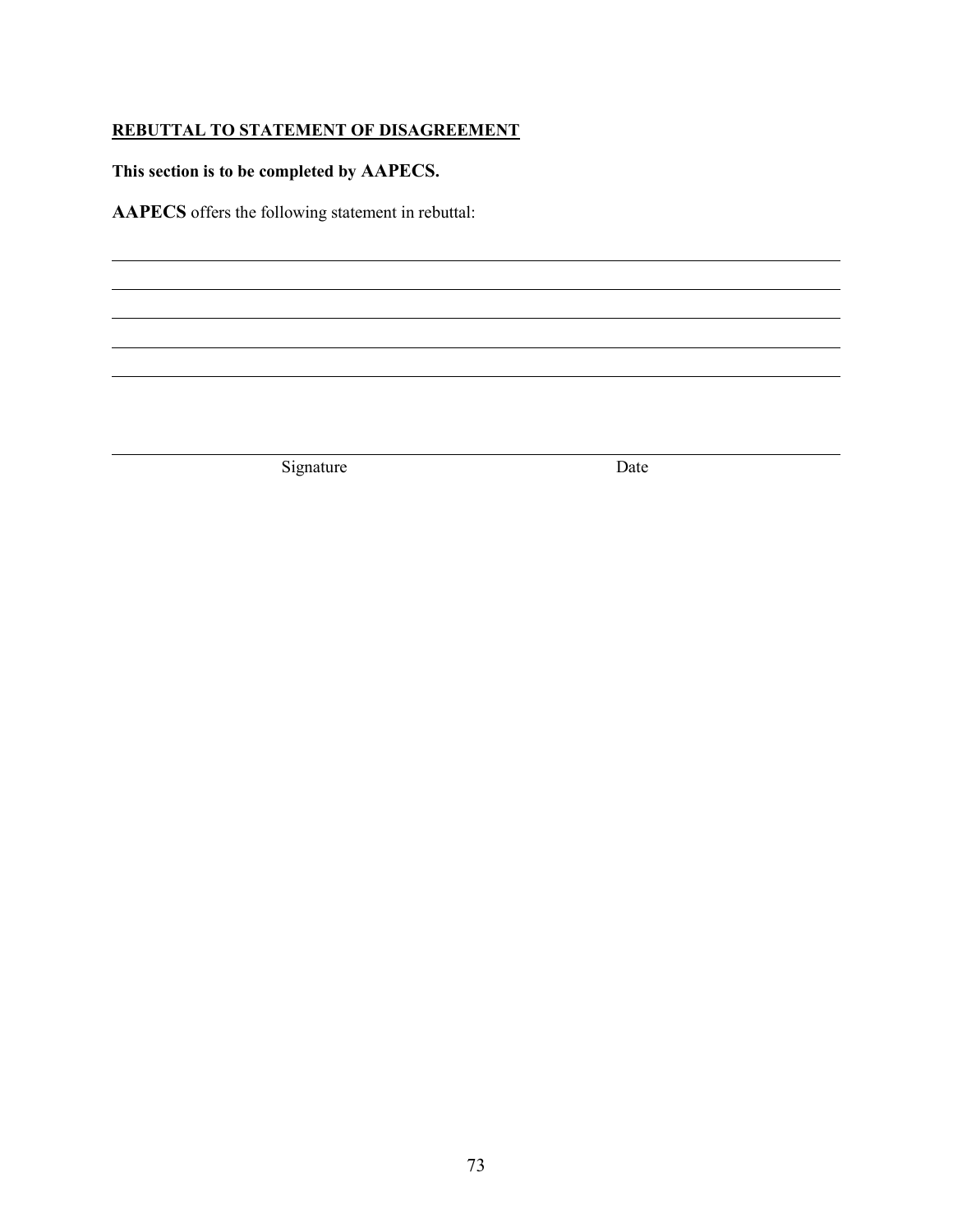**<u>REBUTTAL TO STATEMENT OF DISAGREEMENT</u>**

**This section is to be completed by AAPECS.**

**AAPECS** offers the following statement in rebuttal:

\_\_\_\_\_\_\_\_\_\_\_\_\_\_\_\_\_\_\_\_\_\_\_\_\_\_\_\_\_\_\_\_\_\_\_\_\_\_\_\_\_\_\_\_\_\_\_\_\_\_\_\_\_\_\_\_\_\_\_\_\_\_\_\_\_\_\_\_\_\_\_\_\_\_\_\_\_\_

\_\_\_\_\_\_\_\_\_\_\_\_\_\_\_\_\_\_\_\_\_\_\_\_\_\_\_\_\_\_\_\_\_\_\_\_\_\_\_\_\_\_\_\_\_\_\_\_\_\_\_\_\_\_\_\_\_\_\_\_\_\_\_\_\_\_\_\_\_\_\_\_\_\_\_\_\_\_

\_\_\_\_\_\_\_\_\_\_\_\_\_\_\_\_\_\_\_\_\_\_\_\_\_\_\_\_\_\_\_\_\_\_\_\_\_\_\_\_\_\_\_\_\_\_\_\_\_\_\_\_\_\_\_\_\_\_\_\_\_\_\_\_\_\_\_\_\_\_\_\_\_\_\_\_\_\_

\_\_\_\_\_\_\_\_\_\_\_\_\_\_\_\_\_\_\_\_\_\_\_\_\_\_\_\_\_\_\_\_\_\_\_\_\_\_\_\_\_\_\_\_\_\_\_\_\_\_\_\_\_\_\_\_\_\_\_\_\_\_\_\_\_\_\_\_\_\_\_\_\_\_\_\_\_\_

\_\_\_\_\_\_\_\_\_\_\_\_\_\_\_\_\_\_\_\_\_\_\_\_\_\_\_\_\_\_\_\_\_\_\_\_\_\_\_\_\_\_\_\_\_\_\_\_\_\_\_\_\_\_\_\_\_\_\_\_\_\_\_\_\_\_\_\_\_\_\_\_\_\_\_\_\_\_

\_\_\_\_\_\_\_\_\_\_\_\_\_\_\_\_\_\_\_\_\_\_\_\_\_\_\_\_\_\_\_\_\_\_\_\_\_\_\_\_\_\_\_\_\_\_\_\_\_\_\_\_\_\_\_\_\_\_\_\_\_\_\_\_\_\_\_\_\_\_\_\_\_\_\_\_\_\_

Signature                                                            Date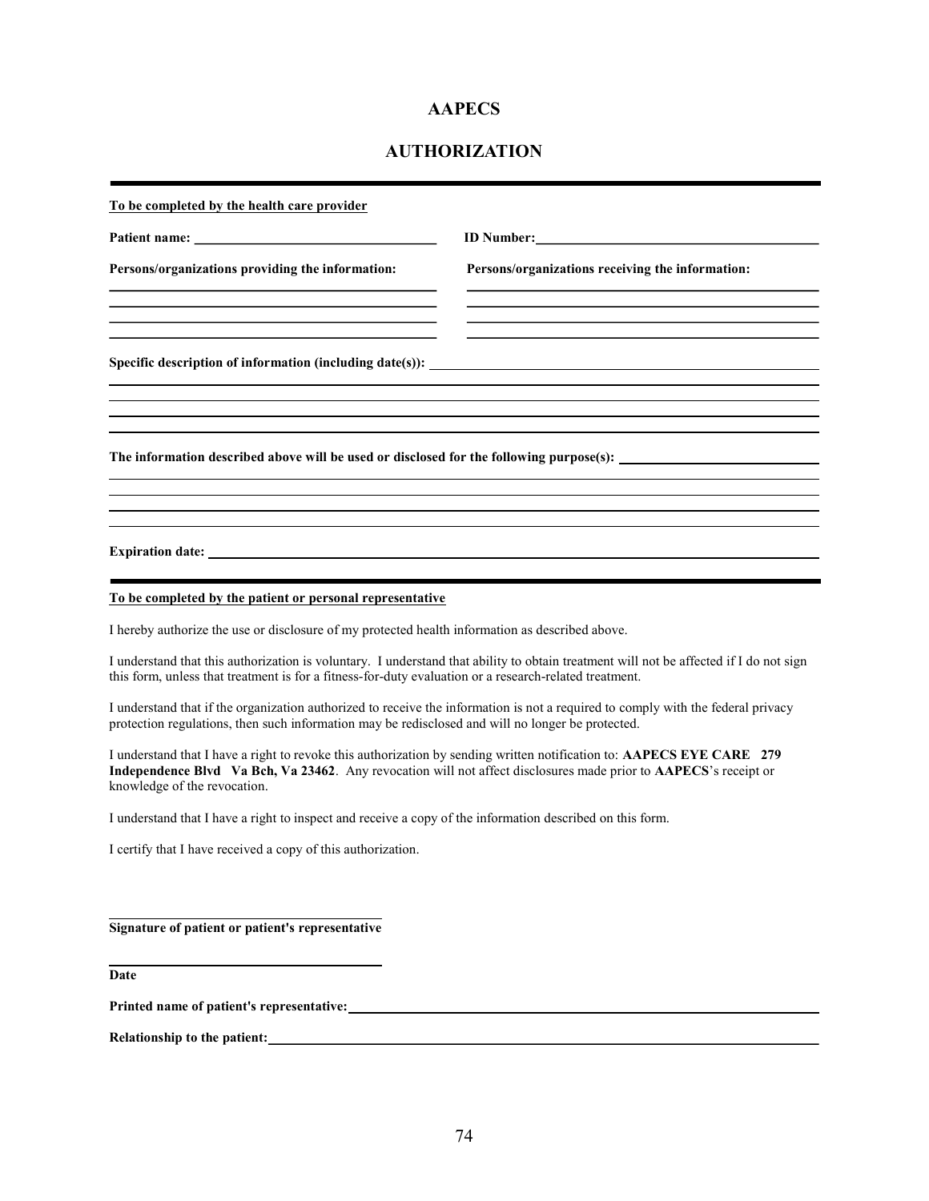# AAPECS

## AUTHORIZATION

---

**To be completed by the health care provider**

**Patient name:** ______________________________ **ID Number:** ______________________________

**Persons/organizations providing the information:** **Persons/organizations receiving the information:**

______________________________ ______________________________

______________________________ ______________________________

______________________________ ______________________________

______________________________ ______________________________

**Specific description of information (including date(s)):** ______________________________

______________________________________________________________________________

______________________________________________________________________________

______________________________________________________________________________

______________________________________________________________________________

**The information described above will be used or disclosed for the following purpose(s):** ______________________________

______________________________________________________________________________

______________________________________________________________________________

______________________________________________________________________________

______________________________________________________________________________

**Expiration date:** ______________________________________________________________________________

---

**To be completed by the patient or personal representative**

I hereby authorize the use or disclosure of my protected health information as described above.

I understand that this authorization is voluntary. I understand that ability to obtain treatment will not be affected if I do not sign this form, unless that treatment is for a fitness-for-duty evaluation or a research-related treatment.

I understand that if the organization authorized to receive the information is not a required to comply with the federal privacy protection regulations, then such information may be redisclosed and will no longer be protected.

I understand that I have a right to revoke this authorization by sending written notification to: **AAPECS EYE CARE 279 Independence Blvd Va Bch, Va 23462**. Any revocation will not affect disclosures made prior to **AAPECS**'s receipt or knowledge of the revocation.

I understand that I have a right to inspect and receive a copy of the information described on this form.

I certify that I have received a copy of this authorization.

______________________________

**Signature of patient or patient's representative**

______________________________

**Date**

**Printed name of patient's representative:** ______________________________

**Relationship to the patient:** ______________________________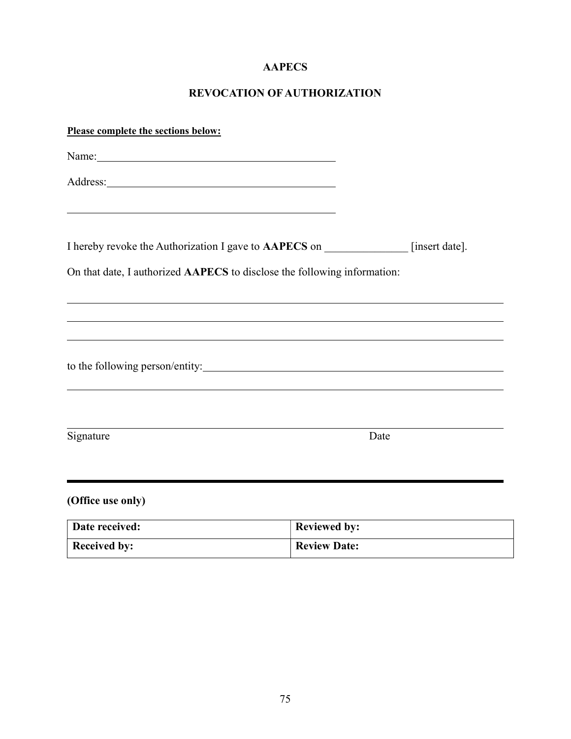**AAPECS**

**REVOCATION OF AUTHORIZATION**

**Please complete the sections below:**

Name:\_\_\_\_\_\_\_\_\_\_\_\_\_\_\_\_\_\_\_\_\_\_\_\_\_\_\_\_\_\_\_\_\_\_\_\_\_\_\_\_\_\_\_\_

Address:\_\_\_\_\_\_\_\_\_\_\_\_\_\_\_\_\_\_\_\_\_\_\_\_\_\_\_\_\_\_\_\_\_\_\_\_\_\_\_\_\_\_

\_\_\_\_\_\_\_\_\_\_\_\_\_\_\_\_\_\_\_\_\_\_\_\_\_\_\_\_\_\_\_\_\_\_\_\_\_\_\_\_\_\_\_\_\_\_\_\_\_\_

I hereby revoke the Authorization I gave to **AAPECS** on \_\_\_\_\_\_\_\_\_\_\_\_\_\_\_ [insert date].

On that date, I authorized **AAPECS** to disclose the following information:

\_\_\_\_\_\_\_\_\_\_\_\_\_\_\_\_\_\_\_\_\_\_\_\_\_\_\_\_\_\_\_\_\_\_\_\_\_\_\_\_\_\_\_\_\_\_\_\_\_\_\_\_\_\_\_\_\_\_\_\_\_\_\_\_\_\_\_\_\_\_\_\_\_\_\_\_\_\_

\_\_\_\_\_\_\_\_\_\_\_\_\_\_\_\_\_\_\_\_\_\_\_\_\_\_\_\_\_\_\_\_\_\_\_\_\_\_\_\_\_\_\_\_\_\_\_\_\_\_\_\_\_\_\_\_\_\_\_\_\_\_\_\_\_\_\_\_\_\_\_\_\_\_\_\_\_\_

\_\_\_\_\_\_\_\_\_\_\_\_\_\_\_\_\_\_\_\_\_\_\_\_\_\_\_\_\_\_\_\_\_\_\_\_\_\_\_\_\_\_\_\_\_\_\_\_\_\_\_\_\_\_\_\_\_\_\_\_\_\_\_\_\_\_\_\_\_\_\_\_\_\_\_\_\_\_

to the following person/entity:\_\_\_\_\_\_\_\_\_\_\_\_\_\_\_\_\_\_\_\_\_\_\_\_\_\_\_\_\_\_\_\_\_\_\_\_\_\_\_\_\_\_\_\_\_\_\_\_\_\_\_

\_\_\_\_\_\_\_\_\_\_\_\_\_\_\_\_\_\_\_\_\_\_\_\_\_\_\_\_\_\_\_\_\_\_\_\_\_\_\_\_\_\_\_\_\_\_\_\_\_\_\_\_\_\_\_\_\_\_\_\_\_\_\_\_\_\_\_\_\_\_\_\_\_\_\_\_\_\_

\_\_\_\_\_\_\_\_\_\_\_\_\_\_\_\_\_\_\_\_\_\_\_\_\_\_\_\_\_\_\_\_\_\_\_\_\_\_\_\_\_\_\_\_\_\_\_\_\_\_\_\_\_\_\_\_\_\_\_\_\_\_\_\_\_\_\_\_\_\_\_\_\_\_\_\_\_\_

Signature Date

---

**(Office use only)**

| **Date received:** | **Reviewed by:** |
|---|---|
| **Received by:** | **Review Date:** |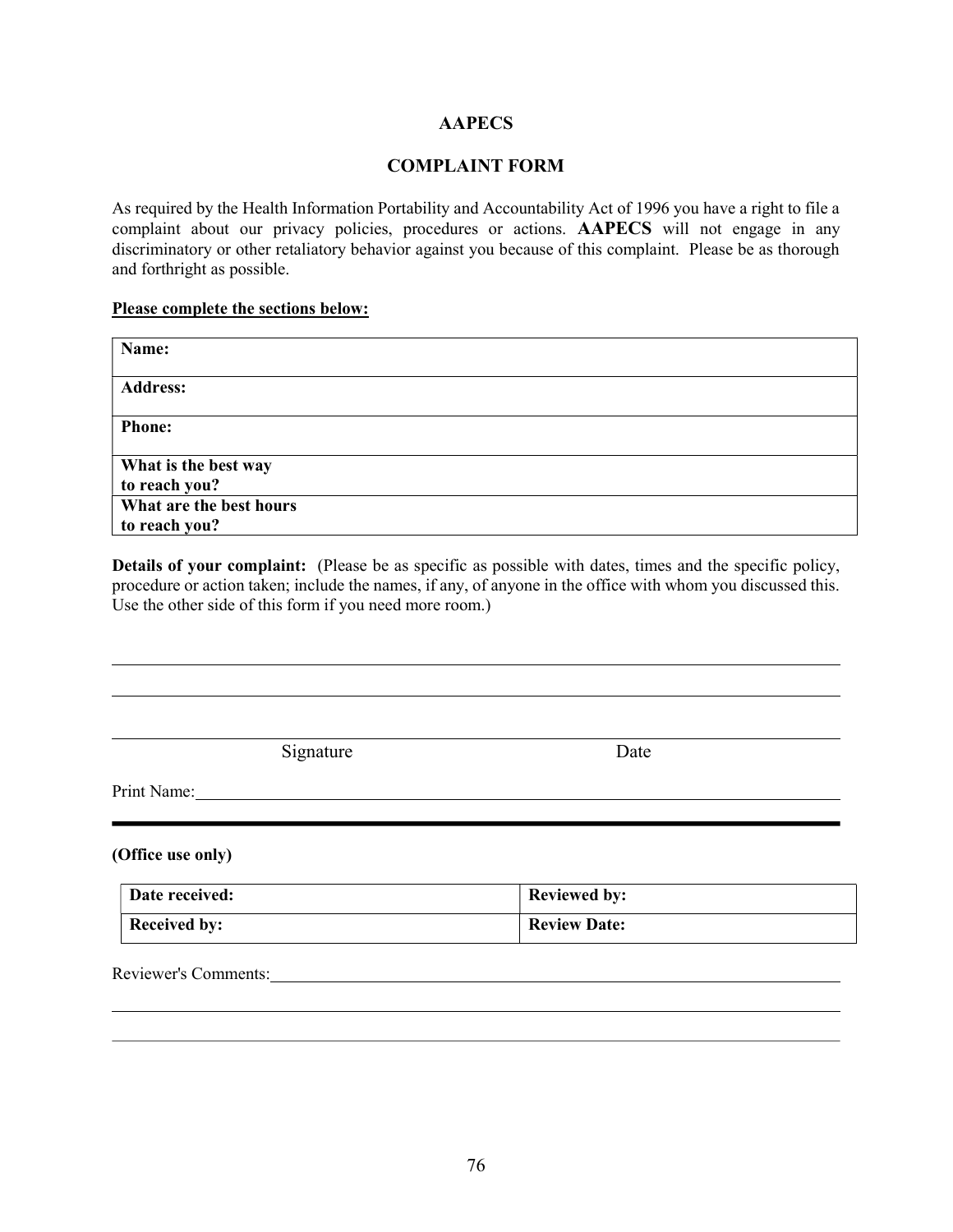# AAPECS

## COMPLAINT FORM

As required by the Health Information Portability and Accountability Act of 1996 you have a right to file a complaint about our privacy policies, procedures or actions. **AAPECS** will not engage in any discriminatory or other retaliatory behavior against you because of this complaint. Please be as thorough and forthright as possible.

**Please complete the sections below:**

| | |
|---|---|
| **Name:** | |
| **Address:** | |
| **Phone:** | |
| **What is the best way to reach you?** | |
| **What are the best hours to reach you?** | |

**Details of your complaint:** (Please be as specific as possible with dates, times and the specific policy, procedure or action taken; include the names, if any, of anyone in the office with whom you discussed this. Use the other side of this form if you need more room.)

______________________________________________________________________________

______________________________________________________________________________

______________________________________________________________________________

Signature                                                  Date

Print Name: _____________________________________________________________________

---

**(Office use only)**

| | |
|---|---|
| **Date received:** | **Reviewed by:** |
| **Received by:** | **Review Date:** |

Reviewer's Comments: __________________________________________________________

______________________________________________________________________________

______________________________________________________________________________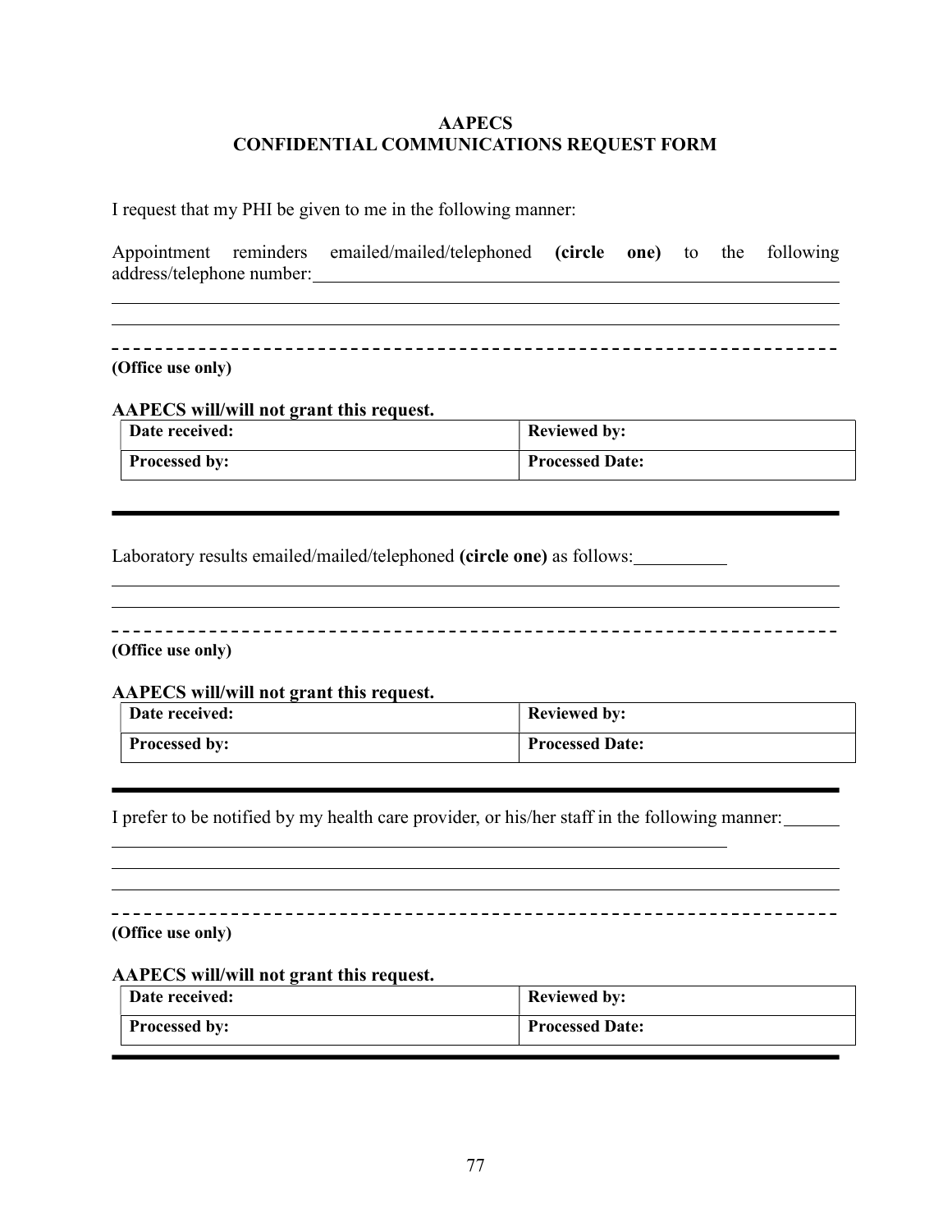**AAPECS**
**CONFIDENTIAL COMMUNICATIONS REQUEST FORM**

I request that my PHI be given to me in the following manner:

Appointment reminders emailed/mailed/telephoned **(circle one)** to the following address/telephone number:\_\_\_\_\_\_\_\_\_\_\_\_\_\_\_\_\_\_\_\_\_\_\_\_\_\_\_\_\_\_\_\_\_\_\_\_\_\_\_\_

\_\_\_\_\_\_\_\_\_\_\_\_\_\_\_\_\_\_\_\_\_\_\_\_\_\_\_\_\_\_\_\_\_\_\_\_\_\_\_\_\_\_\_\_\_\_\_\_\_\_\_\_\_\_\_\_\_\_\_\_

\_\_\_\_\_\_\_\_\_\_\_\_\_\_\_\_\_\_\_\_\_\_\_\_\_\_\_\_\_\_\_\_\_\_\_\_\_\_\_\_\_\_\_\_\_\_\_\_\_\_\_\_\_\_\_\_\_\_\_\_

- - - - - - - - - - - - - - - - - - - - - - - - - - - - - - - - - - - - - - - -

**(Office use only)**

**AAPECS will/will not grant this request.**

| **Date received:** | **Reviewed by:** |
|---|---|
| **Processed by:** | **Processed Date:** |

---

Laboratory results emailed/mailed/telephoned **(circle one)** as follows:\_\_\_\_\_\_\_\_\_\_

\_\_\_\_\_\_\_\_\_\_\_\_\_\_\_\_\_\_\_\_\_\_\_\_\_\_\_\_\_\_\_\_\_\_\_\_\_\_\_\_\_\_\_\_\_\_\_\_\_\_\_\_\_\_\_\_\_\_\_\_

\_\_\_\_\_\_\_\_\_\_\_\_\_\_\_\_\_\_\_\_\_\_\_\_\_\_\_\_\_\_\_\_\_\_\_\_\_\_\_\_\_\_\_\_\_\_\_\_\_\_\_\_\_\_\_\_\_\_\_\_

- - - - - - - - - - - - - - - - - - - - - - - - - - - - - - - - - - - - - - - -

**(Office use only)**

**AAPECS will/will not grant this request.**

| **Date received:** | **Reviewed by:** |
|---|---|
| **Processed by:** | **Processed Date:** |

---

I prefer to be notified by my health care provider, or his/her staff in the following manner:\_\_\_\_\_\_

\_\_\_\_\_\_\_\_\_\_\_\_\_\_\_\_\_\_\_\_\_\_\_\_\_\_\_\_\_\_\_\_\_\_\_\_\_\_\_\_\_\_\_\_\_\_\_\_\_\_\_

\_\_\_\_\_\_\_\_\_\_\_\_\_\_\_\_\_\_\_\_\_\_\_\_\_\_\_\_\_\_\_\_\_\_\_\_\_\_\_\_\_\_\_\_\_\_\_\_\_\_\_\_\_\_\_\_\_\_\_\_

\_\_\_\_\_\_\_\_\_\_\_\_\_\_\_\_\_\_\_\_\_\_\_\_\_\_\_\_\_\_\_\_\_\_\_\_\_\_\_\_\_\_\_\_\_\_\_\_\_\_\_\_\_\_\_\_\_\_\_\_

- - - - - - - - - - - - - - - - - - - - - - - - - - - - - - - - - - - - - - - -

**(Office use only)**

**AAPECS will/will not grant this request.**

| **Date received:** | **Reviewed by:** |
|---|---|
| **Processed by:** | **Processed Date:** |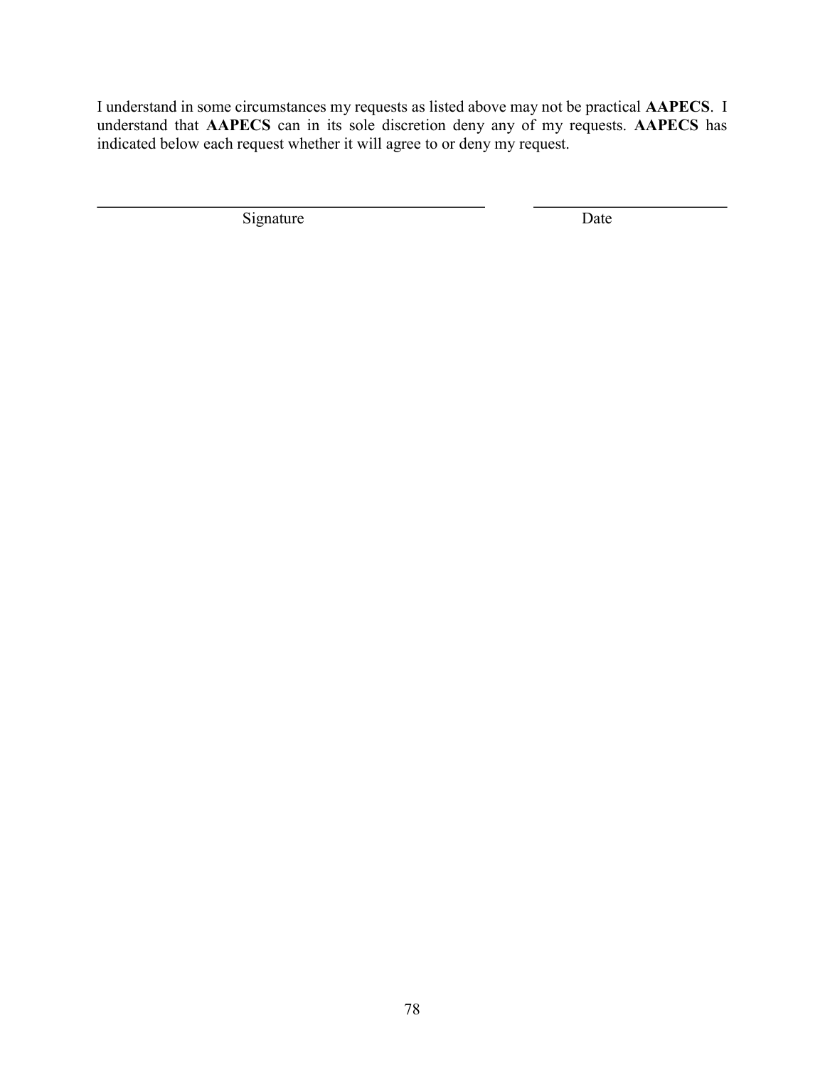I understand in some circumstances my requests as listed above may not be practical **AAPECS**. I understand that **AAPECS** can in its sole discretion deny any of my requests. **AAPECS** has indicated below each request whether it will agree to or deny my request.

| ______________________________ | ______________________________ |
|---|---|
| Signature | Date |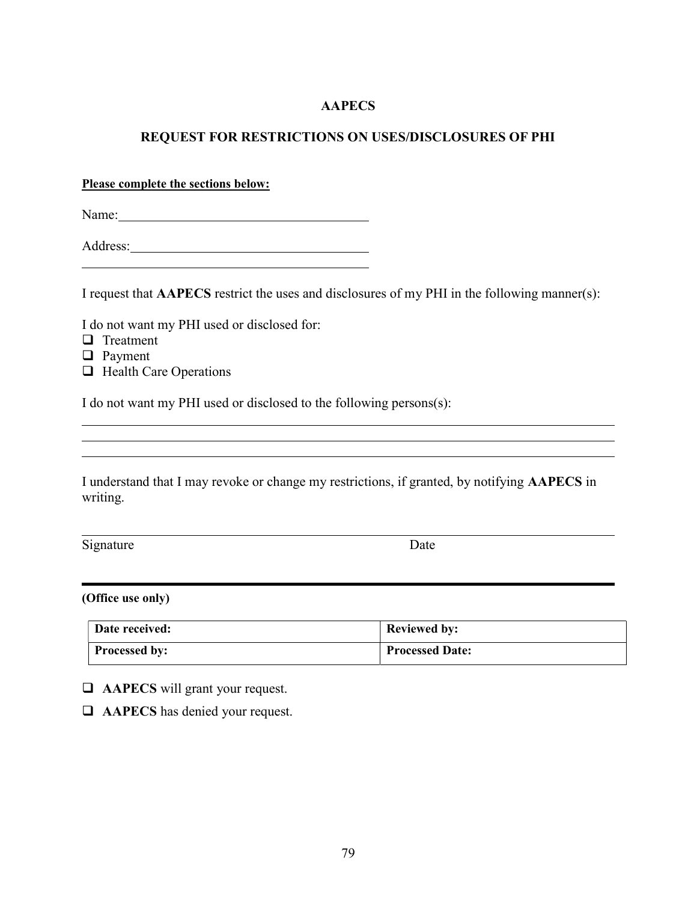**AAPECS**

**REQUEST FOR RESTRICTIONS ON USES/DISCLOSURES OF PHI**

**Please complete the sections below:**

Name:______________________________________

Address:____________________________________

____________________________________________

I request that **AAPECS** restrict the uses and disclosures of my PHI in the following manner(s):

I do not want my PHI used or disclosed for:

- ☐ Treatment
- ☐ Payment
- ☐ Health Care Operations

I do not want my PHI used or disclosed to the following persons(s):

________________________________________________________________________________

________________________________________________________________________________

________________________________________________________________________________

I understand that I may revoke or change my restrictions, if granted, by notifying **AAPECS** in writing.

________________________________________________________________________________

Signature                                                                 Date

---

**(Office use only)**

| **Date received:** | **Reviewed by:** |
|---|---|
| **Processed by:** | **Processed Date:** |

- ☐ **AAPECS** will grant your request.
- ☐ **AAPECS** has denied your request.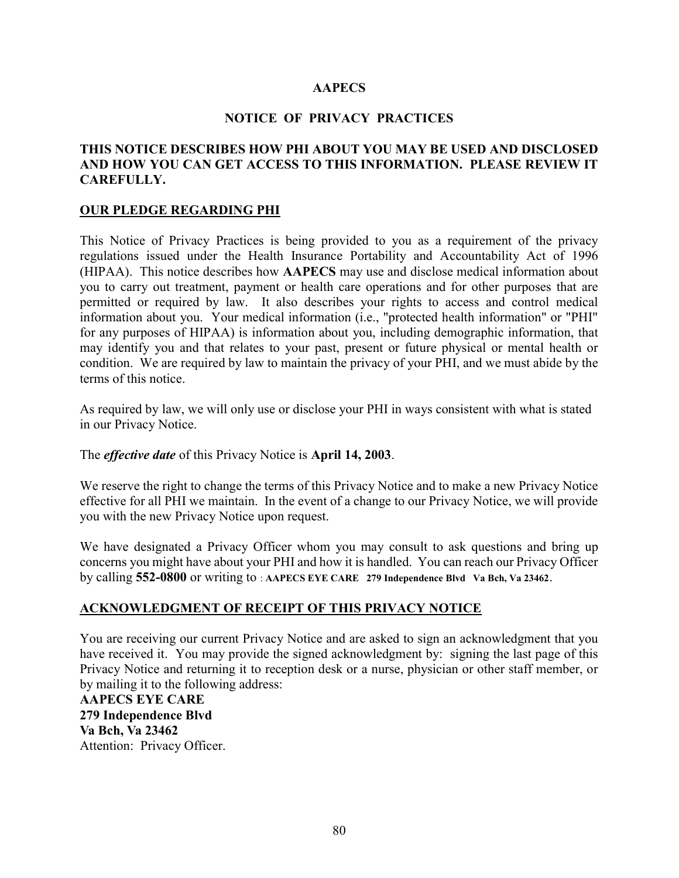# AAPECS

## NOTICE OF PRIVACY PRACTICES

**THIS NOTICE DESCRIBES HOW PHI ABOUT YOU MAY BE USED AND DISCLOSED AND HOW YOU CAN GET ACCESS TO THIS INFORMATION. PLEASE REVIEW IT CAREFULLY.**

### OUR PLEDGE REGARDING PHI

This Notice of Privacy Practices is being provided to you as a requirement of the privacy regulations issued under the Health Insurance Portability and Accountability Act of 1996 (HIPAA). This notice describes how **AAPECS** may use and disclose medical information about you to carry out treatment, payment or health care operations and for other purposes that are permitted or required by law. It also describes your rights to access and control medical information about you. Your medical information (i.e., "protected health information" or "PHI" for any purposes of HIPAA) is information about you, including demographic information, that may identify you and that relates to your past, present or future physical or mental health or condition. We are required by law to maintain the privacy of your PHI, and we must abide by the terms of this notice.

As required by law, we will only use or disclose your PHI in ways consistent with what is stated in our Privacy Notice.

The ***effective date*** of this Privacy Notice is **April 14, 2003**.

We reserve the right to change the terms of this Privacy Notice and to make a new Privacy Notice effective for all PHI we maintain. In the event of a change to our Privacy Notice, we will provide you with the new Privacy Notice upon request.

We have designated a Privacy Officer whom you may consult to ask questions and bring up concerns you might have about your PHI and how it is handled. You can reach our Privacy Officer by calling **552-0800** or writing to : **AAPECS EYE CARE 279 Independence Blvd Va Bch, Va 23462.**

### ACKNOWLEDGMENT OF RECEIPT OF THIS PRIVACY NOTICE

You are receiving our current Privacy Notice and are asked to sign an acknowledgment that you have received it. You may provide the signed acknowledgment by: signing the last page of this Privacy Notice and returning it to reception desk or a nurse, physician or other staff member, or by mailing it to the following address:

**AAPECS EYE CARE**
**279 Independence Blvd**
**Va Bch, Va 23462**
Attention: Privacy Officer.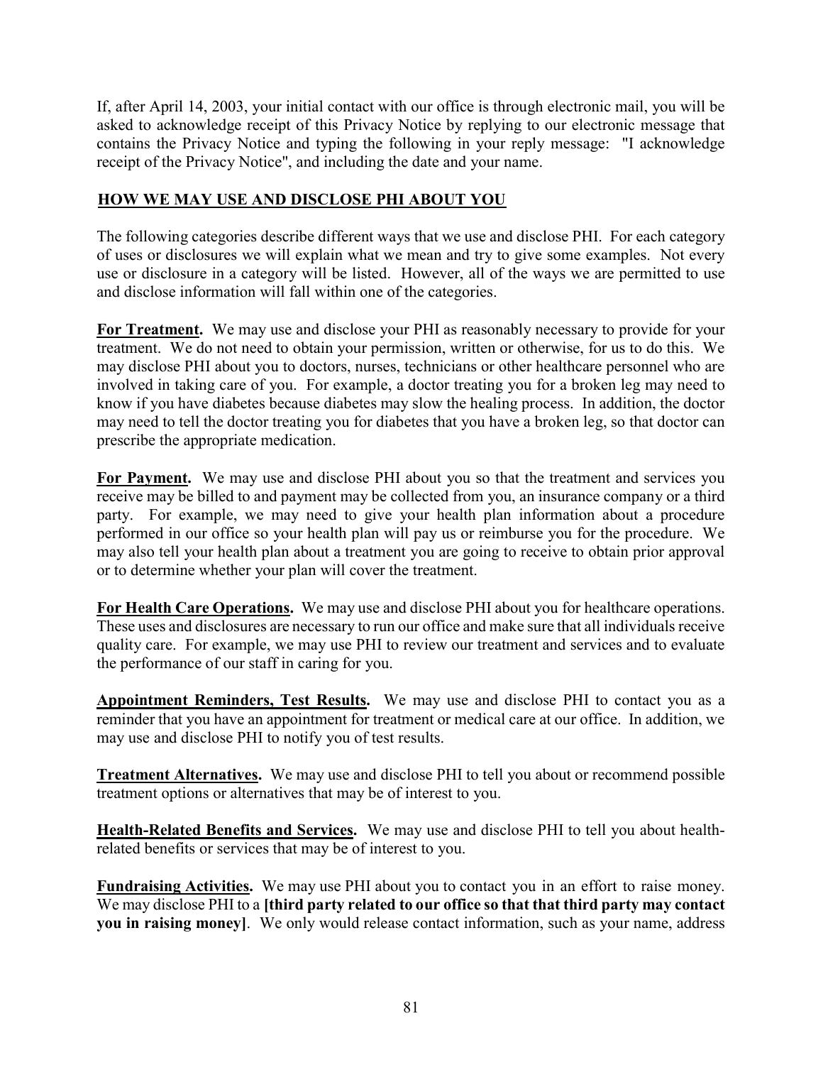If, after April 14, 2003, your initial contact with our office is through electronic mail, you will be asked to acknowledge receipt of this Privacy Notice by replying to our electronic message that contains the Privacy Notice and typing the following in your reply message: "I acknowledge receipt of the Privacy Notice", and including the date and your name.

## HOW WE MAY USE AND DISCLOSE PHI ABOUT YOU

The following categories describe different ways that we use and disclose PHI. For each category of uses or disclosures we will explain what we mean and try to give some examples. Not every use or disclosure in a category will be listed. However, all of the ways we are permitted to use and disclose information will fall within one of the categories.

**For Treatment.** We may use and disclose your PHI as reasonably necessary to provide for your treatment. We do not need to obtain your permission, written or otherwise, for us to do this. We may disclose PHI about you to doctors, nurses, technicians or other healthcare personnel who are involved in taking care of you. For example, a doctor treating you for a broken leg may need to know if you have diabetes because diabetes may slow the healing process. In addition, the doctor may need to tell the doctor treating you for diabetes that you have a broken leg, so that doctor can prescribe the appropriate medication.

**For Payment.** We may use and disclose PHI about you so that the treatment and services you receive may be billed to and payment may be collected from you, an insurance company or a third party. For example, we may need to give your health plan information about a procedure performed in our office so your health plan will pay us or reimburse you for the procedure. We may also tell your health plan about a treatment you are going to receive to obtain prior approval or to determine whether your plan will cover the treatment.

**For Health Care Operations.** We may use and disclose PHI about you for healthcare operations. These uses and disclosures are necessary to run our office and make sure that all individuals receive quality care. For example, we may use PHI to review our treatment and services and to evaluate the performance of our staff in caring for you.

**Appointment Reminders, Test Results.** We may use and disclose PHI to contact you as a reminder that you have an appointment for treatment or medical care at our office. In addition, we may use and disclose PHI to notify you of test results.

**Treatment Alternatives.** We may use and disclose PHI to tell you about or recommend possible treatment options or alternatives that may be of interest to you.

**Health-Related Benefits and Services.** We may use and disclose PHI to tell you about health-related benefits or services that may be of interest to you.

**Fundraising Activities.** We may use PHI about you to contact you in an effort to raise money. We may disclose PHI to a **[third party related to our office so that that third party may contact you in raising money]**. We only would release contact information, such as your name, address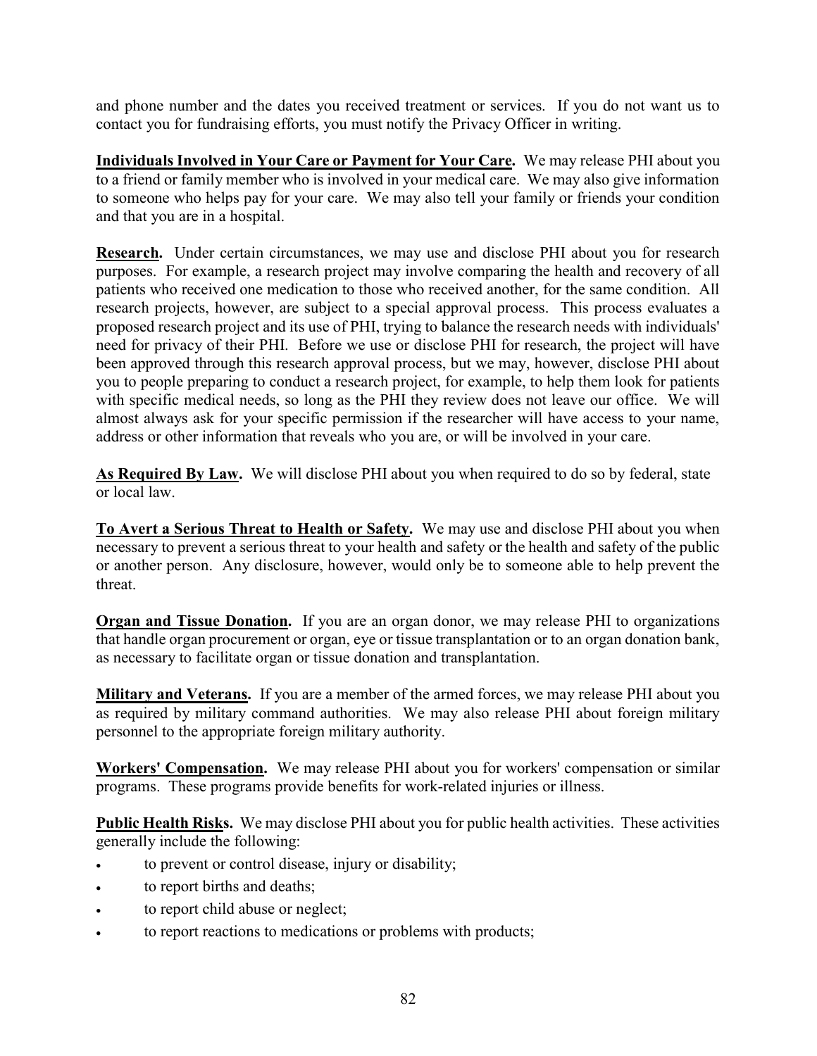and phone number and the dates you received treatment or services. If you do not want us to contact you for fundraising efforts, you must notify the Privacy Officer in writing.

**Individuals Involved in Your Care or Payment for Your Care.** We may release PHI about you to a friend or family member who is involved in your medical care. We may also give information to someone who helps pay for your care. We may also tell your family or friends your condition and that you are in a hospital.

**Research.** Under certain circumstances, we may use and disclose PHI about you for research purposes. For example, a research project may involve comparing the health and recovery of all patients who received one medication to those who received another, for the same condition. All research projects, however, are subject to a special approval process. This process evaluates a proposed research project and its use of PHI, trying to balance the research needs with individuals' need for privacy of their PHI. Before we use or disclose PHI for research, the project will have been approved through this research approval process, but we may, however, disclose PHI about you to people preparing to conduct a research project, for example, to help them look for patients with specific medical needs, so long as the PHI they review does not leave our office. We will almost always ask for your specific permission if the researcher will have access to your name, address or other information that reveals who you are, or will be involved in your care.

**As Required By Law.** We will disclose PHI about you when required to do so by federal, state or local law.

**To Avert a Serious Threat to Health or Safety.** We may use and disclose PHI about you when necessary to prevent a serious threat to your health and safety or the health and safety of the public or another person. Any disclosure, however, would only be to someone able to help prevent the threat.

**Organ and Tissue Donation.** If you are an organ donor, we may release PHI to organizations that handle organ procurement or organ, eye or tissue transplantation or to an organ donation bank, as necessary to facilitate organ or tissue donation and transplantation.

**Military and Veterans.** If you are a member of the armed forces, we may release PHI about you as required by military command authorities. We may also release PHI about foreign military personnel to the appropriate foreign military authority.

**Workers' Compensation.** We may release PHI about you for workers' compensation or similar programs. These programs provide benefits for work-related injuries or illness.

**Public Health Risks.** We may disclose PHI about you for public health activities. These activities generally include the following:

- to prevent or control disease, injury or disability;
- to report births and deaths;
- to report child abuse or neglect;
- to report reactions to medications or problems with products;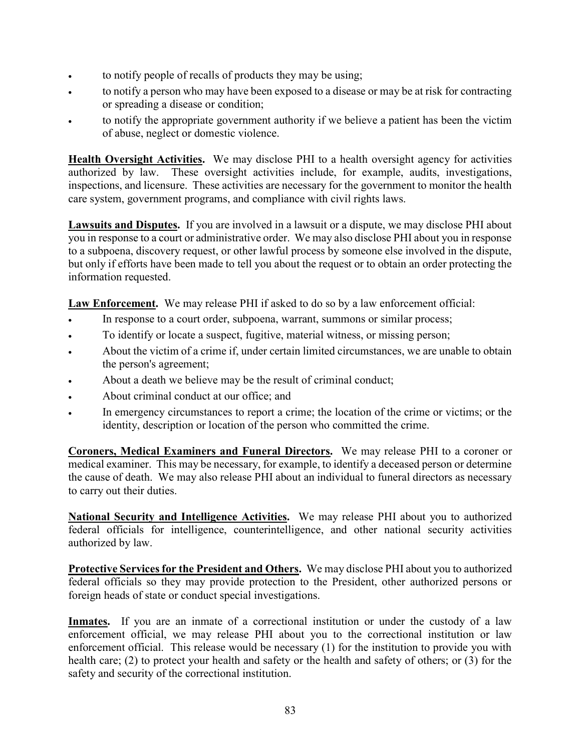- to notify people of recalls of products they may be using;
- to notify a person who may have been exposed to a disease or may be at risk for contracting or spreading a disease or condition;
- to notify the appropriate government authority if we believe a patient has been the victim of abuse, neglect or domestic violence.

**Health Oversight Activities.** We may disclose PHI to a health oversight agency for activities authorized by law. These oversight activities include, for example, audits, investigations, inspections, and licensure. These activities are necessary for the government to monitor the health care system, government programs, and compliance with civil rights laws.

**Lawsuits and Disputes.** If you are involved in a lawsuit or a dispute, we may disclose PHI about you in response to a court or administrative order. We may also disclose PHI about you in response to a subpoena, discovery request, or other lawful process by someone else involved in the dispute, but only if efforts have been made to tell you about the request or to obtain an order protecting the information requested.

**Law Enforcement.** We may release PHI if asked to do so by a law enforcement official:

- In response to a court order, subpoena, warrant, summons or similar process;
- To identify or locate a suspect, fugitive, material witness, or missing person;
- About the victim of a crime if, under certain limited circumstances, we are unable to obtain the person's agreement;
- About a death we believe may be the result of criminal conduct;
- About criminal conduct at our office; and
- In emergency circumstances to report a crime; the location of the crime or victims; or the identity, description or location of the person who committed the crime.

**Coroners, Medical Examiners and Funeral Directors.** We may release PHI to a coroner or medical examiner. This may be necessary, for example, to identify a deceased person or determine the cause of death. We may also release PHI about an individual to funeral directors as necessary to carry out their duties.

**National Security and Intelligence Activities.** We may release PHI about you to authorized federal officials for intelligence, counterintelligence, and other national security activities authorized by law.

**Protective Services for the President and Others.** We may disclose PHI about you to authorized federal officials so they may provide protection to the President, other authorized persons or foreign heads of state or conduct special investigations.

**Inmates.** If you are an inmate of a correctional institution or under the custody of a law enforcement official, we may release PHI about you to the correctional institution or law enforcement official. This release would be necessary (1) for the institution to provide you with health care; (2) to protect your health and safety or the health and safety of others; or (3) for the safety and security of the correctional institution.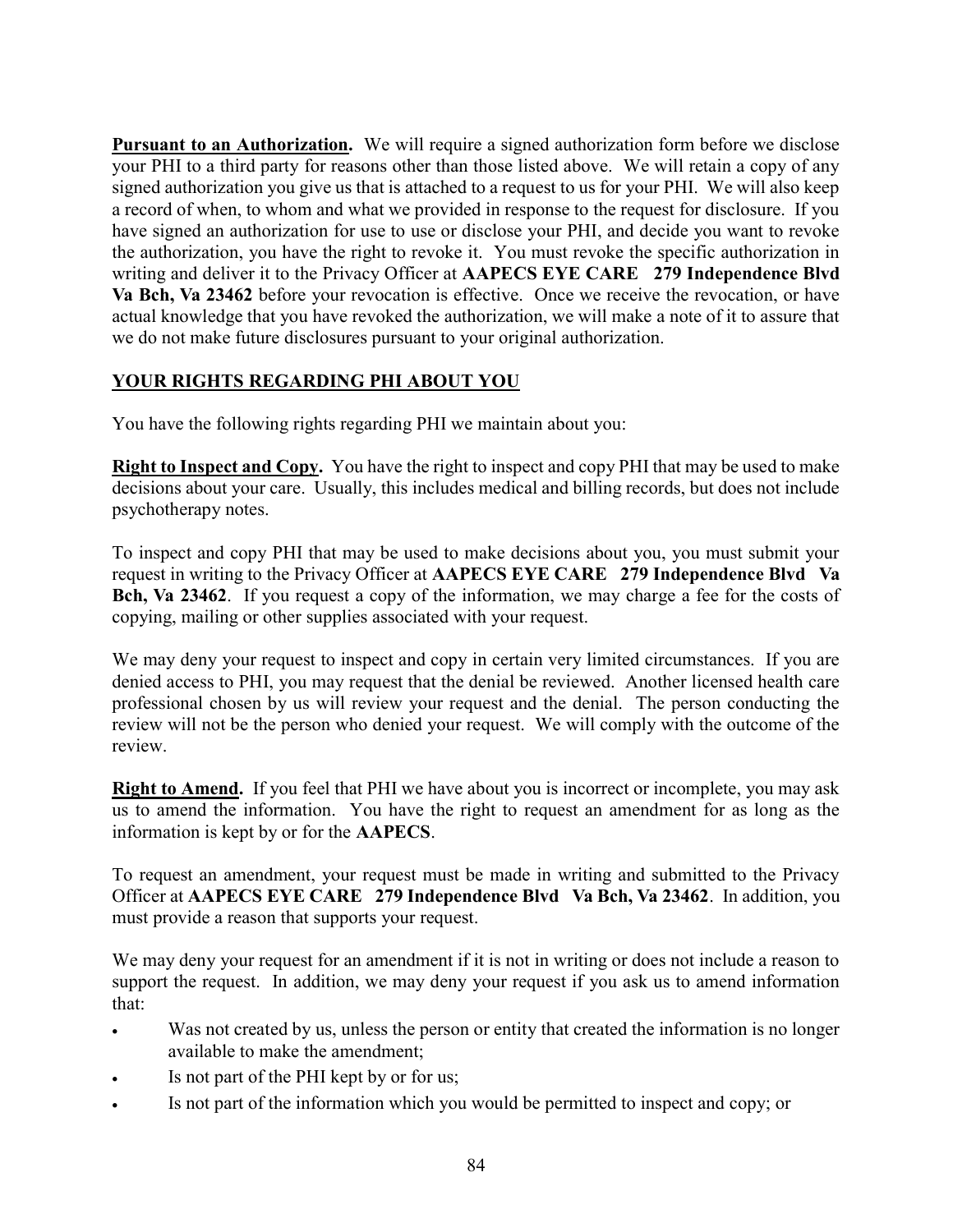**Pursuant to an Authorization.** We will require a signed authorization form before we disclose your PHI to a third party for reasons other than those listed above. We will retain a copy of any signed authorization you give us that is attached to a request to us for your PHI. We will also keep a record of when, to whom and what we provided in response to the request for disclosure. If you have signed an authorization for use to use or disclose your PHI, and decide you want to revoke the authorization, you have the right to revoke it. You must revoke the specific authorization in writing and deliver it to the Privacy Officer at **AAPECS EYE CARE 279 Independence Blvd Va Bch, Va 23462** before your revocation is effective. Once we receive the revocation, or have actual knowledge that you have revoked the authorization, we will make a note of it to assure that we do not make future disclosures pursuant to your original authorization.

## YOUR RIGHTS REGARDING PHI ABOUT YOU

You have the following rights regarding PHI we maintain about you:

**Right to Inspect and Copy.** You have the right to inspect and copy PHI that may be used to make decisions about your care. Usually, this includes medical and billing records, but does not include psychotherapy notes.

To inspect and copy PHI that may be used to make decisions about you, you must submit your request in writing to the Privacy Officer at **AAPECS EYE CARE 279 Independence Blvd Va Bch, Va 23462**. If you request a copy of the information, we may charge a fee for the costs of copying, mailing or other supplies associated with your request.

We may deny your request to inspect and copy in certain very limited circumstances. If you are denied access to PHI, you may request that the denial be reviewed. Another licensed health care professional chosen by us will review your request and the denial. The person conducting the review will not be the person who denied your request. We will comply with the outcome of the review.

**Right to Amend.** If you feel that PHI we have about you is incorrect or incomplete, you may ask us to amend the information. You have the right to request an amendment for as long as the information is kept by or for the **AAPECS**.

To request an amendment, your request must be made in writing and submitted to the Privacy Officer at **AAPECS EYE CARE 279 Independence Blvd Va Bch, Va 23462**. In addition, you must provide a reason that supports your request.

We may deny your request for an amendment if it is not in writing or does not include a reason to support the request. In addition, we may deny your request if you ask us to amend information that:

- Was not created by us, unless the person or entity that created the information is no longer available to make the amendment;
- Is not part of the PHI kept by or for us;
- Is not part of the information which you would be permitted to inspect and copy; or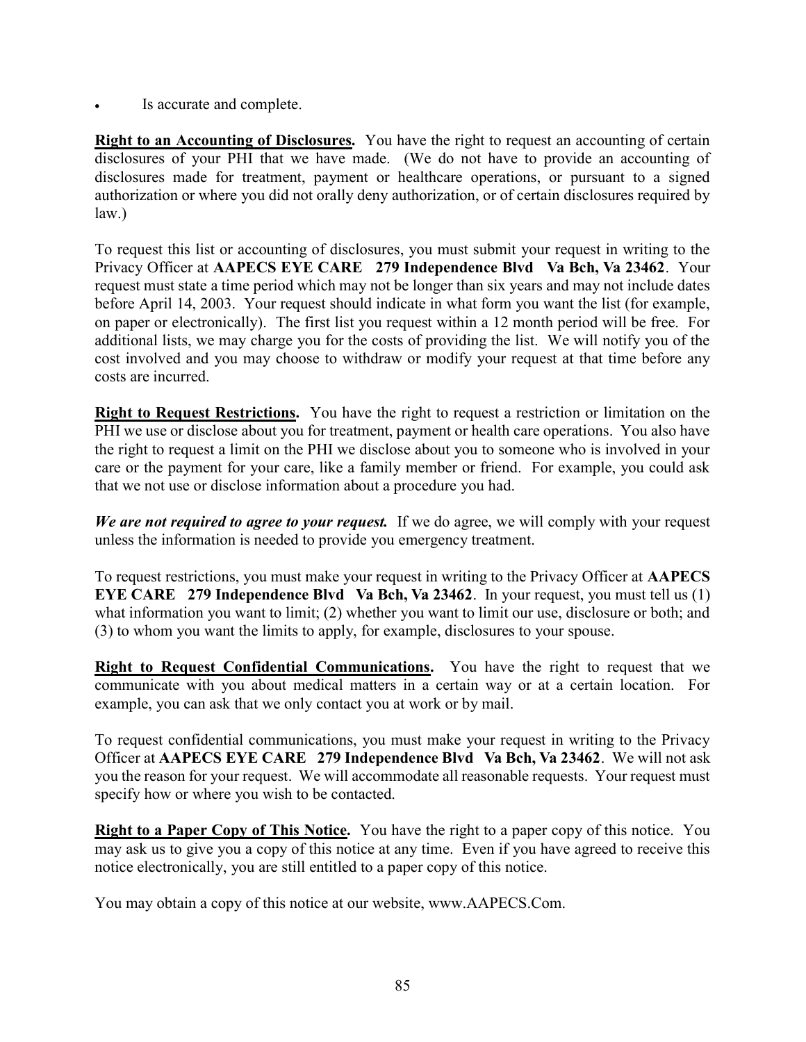- Is accurate and complete.

**Right to an Accounting of Disclosures.** You have the right to request an accounting of certain disclosures of your PHI that we have made. (We do not have to provide an accounting of disclosures made for treatment, payment or healthcare operations, or pursuant to a signed authorization or where you did not orally deny authorization, or of certain disclosures required by law.)

To request this list or accounting of disclosures, you must submit your request in writing to the Privacy Officer at **AAPECS EYE CARE 279 Independence Blvd Va Bch, Va 23462**. Your request must state a time period which may not be longer than six years and may not include dates before April 14, 2003. Your request should indicate in what form you want the list (for example, on paper or electronically). The first list you request within a 12 month period will be free. For additional lists, we may charge you for the costs of providing the list. We will notify you of the cost involved and you may choose to withdraw or modify your request at that time before any costs are incurred.

**Right to Request Restrictions.** You have the right to request a restriction or limitation on the PHI we use or disclose about you for treatment, payment or health care operations. You also have the right to request a limit on the PHI we disclose about you to someone who is involved in your care or the payment for your care, like a family member or friend. For example, you could ask that we not use or disclose information about a procedure you had.

***We are not required to agree to your request.*** If we do agree, we will comply with your request unless the information is needed to provide you emergency treatment.

To request restrictions, you must make your request in writing to the Privacy Officer at **AAPECS EYE CARE 279 Independence Blvd Va Bch, Va 23462**. In your request, you must tell us (1) what information you want to limit; (2) whether you want to limit our use, disclosure or both; and (3) to whom you want the limits to apply, for example, disclosures to your spouse.

**Right to Request Confidential Communications.** You have the right to request that we communicate with you about medical matters in a certain way or at a certain location. For example, you can ask that we only contact you at work or by mail.

To request confidential communications, you must make your request in writing to the Privacy Officer at **AAPECS EYE CARE 279 Independence Blvd Va Bch, Va 23462**. We will not ask you the reason for your request. We will accommodate all reasonable requests. Your request must specify how or where you wish to be contacted.

**Right to a Paper Copy of This Notice.** You have the right to a paper copy of this notice. You may ask us to give you a copy of this notice at any time. Even if you have agreed to receive this notice electronically, you are still entitled to a paper copy of this notice.

You may obtain a copy of this notice at our website, www.AAPECS.Com.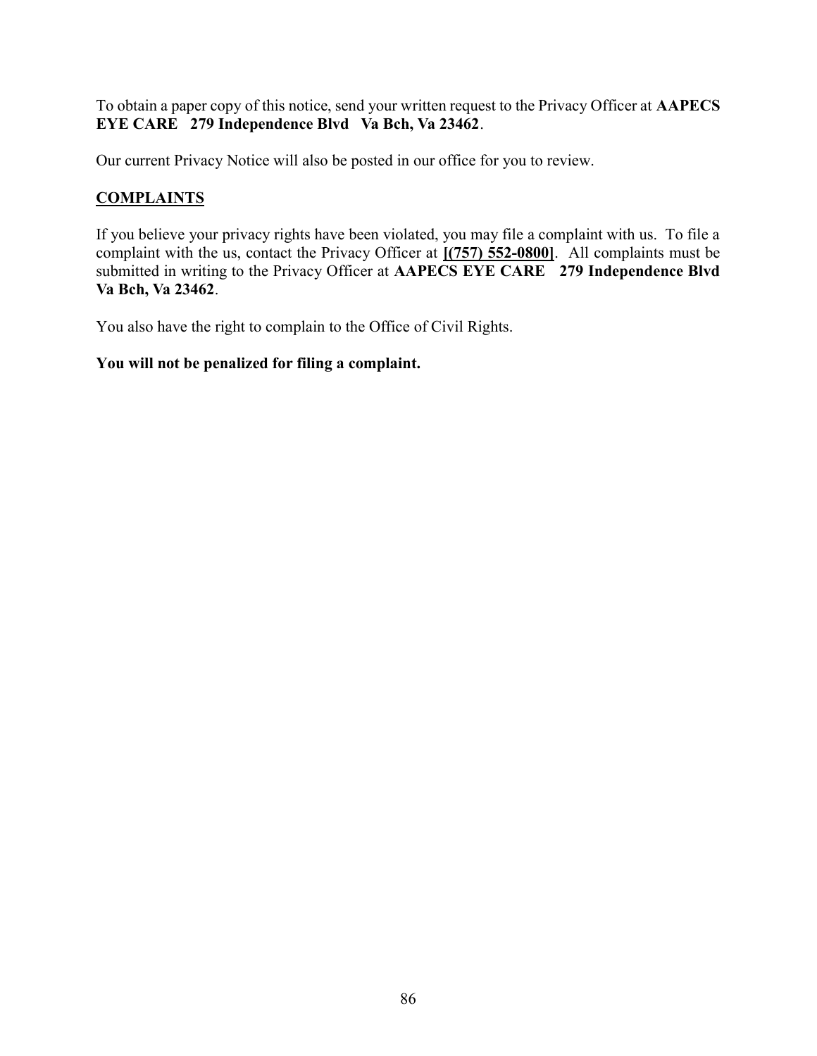To obtain a paper copy of this notice, send your written request to the Privacy Officer at **AAPECS EYE CARE 279 Independence Blvd Va Bch, Va 23462**.

Our current Privacy Notice will also be posted in our office for you to review.

## COMPLAINTS

If you believe your privacy rights have been violated, you may file a complaint with us. To file a complaint with the us, contact the Privacy Officer at **[(757) 552-0800]**. All complaints must be submitted in writing to the Privacy Officer at **AAPECS EYE CARE 279 Independence Blvd Va Bch, Va 23462**.

You also have the right to complain to the Office of Civil Rights.

**You will not be penalized for filing a complaint.**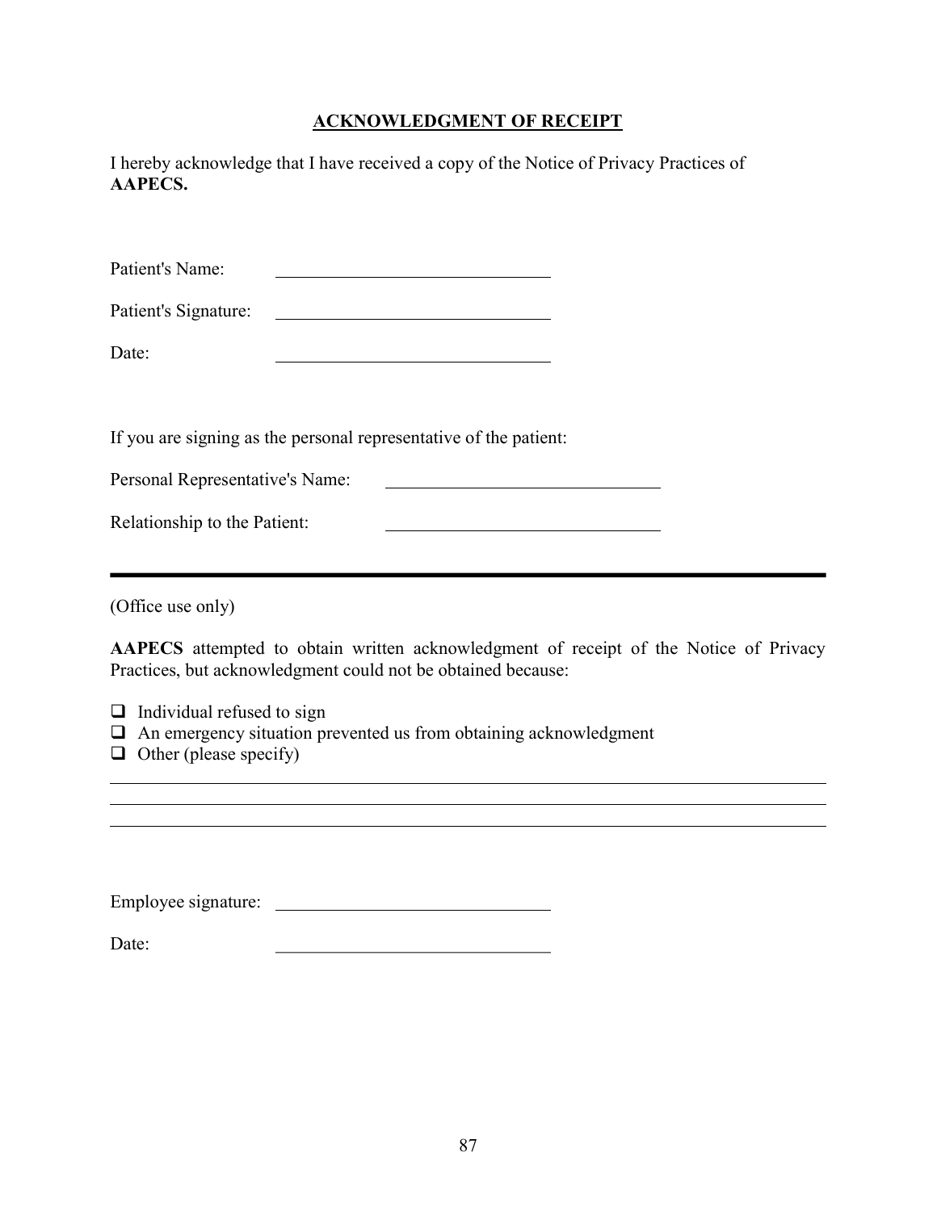## ACKNOWLEDGMENT OF RECEIPT

I hereby acknowledge that I have received a copy of the Notice of Privacy Practices of **AAPECS.**

Patient's Name: ______________________________

Patient's Signature: ______________________________

Date: ______________________________

If you are signing as the personal representative of the patient:

Personal Representative's Name: ______________________________

Relationship to the Patient: ______________________________

---

(Office use only)

**AAPECS** attempted to obtain written acknowledgment of receipt of the Notice of Privacy Practices, but acknowledgment could not be obtained because:

- ☐ Individual refused to sign
- ☐ An emergency situation prevented us from obtaining acknowledgment
- ☐ Other (please specify)

______________________________________________________________________

______________________________________________________________________

______________________________________________________________________

Employee signature: ______________________________

Date: ______________________________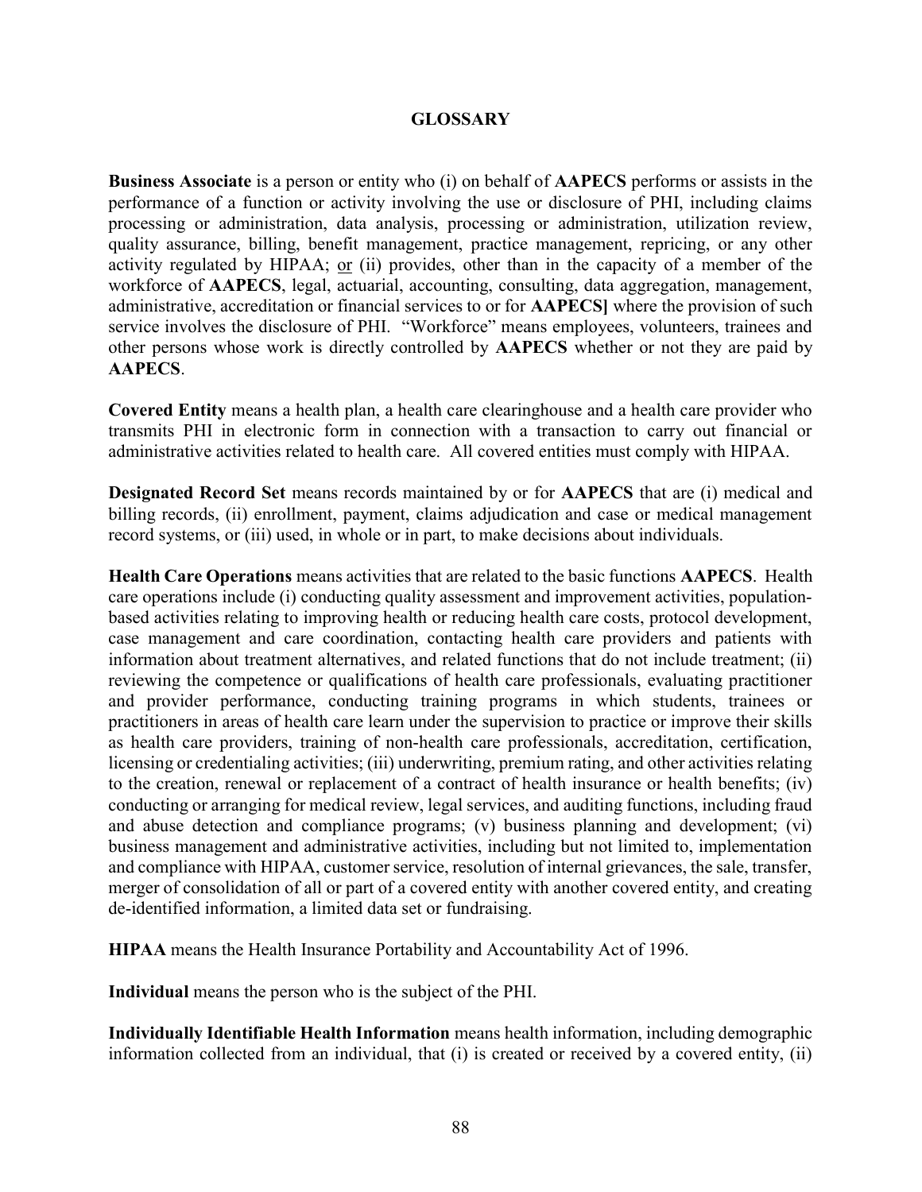# GLOSSARY

**Business Associate** is a person or entity who (i) on behalf of **AAPECS** performs or assists in the performance of a function or activity involving the use or disclosure of PHI, including claims processing or administration, data analysis, processing or administration, utilization review, quality assurance, billing, benefit management, practice management, repricing, or any other activity regulated by HIPAA; <u>or</u> (ii) provides, other than in the capacity of a member of the workforce of **AAPECS**, legal, actuarial, accounting, consulting, data aggregation, management, administrative, accreditation or financial services to or for **AAPECS]** where the provision of such service involves the disclosure of PHI. "Workforce" means employees, volunteers, trainees and other persons whose work is directly controlled by **AAPECS** whether or not they are paid by **AAPECS**.

**Covered Entity** means a health plan, a health care clearinghouse and a health care provider who transmits PHI in electronic form in connection with a transaction to carry out financial or administrative activities related to health care. All covered entities must comply with HIPAA.

**Designated Record Set** means records maintained by or for **AAPECS** that are (i) medical and billing records, (ii) enrollment, payment, claims adjudication and case or medical management record systems, or (iii) used, in whole or in part, to make decisions about individuals.

**Health Care Operations** means activities that are related to the basic functions **AAPECS**. Health care operations include (i) conducting quality assessment and improvement activities, population-based activities relating to improving health or reducing health care costs, protocol development, case management and care coordination, contacting health care providers and patients with information about treatment alternatives, and related functions that do not include treatment; (ii) reviewing the competence or qualifications of health care professionals, evaluating practitioner and provider performance, conducting training programs in which students, trainees or practitioners in areas of health care learn under the supervision to practice or improve their skills as health care providers, training of non-health care professionals, accreditation, certification, licensing or credentialing activities; (iii) underwriting, premium rating, and other activities relating to the creation, renewal or replacement of a contract of health insurance or health benefits; (iv) conducting or arranging for medical review, legal services, and auditing functions, including fraud and abuse detection and compliance programs; (v) business planning and development; (vi) business management and administrative activities, including but not limited to, implementation and compliance with HIPAA, customer service, resolution of internal grievances, the sale, transfer, merger of consolidation of all or part of a covered entity with another covered entity, and creating de-identified information, a limited data set or fundraising.

**HIPAA** means the Health Insurance Portability and Accountability Act of 1996.

**Individual** means the person who is the subject of the PHI.

**Individually Identifiable Health Information** means health information, including demographic information collected from an individual, that (i) is created or received by a covered entity, (ii)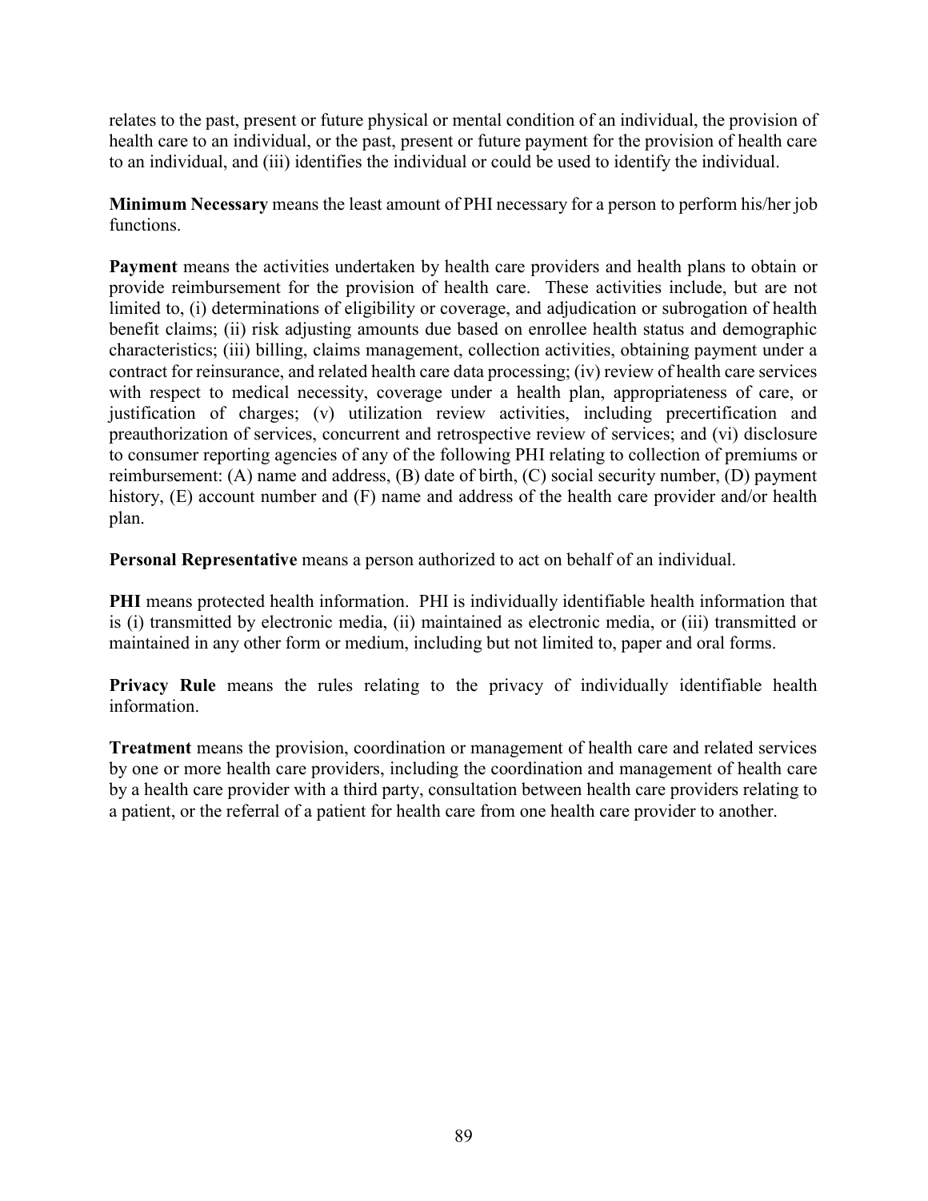relates to the past, present or future physical or mental condition of an individual, the provision of health care to an individual, or the past, present or future payment for the provision of health care to an individual, and (iii) identifies the individual or could be used to identify the individual.

**Minimum Necessary** means the least amount of PHI necessary for a person to perform his/her job functions.

**Payment** means the activities undertaken by health care providers and health plans to obtain or provide reimbursement for the provision of health care. These activities include, but are not limited to, (i) determinations of eligibility or coverage, and adjudication or subrogation of health benefit claims; (ii) risk adjusting amounts due based on enrollee health status and demographic characteristics; (iii) billing, claims management, collection activities, obtaining payment under a contract for reinsurance, and related health care data processing; (iv) review of health care services with respect to medical necessity, coverage under a health plan, appropriateness of care, or justification of charges; (v) utilization review activities, including precertification and preauthorization of services, concurrent and retrospective review of services; and (vi) disclosure to consumer reporting agencies of any of the following PHI relating to collection of premiums or reimbursement: (A) name and address, (B) date of birth, (C) social security number, (D) payment history, (E) account number and (F) name and address of the health care provider and/or health plan.

**Personal Representative** means a person authorized to act on behalf of an individual.

**PHI** means protected health information. PHI is individually identifiable health information that is (i) transmitted by electronic media, (ii) maintained as electronic media, or (iii) transmitted or maintained in any other form or medium, including but not limited to, paper and oral forms.

**Privacy Rule** means the rules relating to the privacy of individually identifiable health information.

**Treatment** means the provision, coordination or management of health care and related services by one or more health care providers, including the coordination and management of health care by a health care provider with a third party, consultation between health care providers relating to a patient, or the referral of a patient for health care from one health care provider to another.